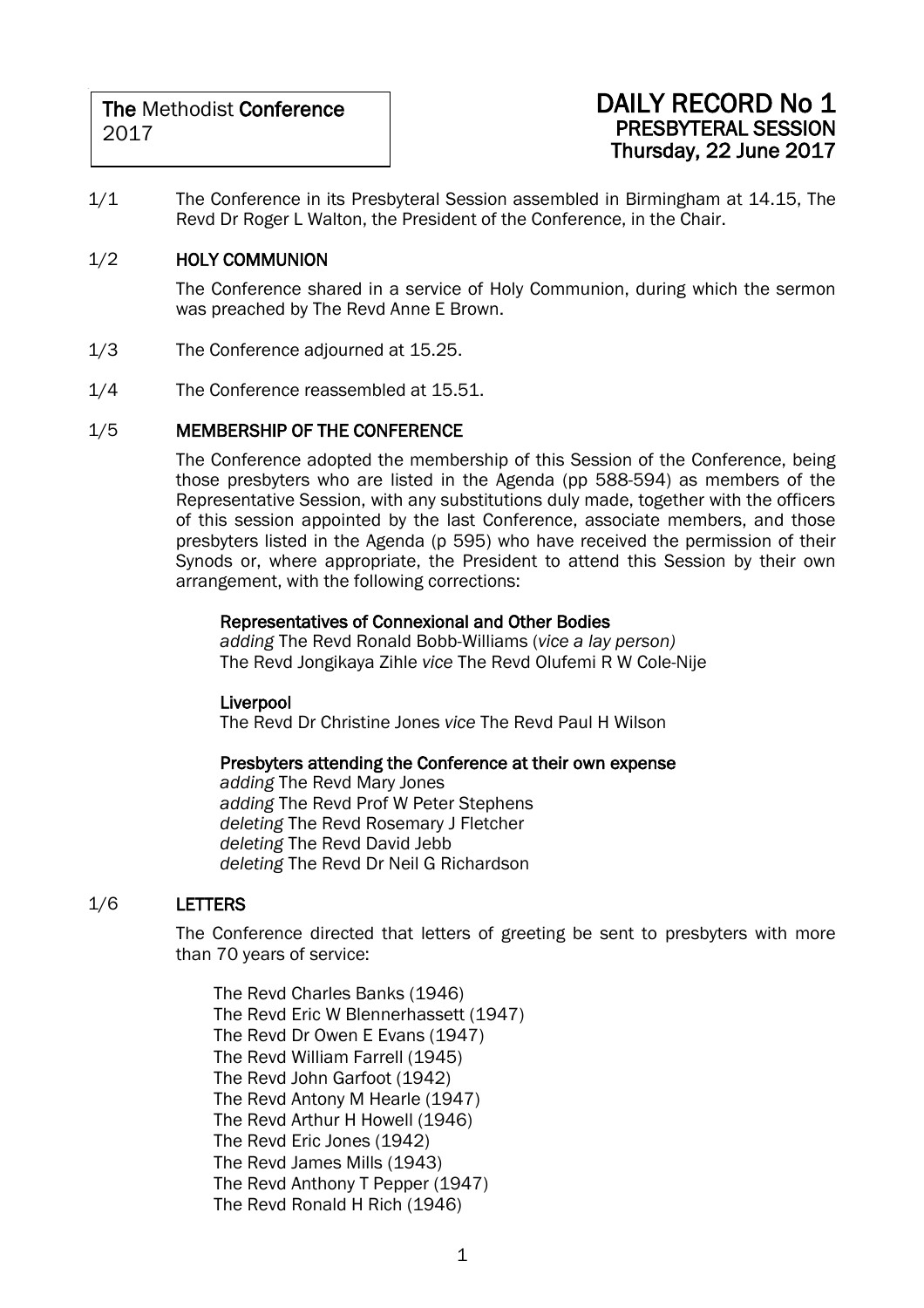**The** Methodist **Conference**
2017

# DAILY RECORD No 1
## PRESBYTERAL SESSION
## Thursday, 22 June 2017

1/1 The Conference in its Presbyteral Session assembled in Birmingham at 14.15, The Revd Dr Roger L Walton, the President of the Conference, in the Chair.

1/2 **HOLY COMMUNION**

The Conference shared in a service of Holy Communion, during which the sermon was preached by The Revd Anne E Brown.

1/3 The Conference adjourned at 15.25.

1/4 The Conference reassembled at 15.51.

1/5 **MEMBERSHIP OF THE CONFERENCE**

The Conference adopted the membership of this Session of the Conference, being those presbyters who are listed in the Agenda (pp 588-594) as members of the Representative Session, with any substitutions duly made, together with the officers of this session appointed by the last Conference, associate members, and those presbyters listed in the Agenda (p 595) who have received the permission of their Synods or, where appropriate, the President to attend this Session by their own arrangement, with the following corrections:

**Representatives of Connexional and Other Bodies**
*adding* The Revd Ronald Bobb-Williams (*vice a lay person)*
The Revd Jongikaya Zihle *vice* The Revd Olufemi R W Cole-Nije

**Liverpool**
The Revd Dr Christine Jones *vice* The Revd Paul H Wilson

**Presbyters attending the Conference at their own expense**
*adding* The Revd Mary Jones
*adding* The Revd Prof W Peter Stephens
*deleting* The Revd Rosemary J Fletcher
*deleting* The Revd David Jebb
*deleting* The Revd Dr Neil G Richardson

1/6 **LETTERS**

The Conference directed that letters of greeting be sent to presbyters with more than 70 years of service:

The Revd Charles Banks (1946)
The Revd Eric W Blennerhassett (1947)
The Revd Dr Owen E Evans (1947)
The Revd William Farrell (1945)
The Revd John Garfoot (1942)
The Revd Antony M Hearle (1947)
The Revd Arthur H Howell (1946)
The Revd Eric Jones (1942)
The Revd James Mills (1943)
The Revd Anthony T Pepper (1947)
The Revd Ronald H Rich (1946)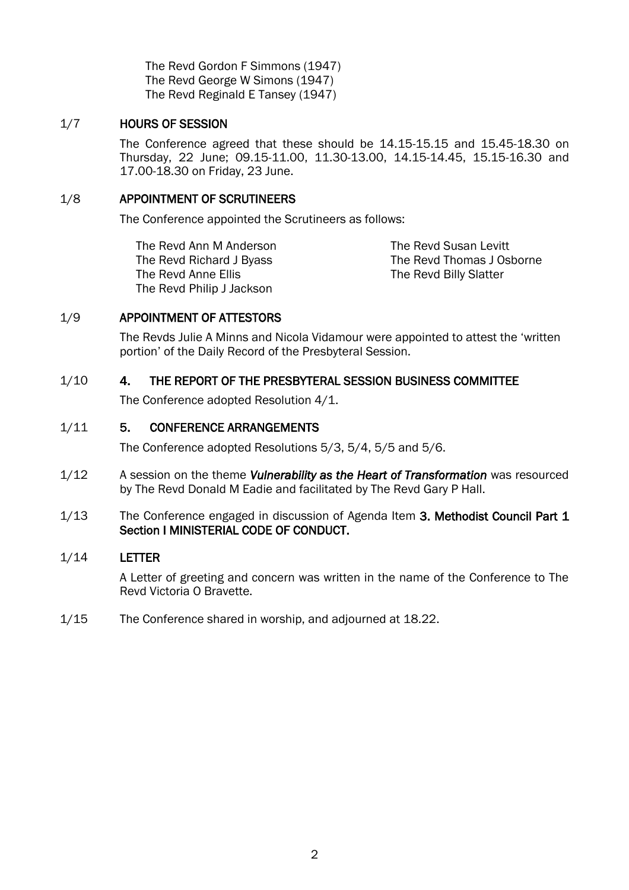The Revd Gordon F Simmons (1947)
The Revd George W Simons (1947)
The Revd Reginald E Tansey (1947)

1/7 **HOURS OF SESSION**

The Conference agreed that these should be 14.15-15.15 and 15.45-18.30 on Thursday, 22 June; 09.15-11.00, 11.30-13.00, 14.15-14.45, 15.15-16.30 and 17.00-18.30 on Friday, 23 June.

1/8 **APPOINTMENT OF SCRUTINEERS**

The Conference appointed the Scrutineers as follows:

The Revd Ann M Anderson
The Revd Richard J Byass
The Revd Anne Ellis
The Revd Philip J Jackson
The Revd Susan Levitt
The Revd Thomas J Osborne
The Revd Billy Slatter

1/9 **APPOINTMENT OF ATTESTORS**

The Revds Julie A Minns and Nicola Vidamour were appointed to attest the 'written portion' of the Daily Record of the Presbyteral Session.

1/10 **4. THE REPORT OF THE PRESBYTERAL SESSION BUSINESS COMMITTEE**

The Conference adopted Resolution 4/1.

1/11 **5. CONFERENCE ARRANGEMENTS**

The Conference adopted Resolutions 5/3, 5/4, 5/5 and 5/6.

1/12 A session on the theme ***Vulnerability as the Heart of Transformation*** was resourced by The Revd Donald M Eadie and facilitated by The Revd Gary P Hall.

1/13 The Conference engaged in discussion of Agenda Item **3. Methodist Council Part 1 Section I MINISTERIAL CODE OF CONDUCT.**

1/14 **LETTER**

A Letter of greeting and concern was written in the name of the Conference to The Revd Victoria O Bravette.

1/15 The Conference shared in worship, and adjourned at 18.22.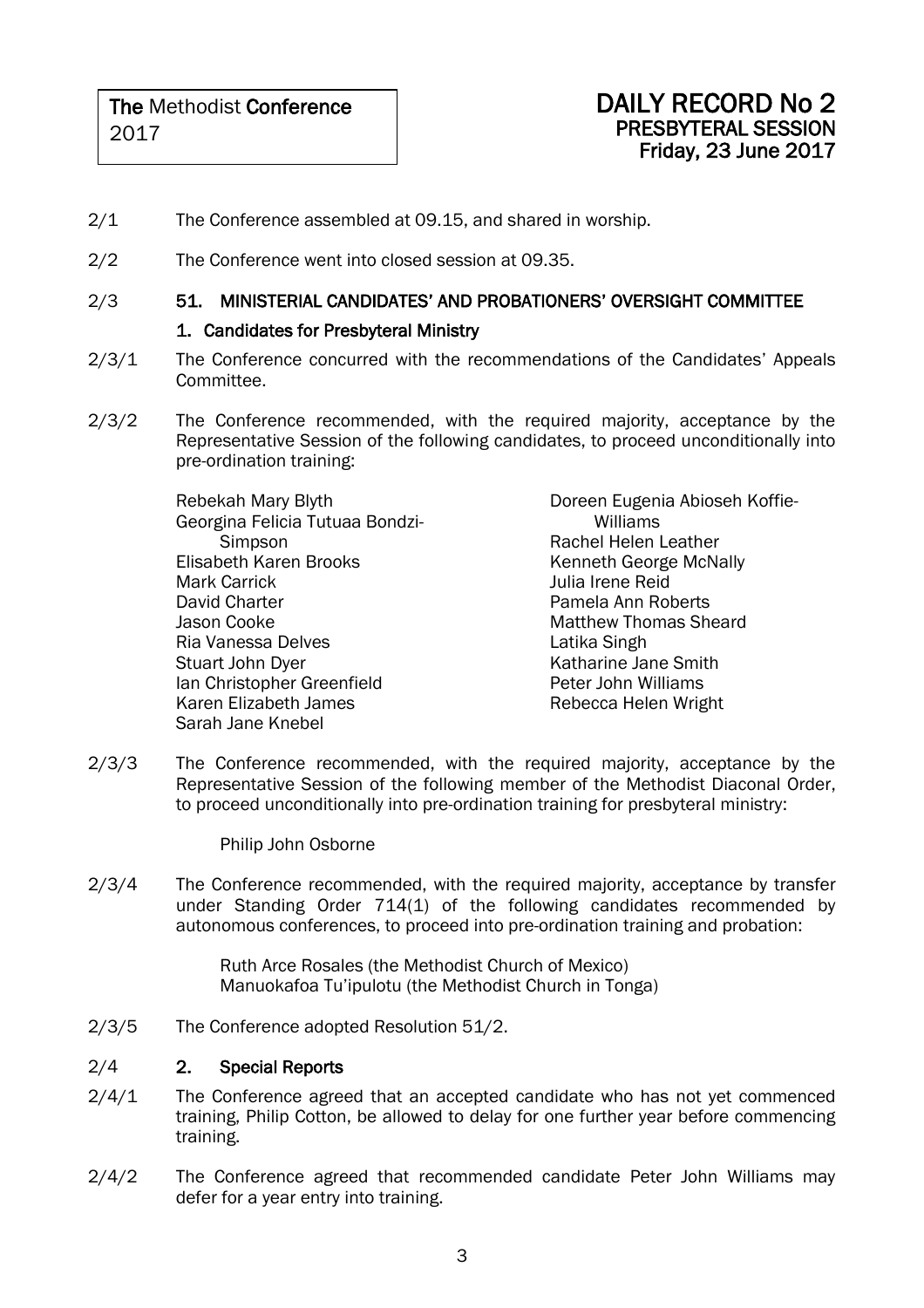The Methodist Conference
2017

# DAILY RECORD No 2
## PRESBYTERAL SESSION
## Friday, 23 June 2017

2/1 The Conference assembled at 09.15, and shared in worship.

2/2 The Conference went into closed session at 09.35.

2/3 **51. MINISTERIAL CANDIDATES' AND PROBATIONERS' OVERSIGHT COMMITTEE**

**1. Candidates for Presbyteral Ministry**

2/3/1 The Conference concurred with the recommendations of the Candidates' Appeals Committee.

2/3/2 The Conference recommended, with the required majority, acceptance by the Representative Session of the following candidates, to proceed unconditionally into pre-ordination training:

Rebekah Mary Blyth
Georgina Felicia Tutuaa Bondzi-Simpson
Elisabeth Karen Brooks
Mark Carrick
David Charter
Jason Cooke
Ria Vanessa Delves
Stuart John Dyer
Ian Christopher Greenfield
Karen Elizabeth James
Sarah Jane Knebel
Doreen Eugenia Abioseh Koffie-Williams
Rachel Helen Leather
Kenneth George McNally
Julia Irene Reid
Pamela Ann Roberts
Matthew Thomas Sheard
Latika Singh
Katharine Jane Smith
Peter John Williams
Rebecca Helen Wright

2/3/3 The Conference recommended, with the required majority, acceptance by the Representative Session of the following member of the Methodist Diaconal Order, to proceed unconditionally into pre-ordination training for presbyteral ministry:

Philip John Osborne

2/3/4 The Conference recommended, with the required majority, acceptance by transfer under Standing Order 714(1) of the following candidates recommended by autonomous conferences, to proceed into pre-ordination training and probation:

Ruth Arce Rosales (the Methodist Church of Mexico)
Manuokafoa Tu'ipulotu (the Methodist Church in Tonga)

2/3/5 The Conference adopted Resolution 51/2.

2/4 **2. Special Reports**

2/4/1 The Conference agreed that an accepted candidate who has not yet commenced training, Philip Cotton, be allowed to delay for one further year before commencing training.

2/4/2 The Conference agreed that recommended candidate Peter John Williams may defer for a year entry into training.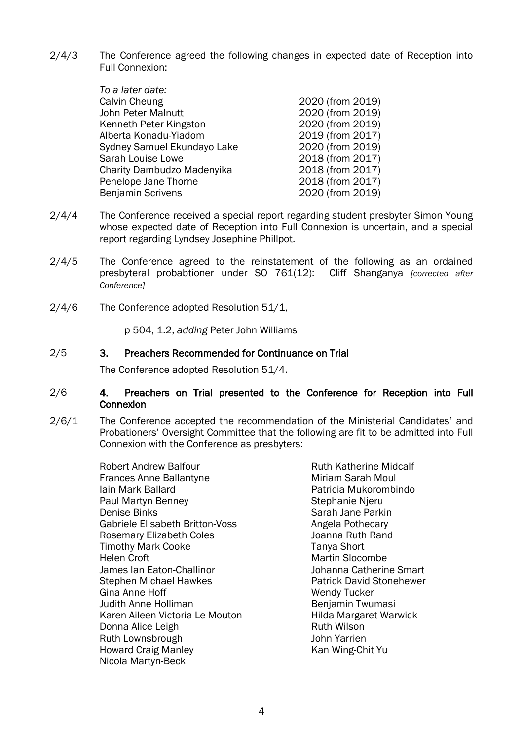2/4/3 The Conference agreed the following changes in expected date of Reception into Full Connexion:

*To a later date:*

| | |
|---|---|
| Calvin Cheung | 2020 (from 2019) |
| John Peter Malnutt | 2020 (from 2019) |
| Kenneth Peter Kingston | 2020 (from 2019) |
| Alberta Konadu-Yiadom | 2019 (from 2017) |
| Sydney Samuel Ekundayo Lake | 2020 (from 2019) |
| Sarah Louise Lowe | 2018 (from 2017) |
| Charity Dambudzo Madenyika | 2018 (from 2017) |
| Penelope Jane Thorne | 2018 (from 2017) |
| Benjamin Scrivens | 2020 (from 2019) |

2/4/4 The Conference received a special report regarding student presbyter Simon Young whose expected date of Reception into Full Connexion is uncertain, and a special report regarding Lyndsey Josephine Phillpot.

2/4/5 The Conference agreed to the reinstatement of the following as an ordained presbyteral probabtioner under SO 761(12): Cliff Shanganya *[corrected after Conference]*

2/4/6 The Conference adopted Resolution 51/1,

p 504, 1.2, *adding* Peter John Williams

## 2/5 3. Preachers Recommended for Continuance on Trial

The Conference adopted Resolution 51/4.

## 2/6 4. Preachers on Trial presented to the Conference for Reception into Full Connexion

2/6/1 The Conference accepted the recommendation of the Ministerial Candidates' and Probationers' Oversight Committee that the following are fit to be admitted into Full Connexion with the Conference as presbyters:

Robert Andrew Balfour
Frances Anne Ballantyne
Iain Mark Ballard
Paul Martyn Benney
Denise Binks
Gabriele Elisabeth Britton-Voss
Rosemary Elizabeth Coles
Timothy Mark Cooke
Helen Croft
James Ian Eaton-Challinor
Stephen Michael Hawkes
Gina Anne Hoff
Judith Anne Holliman
Karen Aileen Victoria Le Mouton
Donna Alice Leigh
Ruth Lownsbrough
Howard Craig Manley
Nicola Martyn-Beck
Ruth Katherine Midcalf
Miriam Sarah Moul
Patricia Mukorombindo
Stephanie Njeru
Sarah Jane Parkin
Angela Pothecary
Joanna Ruth Rand
Tanya Short
Martin Slocombe
Johanna Catherine Smart
Patrick David Stonehewer
Wendy Tucker
Benjamin Twumasi
Hilda Margaret Warwick
Ruth Wilson
John Yarrien
Kan Wing-Chit Yu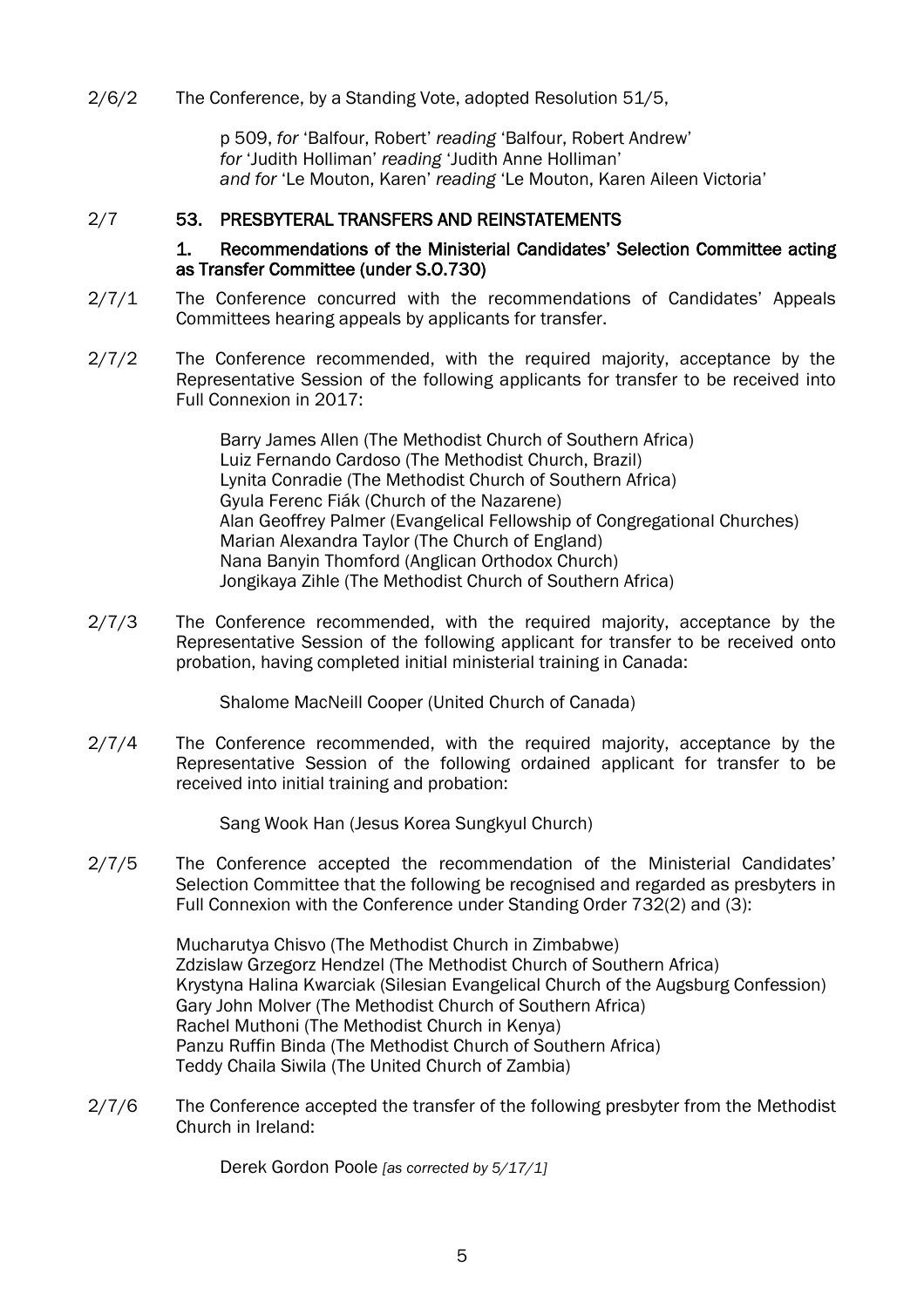2/6/2 The Conference, by a Standing Vote, adopted Resolution 51/5,

> p 509, *for* 'Balfour, Robert' *reading* 'Balfour, Robert Andrew'
> *for* 'Judith Holliman' *reading* 'Judith Anne Holliman'
> *and for* 'Le Mouton, Karen' *reading* 'Le Mouton, Karen Aileen Victoria'

## 2/7 53. PRESBYTERAL TRANSFERS AND REINSTATEMENTS

### 1. Recommendations of the Ministerial Candidates' Selection Committee acting as Transfer Committee (under S.O.730)

2/7/1 The Conference concurred with the recommendations of Candidates' Appeals Committees hearing appeals by applicants for transfer.

2/7/2 The Conference recommended, with the required majority, acceptance by the Representative Session of the following applicants for transfer to be received into Full Connexion in 2017:

> Barry James Allen (The Methodist Church of Southern Africa)
> Luiz Fernando Cardoso (The Methodist Church, Brazil)
> Lynita Conradie (The Methodist Church of Southern Africa)
> Gyula Ferenc Fiák (Church of the Nazarene)
> Alan Geoffrey Palmer (Evangelical Fellowship of Congregational Churches)
> Marian Alexandra Taylor (The Church of England)
> Nana Banyin Thomford (Anglican Orthodox Church)
> Jongikaya Zihle (The Methodist Church of Southern Africa)

2/7/3 The Conference recommended, with the required majority, acceptance by the Representative Session of the following applicant for transfer to be received onto probation, having completed initial ministerial training in Canada:

> Shalome MacNeill Cooper (United Church of Canada)

2/7/4 The Conference recommended, with the required majority, acceptance by the Representative Session of the following ordained applicant for transfer to be received into initial training and probation:

> Sang Wook Han (Jesus Korea Sungkyul Church)

2/7/5 The Conference accepted the recommendation of the Ministerial Candidates' Selection Committee that the following be recognised and regarded as presbyters in Full Connexion with the Conference under Standing Order 732(2) and (3):

> Mucharutya Chisvo (The Methodist Church in Zimbabwe)
> Zdzislaw Grzegorz Hendzel (The Methodist Church of Southern Africa)
> Krystyna Halina Kwarciak (Silesian Evangelical Church of the Augsburg Confession)
> Gary John Molver (The Methodist Church of Southern Africa)
> Rachel Muthoni (The Methodist Church in Kenya)
> Panzu Ruffin Binda (The Methodist Church of Southern Africa)
> Teddy Chaila Siwila (The United Church of Zambia)

2/7/6 The Conference accepted the transfer of the following presbyter from the Methodist Church in Ireland:

> Derek Gordon Poole *[as corrected by 5/17/1]*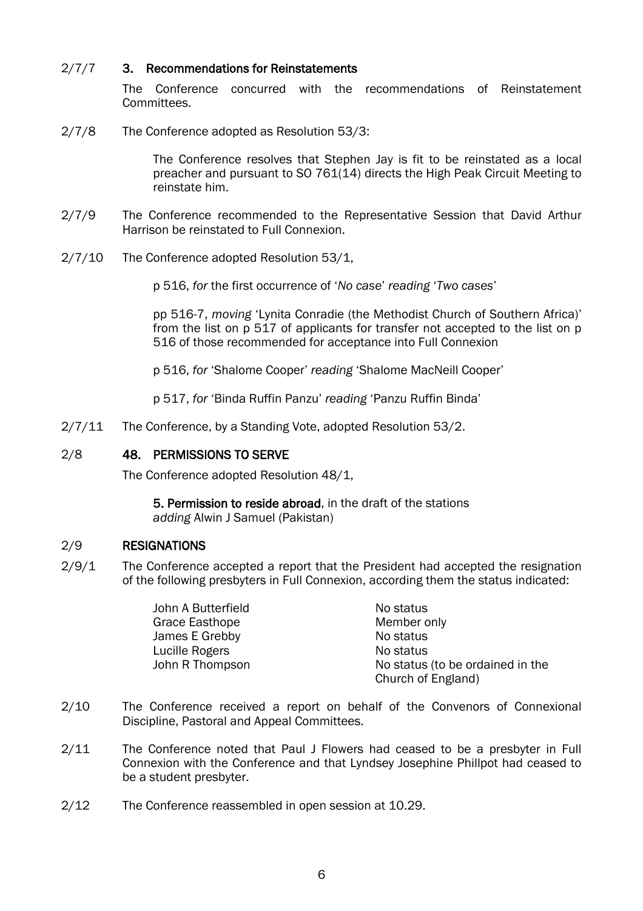2/7/7 **3. Recommendations for Reinstatements**

The Conference concurred with the recommendations of Reinstatement Committees.

2/7/8 The Conference adopted as Resolution 53/3:

> The Conference resolves that Stephen Jay is fit to be reinstated as a local preacher and pursuant to SO 761(14) directs the High Peak Circuit Meeting to reinstate him.

2/7/9 The Conference recommended to the Representative Session that David Arthur Harrison be reinstated to Full Connexion.

2/7/10 The Conference adopted Resolution 53/1,

> p 516, *for* the first occurrence of '*No case*' *reading* '*Two cases*'
>
> pp 516-7, *moving* 'Lynita Conradie (the Methodist Church of Southern Africa)' from the list on p 517 of applicants for transfer not accepted to the list on p 516 of those recommended for acceptance into Full Connexion
>
> p 516, *for* 'Shalome Cooper' *reading* 'Shalome MacNeill Cooper'
>
> p 517, *for* 'Binda Ruffin Panzu' *reading* 'Panzu Ruffin Binda'

2/7/11 The Conference, by a Standing Vote, adopted Resolution 53/2.

2/8 **48. PERMISSIONS TO SERVE**

The Conference adopted Resolution 48/1,

> **5. Permission to reside abroad**, in the draft of the stations
> *adding* Alwin J Samuel (Pakistan)

2/9 **RESIGNATIONS**

2/9/1 The Conference accepted a report that the President had accepted the resignation of the following presbyters in Full Connexion, according them the status indicated:

| | |
|---|---|
| John A Butterfield | No status |
| Grace Easthope | Member only |
| James E Grebby | No status |
| Lucille Rogers | No status |
| John R Thompson | No status (to be ordained in the Church of England) |

2/10 The Conference received a report on behalf of the Convenors of Connexional Discipline, Pastoral and Appeal Committees.

2/11 The Conference noted that Paul J Flowers had ceased to be a presbyter in Full Connexion with the Conference and that Lyndsey Josephine Phillpot had ceased to be a student presbyter.

2/12 The Conference reassembled in open session at 10.29.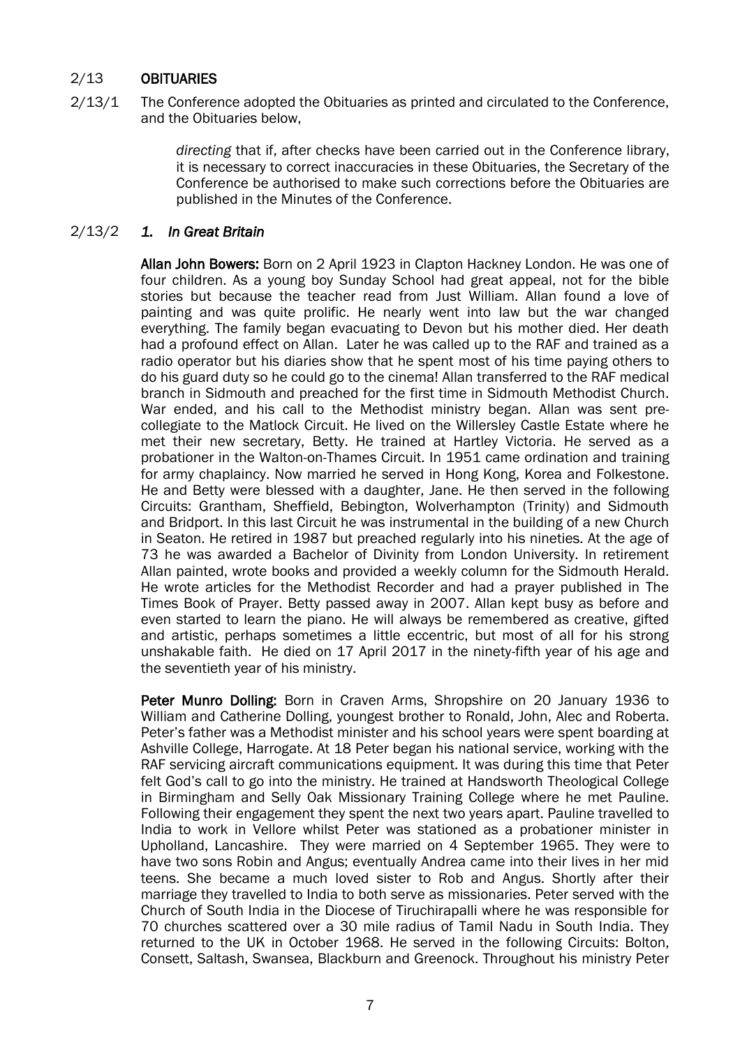## 2/13 OBITUARIES

2/13/1 The Conference adopted the Obituaries as printed and circulated to the Conference, and the Obituaries below,

> *directing* that if, after checks have been carried out in the Conference library, it is necessary to correct inaccuracies in these Obituaries, the Secretary of the Conference be authorised to make such corrections before the Obituaries are published in the Minutes of the Conference.

### 2/13/2 *1. In Great Britain*

**Allan John Bowers:** Born on 2 April 1923 in Clapton Hackney London. He was one of four children. As a young boy Sunday School had great appeal, not for the bible stories but because the teacher read from Just William. Allan found a love of painting and was quite prolific. He nearly went into law but the war changed everything. The family began evacuating to Devon but his mother died. Her death had a profound effect on Allan. Later he was called up to the RAF and trained as a radio operator but his diaries show that he spent most of his time paying others to do his guard duty so he could go to the cinema! Allan transferred to the RAF medical branch in Sidmouth and preached for the first time in Sidmouth Methodist Church. War ended, and his call to the Methodist ministry began. Allan was sent pre-collegiate to the Matlock Circuit. He lived on the Willersley Castle Estate where he met their new secretary, Betty. He trained at Hartley Victoria. He served as a probationer in the Walton-on-Thames Circuit. In 1951 came ordination and training for army chaplaincy. Now married he served in Hong Kong, Korea and Folkestone. He and Betty were blessed with a daughter, Jane. He then served in the following Circuits: Grantham, Sheffield, Bebington, Wolverhampton (Trinity) and Sidmouth and Bridport. In this last Circuit he was instrumental in the building of a new Church in Seaton. He retired in 1987 but preached regularly into his nineties. At the age of 73 he was awarded a Bachelor of Divinity from London University. In retirement Allan painted, wrote books and provided a weekly column for the Sidmouth Herald. He wrote articles for the Methodist Recorder and had a prayer published in The Times Book of Prayer. Betty passed away in 2007. Allan kept busy as before and even started to learn the piano. He will always be remembered as creative, gifted and artistic, perhaps sometimes a little eccentric, but most of all for his strong unshakable faith. He died on 17 April 2017 in the ninety-fifth year of his age and the seventieth year of his ministry.

**Peter Munro Dolling:** Born in Craven Arms, Shropshire on 20 January 1936 to William and Catherine Dolling, youngest brother to Ronald, John, Alec and Roberta. Peter's father was a Methodist minister and his school years were spent boarding at Ashville College, Harrogate. At 18 Peter began his national service, working with the RAF servicing aircraft communications equipment. It was during this time that Peter felt God's call to go into the ministry. He trained at Handsworth Theological College in Birmingham and Selly Oak Missionary Training College where he met Pauline. Following their engagement they spent the next two years apart. Pauline travelled to India to work in Vellore whilst Peter was stationed as a probationer minister in Upholland, Lancashire. They were married on 4 September 1965. They were to have two sons Robin and Angus; eventually Andrea came into their lives in her mid teens. She became a much loved sister to Rob and Angus. Shortly after their marriage they travelled to India to both serve as missionaries. Peter served with the Church of South India in the Diocese of Tiruchirapalli where he was responsible for 70 churches scattered over a 30 mile radius of Tamil Nadu in South India. They returned to the UK in October 1968. He served in the following Circuits: Bolton, Consett, Saltash, Swansea, Blackburn and Greenock. Throughout his ministry Peter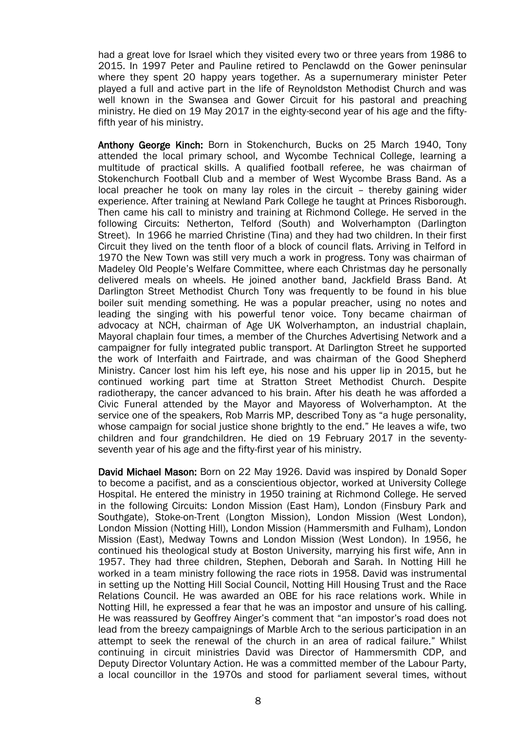had a great love for Israel which they visited every two or three years from 1986 to 2015. In 1997 Peter and Pauline retired to Penclawdd on the Gower peninsular where they spent 20 happy years together. As a supernumerary minister Peter played a full and active part in the life of Reynoldston Methodist Church and was well known in the Swansea and Gower Circuit for his pastoral and preaching ministry. He died on 19 May 2017 in the eighty-second year of his age and the fifty-fifth year of his ministry.

**Anthony George Kinch:** Born in Stokenchurch, Bucks on 25 March 1940, Tony attended the local primary school, and Wycombe Technical College, learning a multitude of practical skills. A qualified football referee, he was chairman of Stokenchurch Football Club and a member of West Wycombe Brass Band. As a local preacher he took on many lay roles in the circuit – thereby gaining wider experience. After training at Newland Park College he taught at Princes Risborough. Then came his call to ministry and training at Richmond College. He served in the following Circuits: Netherton, Telford (South) and Wolverhampton (Darlington Street). In 1966 he married Christine (Tina) and they had two children. In their first Circuit they lived on the tenth floor of a block of council flats. Arriving in Telford in 1970 the New Town was still very much a work in progress. Tony was chairman of Madeley Old People's Welfare Committee, where each Christmas day he personally delivered meals on wheels. He joined another band, Jackfield Brass Band. At Darlington Street Methodist Church Tony was frequently to be found in his blue boiler suit mending something. He was a popular preacher, using no notes and leading the singing with his powerful tenor voice. Tony became chairman of advocacy at NCH, chairman of Age UK Wolverhampton, an industrial chaplain, Mayoral chaplain four times, a member of the Churches Advertising Network and a campaigner for fully integrated public transport. At Darlington Street he supported the work of Interfaith and Fairtrade, and was chairman of the Good Shepherd Ministry. Cancer lost him his left eye, his nose and his upper lip in 2015, but he continued working part time at Stratton Street Methodist Church. Despite radiotherapy, the cancer advanced to his brain. After his death he was afforded a Civic Funeral attended by the Mayor and Mayoress of Wolverhampton. At the service one of the speakers, Rob Marris MP, described Tony as "a huge personality, whose campaign for social justice shone brightly to the end." He leaves a wife, two children and four grandchildren. He died on 19 February 2017 in the seventy-seventh year of his age and the fifty-first year of his ministry.

**David Michael Mason:** Born on 22 May 1926. David was inspired by Donald Soper to become a pacifist, and as a conscientious objector, worked at University College Hospital. He entered the ministry in 1950 training at Richmond College. He served in the following Circuits: London Mission (East Ham), London (Finsbury Park and Southgate), Stoke-on-Trent (Longton Mission), London Mission (West London), London Mission (Notting Hill), London Mission (Hammersmith and Fulham), London Mission (East), Medway Towns and London Mission (West London). In 1956, he continued his theological study at Boston University, marrying his first wife, Ann in 1957. They had three children, Stephen, Deborah and Sarah. In Notting Hill he worked in a team ministry following the race riots in 1958. David was instrumental in setting up the Notting Hill Social Council, Notting Hill Housing Trust and the Race Relations Council. He was awarded an OBE for his race relations work. While in Notting Hill, he expressed a fear that he was an impostor and unsure of his calling. He was reassured by Geoffrey Ainger's comment that "an impostor's road does not lead from the breezy campaignings of Marble Arch to the serious participation in an attempt to seek the renewal of the church in an area of radical failure." Whilst continuing in circuit ministries David was Director of Hammersmith CDP, and Deputy Director Voluntary Action. He was a committed member of the Labour Party, a local councillor in the 1970s and stood for parliament several times, without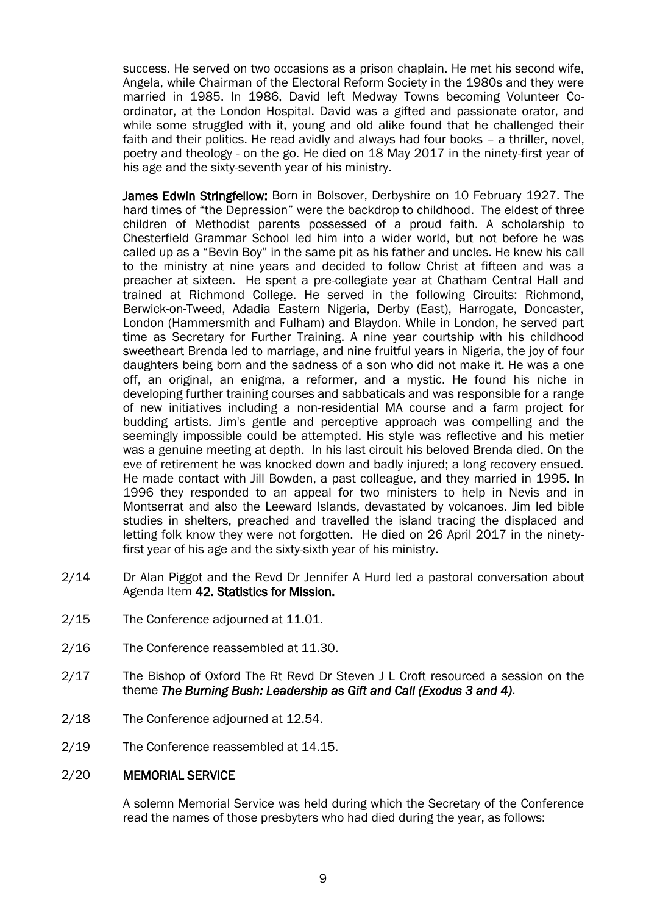success. He served on two occasions as a prison chaplain. He met his second wife, Angela, while Chairman of the Electoral Reform Society in the 1980s and they were married in 1985. In 1986, David left Medway Towns becoming Volunteer Co-ordinator, at the London Hospital. David was a gifted and passionate orator, and while some struggled with it, young and old alike found that he challenged their faith and their politics. He read avidly and always had four books – a thriller, novel, poetry and theology - on the go. He died on 18 May 2017 in the ninety-first year of his age and the sixty-seventh year of his ministry.

**James Edwin Stringfellow:** Born in Bolsover, Derbyshire on 10 February 1927. The hard times of "the Depression" were the backdrop to childhood. The eldest of three children of Methodist parents possessed of a proud faith. A scholarship to Chesterfield Grammar School led him into a wider world, but not before he was called up as a "Bevin Boy" in the same pit as his father and uncles. He knew his call to the ministry at nine years and decided to follow Christ at fifteen and was a preacher at sixteen. He spent a pre-collegiate year at Chatham Central Hall and trained at Richmond College. He served in the following Circuits: Richmond, Berwick-on-Tweed, Adadia Eastern Nigeria, Derby (East), Harrogate, Doncaster, London (Hammersmith and Fulham) and Blaydon. While in London, he served part time as Secretary for Further Training. A nine year courtship with his childhood sweetheart Brenda led to marriage, and nine fruitful years in Nigeria, the joy of four daughters being born and the sadness of a son who did not make it. He was a one off, an original, an enigma, a reformer, and a mystic. He found his niche in developing further training courses and sabbaticals and was responsible for a range of new initiatives including a non-residential MA course and a farm project for budding artists. Jim's gentle and perceptive approach was compelling and the seemingly impossible could be attempted. His style was reflective and his metier was a genuine meeting at depth. In his last circuit his beloved Brenda died. On the eve of retirement he was knocked down and badly injured; a long recovery ensued. He made contact with Jill Bowden, a past colleague, and they married in 1995. In 1996 they responded to an appeal for two ministers to help in Nevis and in Montserrat and also the Leeward Islands, devastated by volcanoes. Jim led bible studies in shelters, preached and travelled the island tracing the displaced and letting folk know they were not forgotten. He died on 26 April 2017 in the ninety-first year of his age and the sixty-sixth year of his ministry.

2/14 Dr Alan Piggot and the Revd Dr Jennifer A Hurd led a pastoral conversation about Agenda Item **42. Statistics for Mission.**

2/15 The Conference adjourned at 11.01.

2/16 The Conference reassembled at 11.30.

2/17 The Bishop of Oxford The Rt Revd Dr Steven J L Croft resourced a session on the theme ***The Burning Bush: Leadership as Gift and Call (Exodus 3 and 4)***.

2/18 The Conference adjourned at 12.54.

2/19 The Conference reassembled at 14.15.

2/20 **MEMORIAL SERVICE**

A solemn Memorial Service was held during which the Secretary of the Conference read the names of those presbyters who had died during the year, as follows: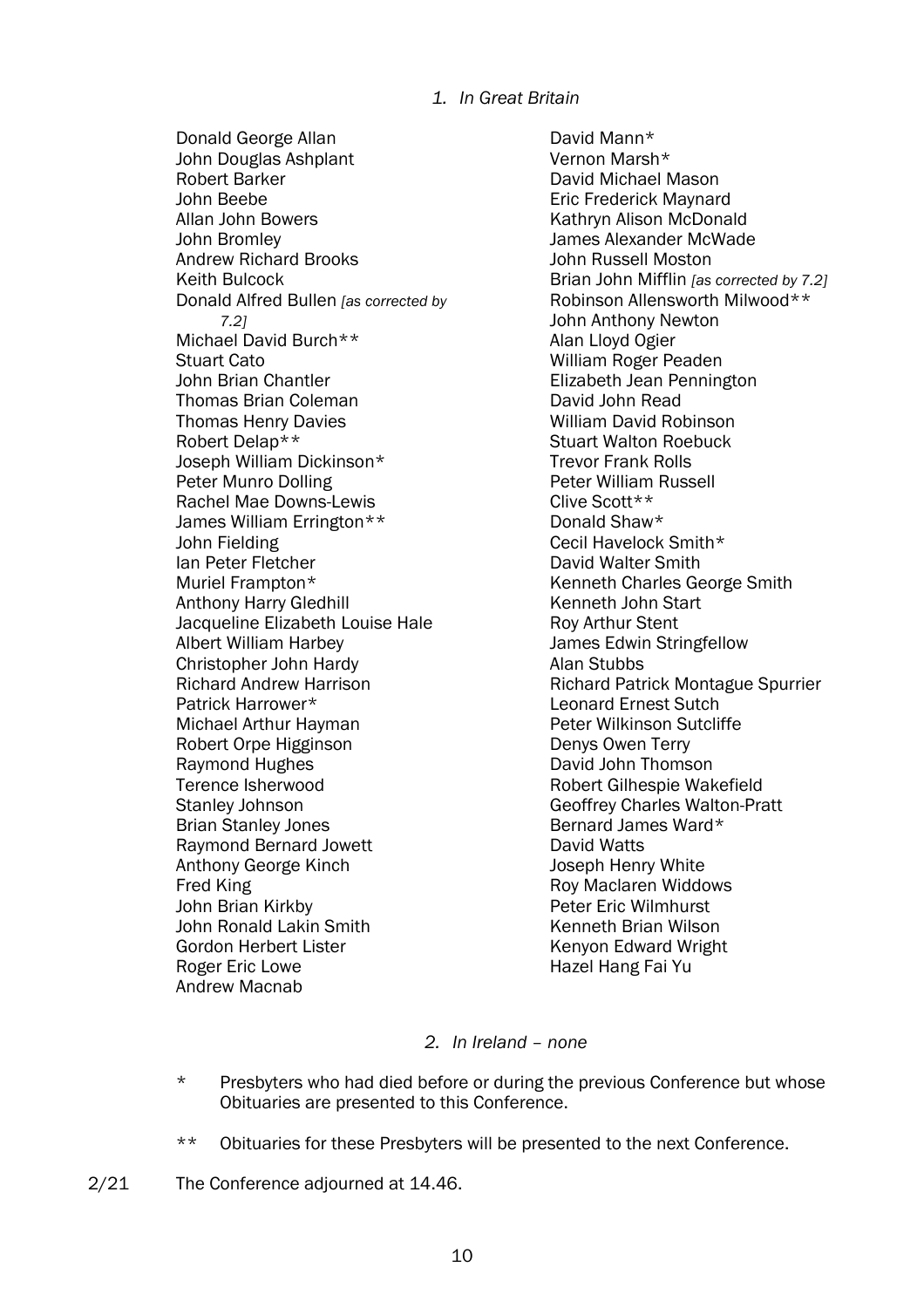*1. In Great Britain*

Donald George Allan
John Douglas Ashplant
Robert Barker
John Beebe
Allan John Bowers
John Bromley
Andrew Richard Brooks
Keith Bulcock
Donald Alfred Bullen *[as corrected by 7.2]*
Michael David Burch**
Stuart Cato
John Brian Chantler
Thomas Brian Coleman
Thomas Henry Davies
Robert Delap**
Joseph William Dickinson*
Peter Munro Dolling
Rachel Mae Downs-Lewis
James William Errington**
John Fielding
Ian Peter Fletcher
Muriel Frampton*
Anthony Harry Gledhill
Jacqueline Elizabeth Louise Hale
Albert William Harbey
Christopher John Hardy
Richard Andrew Harrison
Patrick Harrower*
Michael Arthur Hayman
Robert Orpe Higginson
Raymond Hughes
Terence Isherwood
Stanley Johnson
Brian Stanley Jones
Raymond Bernard Jowett
Anthony George Kinch
Fred King
John Brian Kirkby
John Ronald Lakin Smith
Gordon Herbert Lister
Roger Eric Lowe
Andrew Macnab
David Mann*
Vernon Marsh*
David Michael Mason
Eric Frederick Maynard
Kathryn Alison McDonald
James Alexander McWade
John Russell Moston
Brian John Mifflin *[as corrected by 7.2]*
Robinson Allensworth Milwood**
John Anthony Newton
Alan Lloyd Ogier
William Roger Peaden
Elizabeth Jean Pennington
David John Read
William David Robinson
Stuart Walton Roebuck
Trevor Frank Rolls
Peter William Russell
Clive Scott**
Donald Shaw*
Cecil Havelock Smith*
David Walter Smith
Kenneth Charles George Smith
Kenneth John Start
Roy Arthur Stent
James Edwin Stringfellow
Alan Stubbs
Richard Patrick Montague Spurrier
Leonard Ernest Sutch
Peter Wilkinson Sutcliffe
Denys Owen Terry
David John Thomson
Robert Gilhespie Wakefield
Geoffrey Charles Walton-Pratt
Bernard James Ward*
David Watts
Joseph Henry White
Roy Maclaren Widdows
Peter Eric Wilmhurst
Kenneth Brian Wilson
Kenyon Edward Wright
Hazel Hang Fai Yu

*2. In Ireland – none*

\* Presbyters who had died before or during the previous Conference but whose Obituaries are presented to this Conference.

** Obituaries for these Presbyters will be presented to the next Conference.

2/21 The Conference adjourned at 14.46.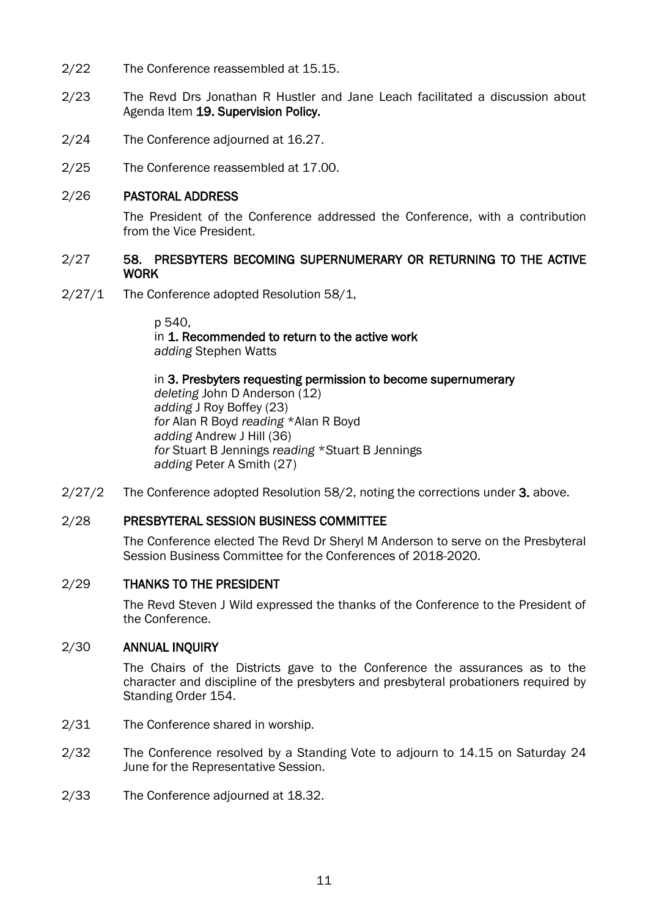2/22 The Conference reassembled at 15.15.

2/23 The Revd Drs Jonathan R Hustler and Jane Leach facilitated a discussion about Agenda Item **19. Supervision Policy.**

2/24 The Conference adjourned at 16.27.

2/25 The Conference reassembled at 17.00.

2/26 **PASTORAL ADDRESS**

The President of the Conference addressed the Conference, with a contribution from the Vice President.

2/27 **58. PRESBYTERS BECOMING SUPERNUMERARY OR RETURNING TO THE ACTIVE WORK**

2/27/1 The Conference adopted Resolution 58/1,

p 540,
in **1. Recommended to return to the active work**
*adding* Stephen Watts

in **3. Presbyters requesting permission to become supernumerary**
*deleting* John D Anderson (12)
*adding* J Roy Boffey (23)
*for* Alan R Boyd *reading* *Alan R Boyd
*adding* Andrew J Hill (36)
*for* Stuart B Jennings *reading* *Stuart B Jennings
*adding* Peter A Smith (27)

2/27/2 The Conference adopted Resolution 58/2, noting the corrections under **3.** above.

2/28 **PRESBYTERAL SESSION BUSINESS COMMITTEE**

The Conference elected The Revd Dr Sheryl M Anderson to serve on the Presbyteral Session Business Committee for the Conferences of 2018-2020.

2/29 **THANKS TO THE PRESIDENT**

The Revd Steven J Wild expressed the thanks of the Conference to the President of the Conference.

2/30 **ANNUAL INQUIRY**

The Chairs of the Districts gave to the Conference the assurances as to the character and discipline of the presbyters and presbyteral probationers required by Standing Order 154.

2/31 The Conference shared in worship.

2/32 The Conference resolved by a Standing Vote to adjourn to 14.15 on Saturday 24 June for the Representative Session.

2/33 The Conference adjourned at 18.32.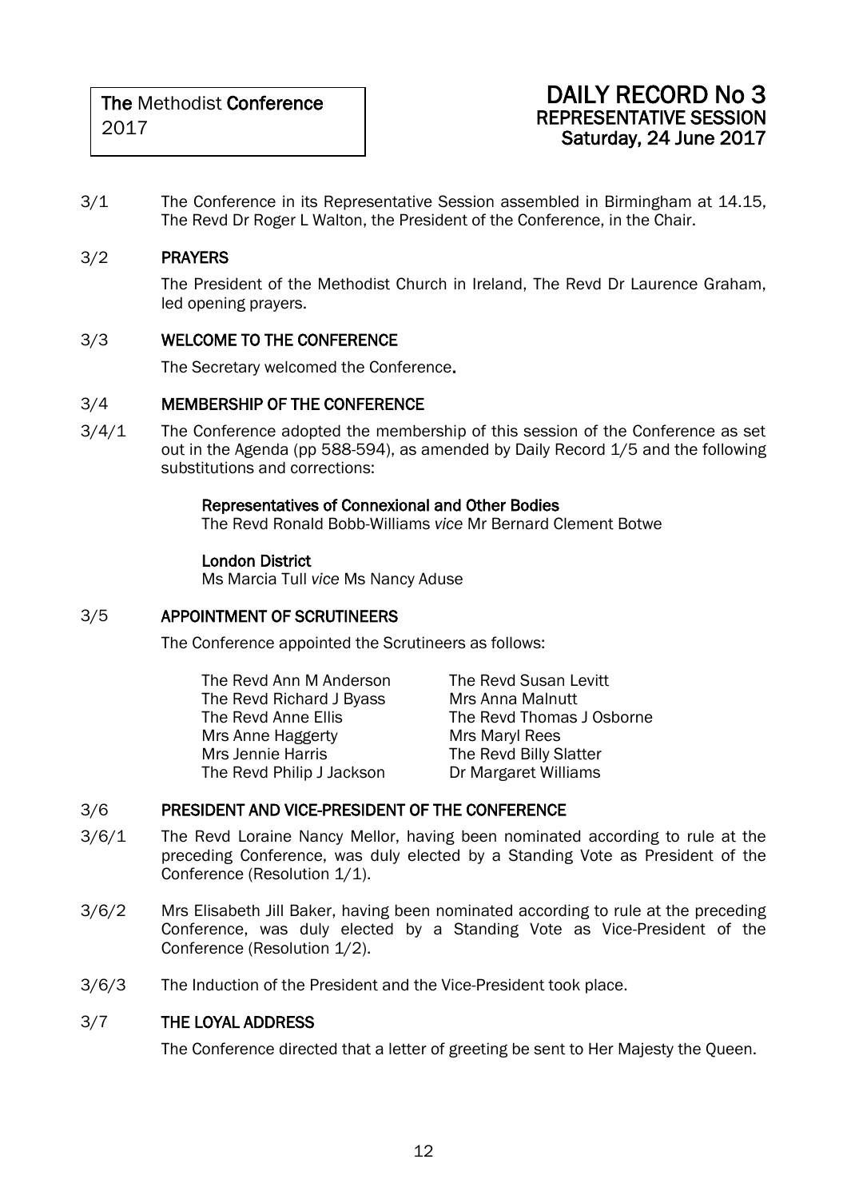The **Methodist Conference**
2017

# DAILY RECORD No 3
## REPRESENTATIVE SESSION
### Saturday, 24 June 2017

3/1 The Conference in its Representative Session assembled in Birmingham at 14.15, The Revd Dr Roger L Walton, the President of the Conference, in the Chair.

3/2 **PRAYERS**

The President of the Methodist Church in Ireland, The Revd Dr Laurence Graham, led opening prayers.

3/3 **WELCOME TO THE CONFERENCE**

The Secretary welcomed the Conference.

3/4 **MEMBERSHIP OF THE CONFERENCE**

3/4/1 The Conference adopted the membership of this session of the Conference as set out in the Agenda (pp 588-594), as amended by Daily Record 1/5 and the following substitutions and corrections:

**Representatives of Connexional and Other Bodies**
The Revd Ronald Bobb-Williams *vice* Mr Bernard Clement Botwe

**London District**
Ms Marcia Tull *vice* Ms Nancy Aduse

3/5 **APPOINTMENT OF SCRUTINEERS**

The Conference appointed the Scrutineers as follows:

The Revd Ann M Anderson
The Revd Richard J Byass
The Revd Anne Ellis
Mrs Anne Haggerty
Mrs Jennie Harris
The Revd Philip J Jackson
The Revd Susan Levitt
Mrs Anna Malnutt
The Revd Thomas J Osborne
Mrs Maryl Rees
The Revd Billy Slatter
Dr Margaret Williams

3/6 **PRESIDENT AND VICE-PRESIDENT OF THE CONFERENCE**

3/6/1 The Revd Loraine Nancy Mellor, having been nominated according to rule at the preceding Conference, was duly elected by a Standing Vote as President of the Conference (Resolution 1/1).

3/6/2 Mrs Elisabeth Jill Baker, having been nominated according to rule at the preceding Conference, was duly elected by a Standing Vote as Vice-President of the Conference (Resolution 1/2).

3/6/3 The Induction of the President and the Vice-President took place.

3/7 **THE LOYAL ADDRESS**

The Conference directed that a letter of greeting be sent to Her Majesty the Queen.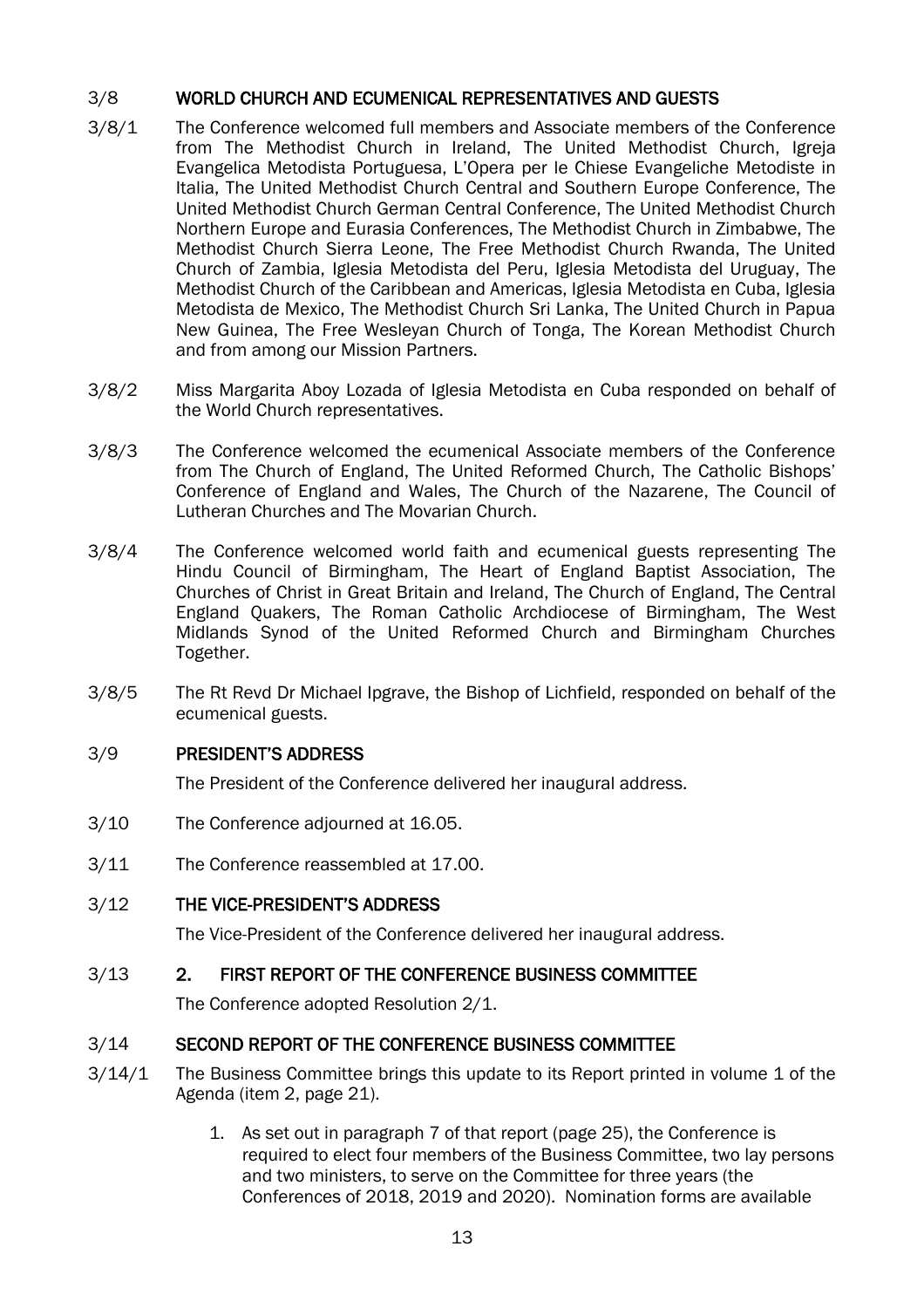### 3/8 WORLD CHURCH AND ECUMENICAL REPRESENTATIVES AND GUESTS

3/8/1 The Conference welcomed full members and Associate members of the Conference from The Methodist Church in Ireland, The United Methodist Church, Igreja Evangelica Metodista Portuguesa, L'Opera per le Chiese Evangeliche Metodiste in Italia, The United Methodist Church Central and Southern Europe Conference, The United Methodist Church German Central Conference, The United Methodist Church Northern Europe and Eurasia Conferences, The Methodist Church in Zimbabwe, The Methodist Church Sierra Leone, The Free Methodist Church Rwanda, The United Church of Zambia, Iglesia Metodista del Peru, Iglesia Metodista del Uruguay, The Methodist Church of the Caribbean and Americas, Iglesia Metodista en Cuba, Iglesia Metodista de Mexico, The Methodist Church Sri Lanka, The United Church in Papua New Guinea, The Free Wesleyan Church of Tonga, The Korean Methodist Church and from among our Mission Partners.

3/8/2 Miss Margarita Aboy Lozada of Iglesia Metodista en Cuba responded on behalf of the World Church representatives.

3/8/3 The Conference welcomed the ecumenical Associate members of the Conference from The Church of England, The United Reformed Church, The Catholic Bishops' Conference of England and Wales, The Church of the Nazarene, The Council of Lutheran Churches and The Movarian Church.

3/8/4 The Conference welcomed world faith and ecumenical guests representing The Hindu Council of Birmingham, The Heart of England Baptist Association, The Churches of Christ in Great Britain and Ireland, The Church of England, The Central England Quakers, The Roman Catholic Archdiocese of Birmingham, The West Midlands Synod of the United Reformed Church and Birmingham Churches Together.

3/8/5 The Rt Revd Dr Michael Ipgrave, the Bishop of Lichfield, responded on behalf of the ecumenical guests.

### 3/9 PRESIDENT'S ADDRESS

The President of the Conference delivered her inaugural address.

3/10 The Conference adjourned at 16.05.

3/11 The Conference reassembled at 17.00.

### 3/12 THE VICE-PRESIDENT'S ADDRESS

The Vice-President of the Conference delivered her inaugural address.

### 3/13 2. FIRST REPORT OF THE CONFERENCE BUSINESS COMMITTEE

The Conference adopted Resolution 2/1.

### 3/14 SECOND REPORT OF THE CONFERENCE BUSINESS COMMITTEE

3/14/1 The Business Committee brings this update to its Report printed in volume 1 of the Agenda (item 2, page 21).

1. As set out in paragraph 7 of that report (page 25), the Conference is required to elect four members of the Business Committee, two lay persons and two ministers, to serve on the Committee for three years (the Conferences of 2018, 2019 and 2020). Nomination forms are available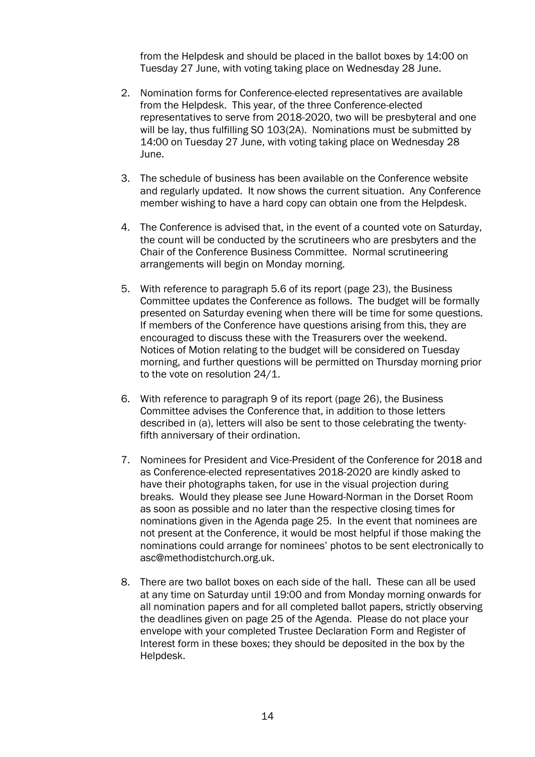from the Helpdesk and should be placed in the ballot boxes by 14:00 on Tuesday 27 June, with voting taking place on Wednesday 28 June.

2. Nomination forms for Conference-elected representatives are available from the Helpdesk. This year, of the three Conference-elected representatives to serve from 2018-2020, two will be presbyteral and one will be lay, thus fulfilling SO 103(2A). Nominations must be submitted by 14:00 on Tuesday 27 June, with voting taking place on Wednesday 28 June.

3. The schedule of business has been available on the Conference website and regularly updated. It now shows the current situation. Any Conference member wishing to have a hard copy can obtain one from the Helpdesk.

4. The Conference is advised that, in the event of a counted vote on Saturday, the count will be conducted by the scrutineers who are presbyters and the Chair of the Conference Business Committee. Normal scrutineering arrangements will begin on Monday morning.

5. With reference to paragraph 5.6 of its report (page 23), the Business Committee updates the Conference as follows. The budget will be formally presented on Saturday evening when there will be time for some questions. If members of the Conference have questions arising from this, they are encouraged to discuss these with the Treasurers over the weekend. Notices of Motion relating to the budget will be considered on Tuesday morning, and further questions will be permitted on Thursday morning prior to the vote on resolution 24/1.

6. With reference to paragraph 9 of its report (page 26), the Business Committee advises the Conference that, in addition to those letters described in (a), letters will also be sent to those celebrating the twenty-fifth anniversary of their ordination.

7. Nominees for President and Vice-President of the Conference for 2018 and as Conference-elected representatives 2018-2020 are kindly asked to have their photographs taken, for use in the visual projection during breaks. Would they please see June Howard-Norman in the Dorset Room as soon as possible and no later than the respective closing times for nominations given in the Agenda page 25. In the event that nominees are not present at the Conference, it would be most helpful if those making the nominations could arrange for nominees' photos to be sent electronically to asc@methodistchurch.org.uk.

8. There are two ballot boxes on each side of the hall. These can all be used at any time on Saturday until 19:00 and from Monday morning onwards for all nomination papers and for all completed ballot papers, strictly observing the deadlines given on page 25 of the Agenda. Please do not place your envelope with your completed Trustee Declaration Form and Register of Interest form in these boxes; they should be deposited in the box by the Helpdesk.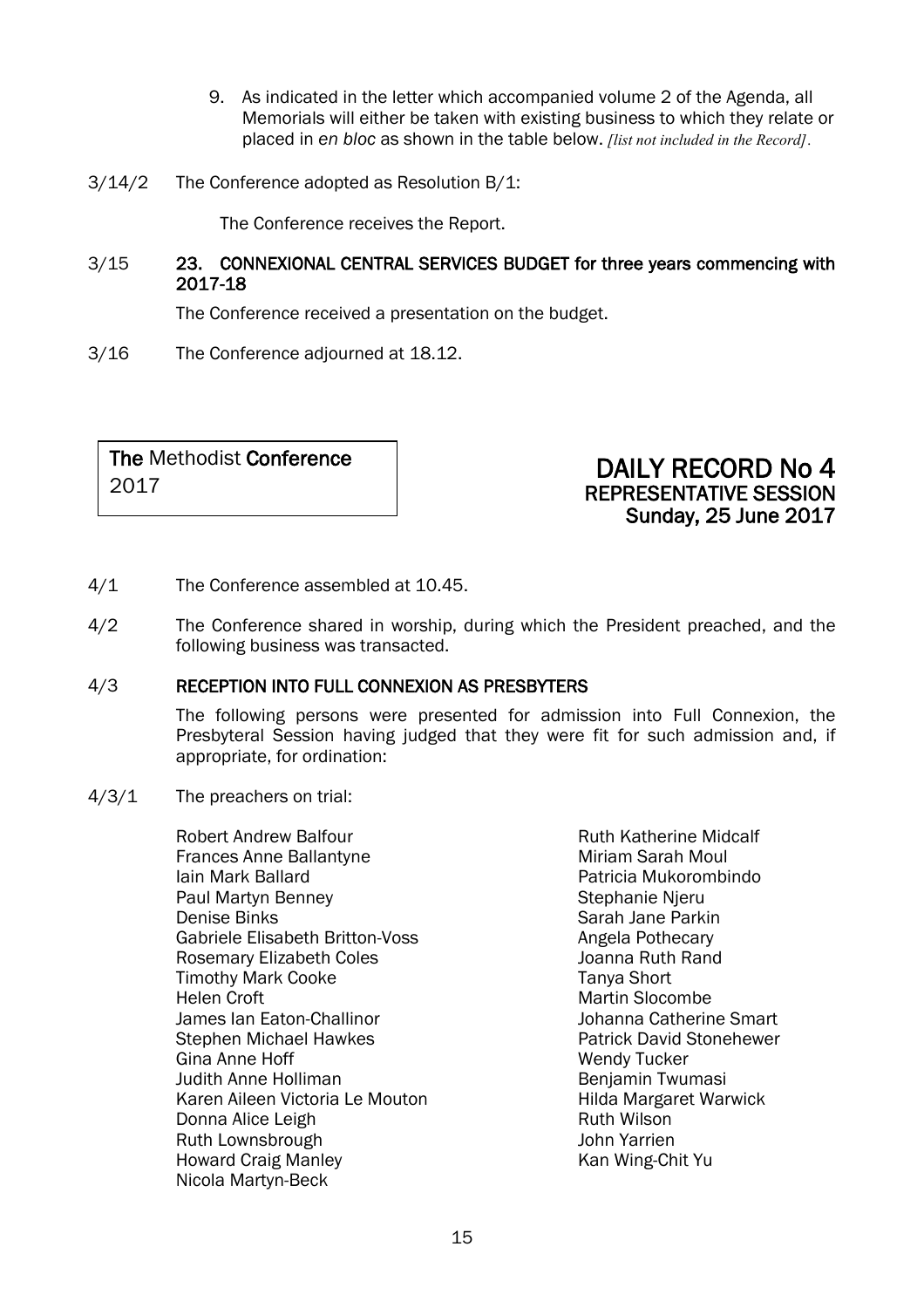9. As indicated in the letter which accompanied volume 2 of the Agenda, all Memorials will either be taken with existing business to which they relate or placed in *en bloc* as shown in the table below. *[list not included in the Record]*.

3/14/2 The Conference adopted as Resolution B/1:

The Conference receives the Report.

3/15 **23. CONNEXIONAL CENTRAL SERVICES BUDGET for three years commencing with 2017-18**

The Conference received a presentation on the budget.

3/16 The Conference adjourned at 18.12.

**The** Methodist **Conference**
2017

# DAILY RECORD No 4
## REPRESENTATIVE SESSION
## Sunday, 25 June 2017

4/1 The Conference assembled at 10.45.

4/2 The Conference shared in worship, during which the President preached, and the following business was transacted.

4/3 **RECEPTION INTO FULL CONNEXION AS PRESBYTERS**

The following persons were presented for admission into Full Connexion, the Presbyteral Session having judged that they were fit for such admission and, if appropriate, for ordination:

4/3/1 The preachers on trial:

Robert Andrew Balfour
Frances Anne Ballantyne
Iain Mark Ballard
Paul Martyn Benney
Denise Binks
Gabriele Elisabeth Britton-Voss
Rosemary Elizabeth Coles
Timothy Mark Cooke
Helen Croft
James Ian Eaton-Challinor
Stephen Michael Hawkes
Gina Anne Hoff
Judith Anne Holliman
Karen Aileen Victoria Le Mouton
Donna Alice Leigh
Ruth Lownsbrough
Howard Craig Manley
Nicola Martyn-Beck
Ruth Katherine Midcalf
Miriam Sarah Moul
Patricia Mukorombindo
Stephanie Njeru
Sarah Jane Parkin
Angela Pothecary
Joanna Ruth Rand
Tanya Short
Martin Slocombe
Johanna Catherine Smart
Patrick David Stonehewer
Wendy Tucker
Benjamin Twumasi
Hilda Margaret Warwick
Ruth Wilson
John Yarrien
Kan Wing-Chit Yu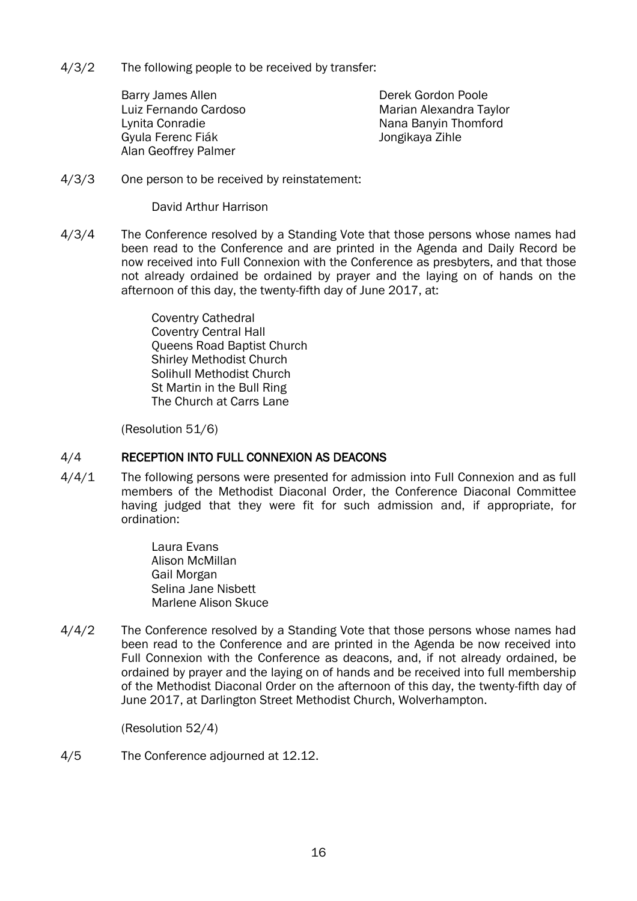4/3/2 The following people to be received by transfer:

Barry James Allen
Luiz Fernando Cardoso
Lynita Conradie
Gyula Ferenc Fiák
Alan Geoffrey Palmer
Derek Gordon Poole
Marian Alexandra Taylor
Nana Banyin Thomford
Jongikaya Zihle

4/3/3 One person to be received by reinstatement:

David Arthur Harrison

4/3/4 The Conference resolved by a Standing Vote that those persons whose names had been read to the Conference and are printed in the Agenda and Daily Record be now received into Full Connexion with the Conference as presbyters, and that those not already ordained be ordained by prayer and the laying on of hands on the afternoon of this day, the twenty-fifth day of June 2017, at:

Coventry Cathedral
Coventry Central Hall
Queens Road Baptist Church
Shirley Methodist Church
Solihull Methodist Church
St Martin in the Bull Ring
The Church at Carrs Lane

(Resolution 51/6)

## 4/4 RECEPTION INTO FULL CONNEXION AS DEACONS

4/4/1 The following persons were presented for admission into Full Connexion and as full members of the Methodist Diaconal Order, the Conference Diaconal Committee having judged that they were fit for such admission and, if appropriate, for ordination:

Laura Evans
Alison McMillan
Gail Morgan
Selina Jane Nisbett
Marlene Alison Skuce

4/4/2 The Conference resolved by a Standing Vote that those persons whose names had been read to the Conference and are printed in the Agenda be now received into Full Connexion with the Conference as deacons, and, if not already ordained, be ordained by prayer and the laying on of hands and be received into full membership of the Methodist Diaconal Order on the afternoon of this day, the twenty-fifth day of June 2017, at Darlington Street Methodist Church, Wolverhampton.

(Resolution 52/4)

4/5 The Conference adjourned at 12.12.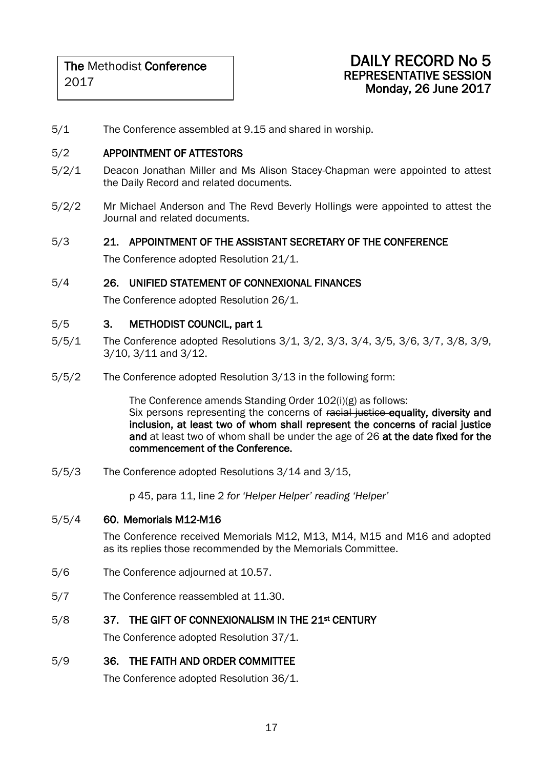**The** Methodist **Conference**
2017

# DAILY RECORD No 5
## REPRESENTATIVE SESSION
## Monday, 26 June 2017

5/1 The Conference assembled at 9.15 and shared in worship.

5/2 **APPOINTMENT OF ATTESTORS**

5/2/1 Deacon Jonathan Miller and Ms Alison Stacey-Chapman were appointed to attest the Daily Record and related documents.

5/2/2 Mr Michael Anderson and The Revd Beverly Hollings were appointed to attest the Journal and related documents.

5/3 **21. APPOINTMENT OF THE ASSISTANT SECRETARY OF THE CONFERENCE**

The Conference adopted Resolution 21/1.

5/4 **26. UNIFIED STATEMENT OF CONNEXIONAL FINANCES**

The Conference adopted Resolution 26/1.

5/5 **3. METHODIST COUNCIL, part 1**

5/5/1 The Conference adopted Resolutions 3/1, 3/2, 3/3, 3/4, 3/5, 3/6, 3/7, 3/8, 3/9, 3/10, 3/11 and 3/12.

5/5/2 The Conference adopted Resolution 3/13 in the following form:

> The Conference amends Standing Order 102(i)(g) as follows:
> Six persons representing the concerns of ~~racial justice~~ **equality, diversity and inclusion, at least two of whom shall represent the concerns of racial justice and** at least two of whom shall be under the age of 26 **at the date fixed for the commencement of the Conference.**

5/5/3 The Conference adopted Resolutions 3/14 and 3/15,

> p 45, para 11, line 2 *for 'Helper Helper' reading 'Helper'*

5/5/4 **60. Memorials M12-M16**

The Conference received Memorials M12, M13, M14, M15 and M16 and adopted as its replies those recommended by the Memorials Committee.

5/6 The Conference adjourned at 10.57.

5/7 The Conference reassembled at 11.30.

5/8 **37. THE GIFT OF CONNEXIONALISM IN THE 21st CENTURY**

The Conference adopted Resolution 37/1.

5/9 **36. THE FAITH AND ORDER COMMITTEE**

The Conference adopted Resolution 36/1.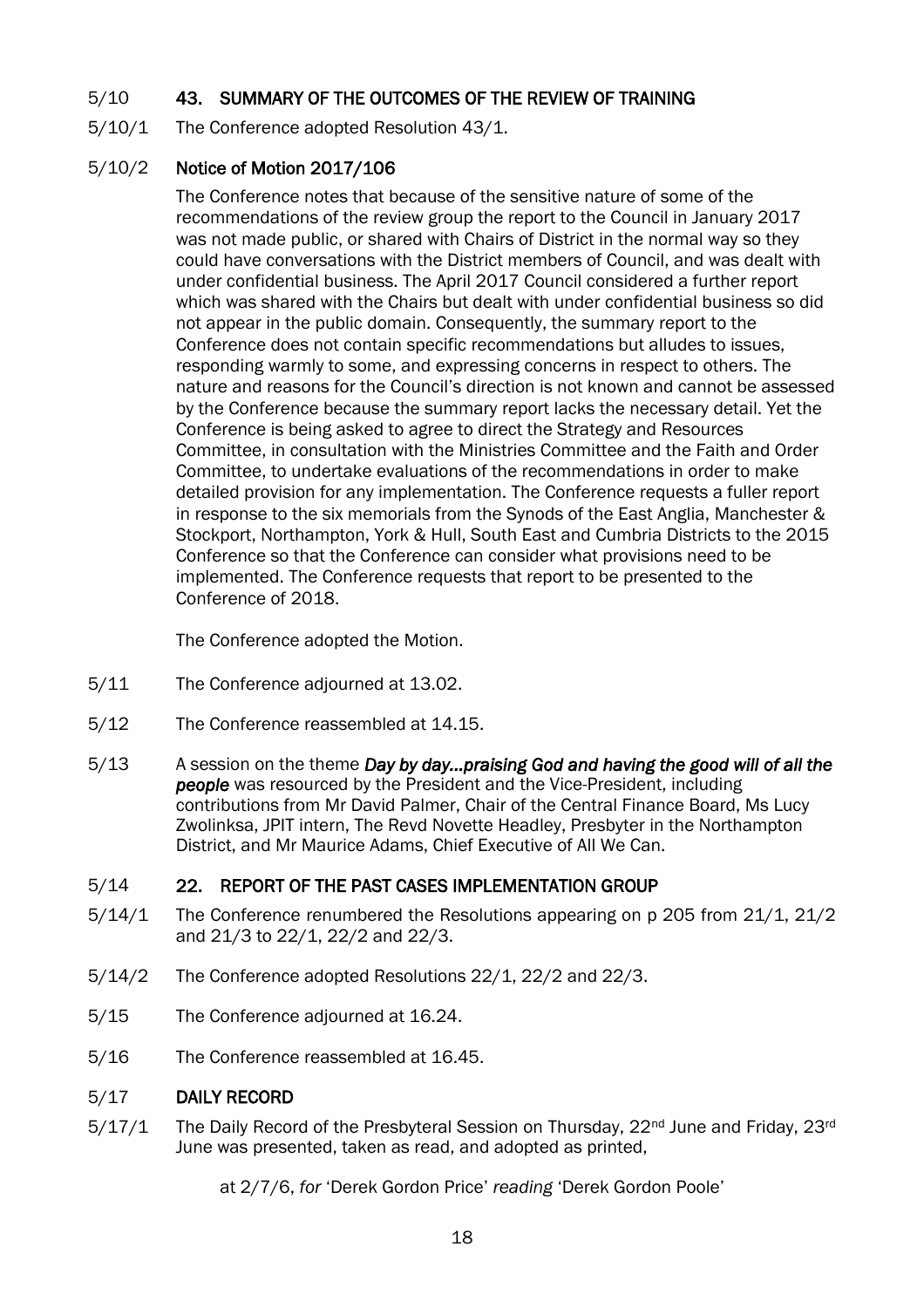5/10 **43. SUMMARY OF THE OUTCOMES OF THE REVIEW OF TRAINING**

5/10/1 The Conference adopted Resolution 43/1.

5/10/2 **Notice of Motion 2017/106**

The Conference notes that because of the sensitive nature of some of the recommendations of the review group the report to the Council in January 2017 was not made public, or shared with Chairs of District in the normal way so they could have conversations with the District members of Council, and was dealt with under confidential business. The April 2017 Council considered a further report which was shared with the Chairs but dealt with under confidential business so did not appear in the public domain. Consequently, the summary report to the Conference does not contain specific recommendations but alludes to issues, responding warmly to some, and expressing concerns in respect to others. The nature and reasons for the Council's direction is not known and cannot be assessed by the Conference because the summary report lacks the necessary detail. Yet the Conference is being asked to agree to direct the Strategy and Resources Committee, in consultation with the Ministries Committee and the Faith and Order Committee, to undertake evaluations of the recommendations in order to make detailed provision for any implementation. The Conference requests a fuller report in response to the six memorials from the Synods of the East Anglia, Manchester & Stockport, Northampton, York & Hull, South East and Cumbria Districts to the 2015 Conference so that the Conference can consider what provisions need to be implemented. The Conference requests that report to be presented to the Conference of 2018.

The Conference adopted the Motion.

5/11 The Conference adjourned at 13.02.

5/12 The Conference reassembled at 14.15.

5/13 A session on the theme ***Day by day…praising God and having the good will of all the people*** was resourced by the President and the Vice-President, including contributions from Mr David Palmer, Chair of the Central Finance Board, Ms Lucy Zwolinksa, JPIT intern, The Revd Novette Headley, Presbyter in the Northampton District, and Mr Maurice Adams, Chief Executive of All We Can.

5/14 **22. REPORT OF THE PAST CASES IMPLEMENTATION GROUP**

5/14/1 The Conference renumbered the Resolutions appearing on p 205 from 21/1, 21/2 and 21/3 to 22/1, 22/2 and 22/3.

5/14/2 The Conference adopted Resolutions 22/1, 22/2 and 22/3.

5/15 The Conference adjourned at 16.24.

5/16 The Conference reassembled at 16.45.

5/17 **DAILY RECORD**

5/17/1 The Daily Record of the Presbyteral Session on Thursday, 22nd June and Friday, 23rd June was presented, taken as read, and adopted as printed,

at 2/7/6, *for* 'Derek Gordon Price' *reading* 'Derek Gordon Poole'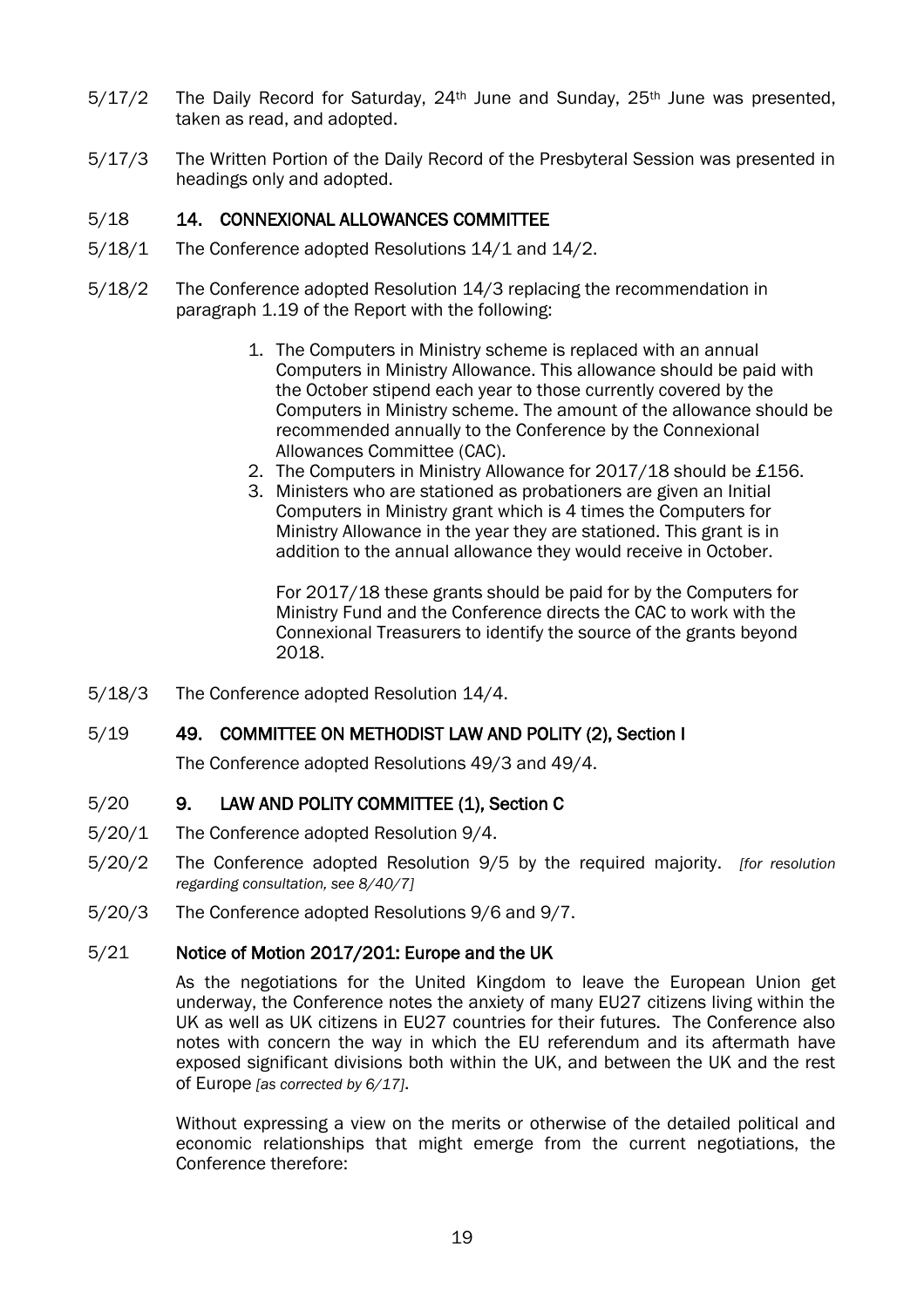5/17/2 The Daily Record for Saturday, 24th June and Sunday, 25th June was presented, taken as read, and adopted.

5/17/3 The Written Portion of the Daily Record of the Presbyteral Session was presented in headings only and adopted.

## 5/18 14. CONNEXIONAL ALLOWANCES COMMITTEE

5/18/1 The Conference adopted Resolutions 14/1 and 14/2.

5/18/2 The Conference adopted Resolution 14/3 replacing the recommendation in paragraph 1.19 of the Report with the following:

1. The Computers in Ministry scheme is replaced with an annual Computers in Ministry Allowance. This allowance should be paid with the October stipend each year to those currently covered by the Computers in Ministry scheme. The amount of the allowance should be recommended annually to the Conference by the Connexional Allowances Committee (CAC).
2. The Computers in Ministry Allowance for 2017/18 should be £156.
3. Ministers who are stationed as probationers are given an Initial Computers in Ministry grant which is 4 times the Computers for Ministry Allowance in the year they are stationed. This grant is in addition to the annual allowance they would receive in October.

   For 2017/18 these grants should be paid for by the Computers for Ministry Fund and the Conference directs the CAC to work with the Connexional Treasurers to identify the source of the grants beyond 2018.

5/18/3 The Conference adopted Resolution 14/4.

## 5/19 49. COMMITTEE ON METHODIST LAW AND POLITY (2), Section I

The Conference adopted Resolutions 49/3 and 49/4.

## 5/20 9. LAW AND POLITY COMMITTEE (1), Section C

5/20/1 The Conference adopted Resolution 9/4.

5/20/2 The Conference adopted Resolution 9/5 by the required majority. *[for resolution regarding consultation, see 8/40/7]*

5/20/3 The Conference adopted Resolutions 9/6 and 9/7.

## 5/21 Notice of Motion 2017/201: Europe and the UK

As the negotiations for the United Kingdom to leave the European Union get underway, the Conference notes the anxiety of many EU27 citizens living within the UK as well as UK citizens in EU27 countries for their futures. The Conference also notes with concern the way in which the EU referendum and its aftermath have exposed significant divisions both within the UK, and between the UK and the rest of Europe *[as corrected by 6/17]*.

Without expressing a view on the merits or otherwise of the detailed political and economic relationships that might emerge from the current negotiations, the Conference therefore: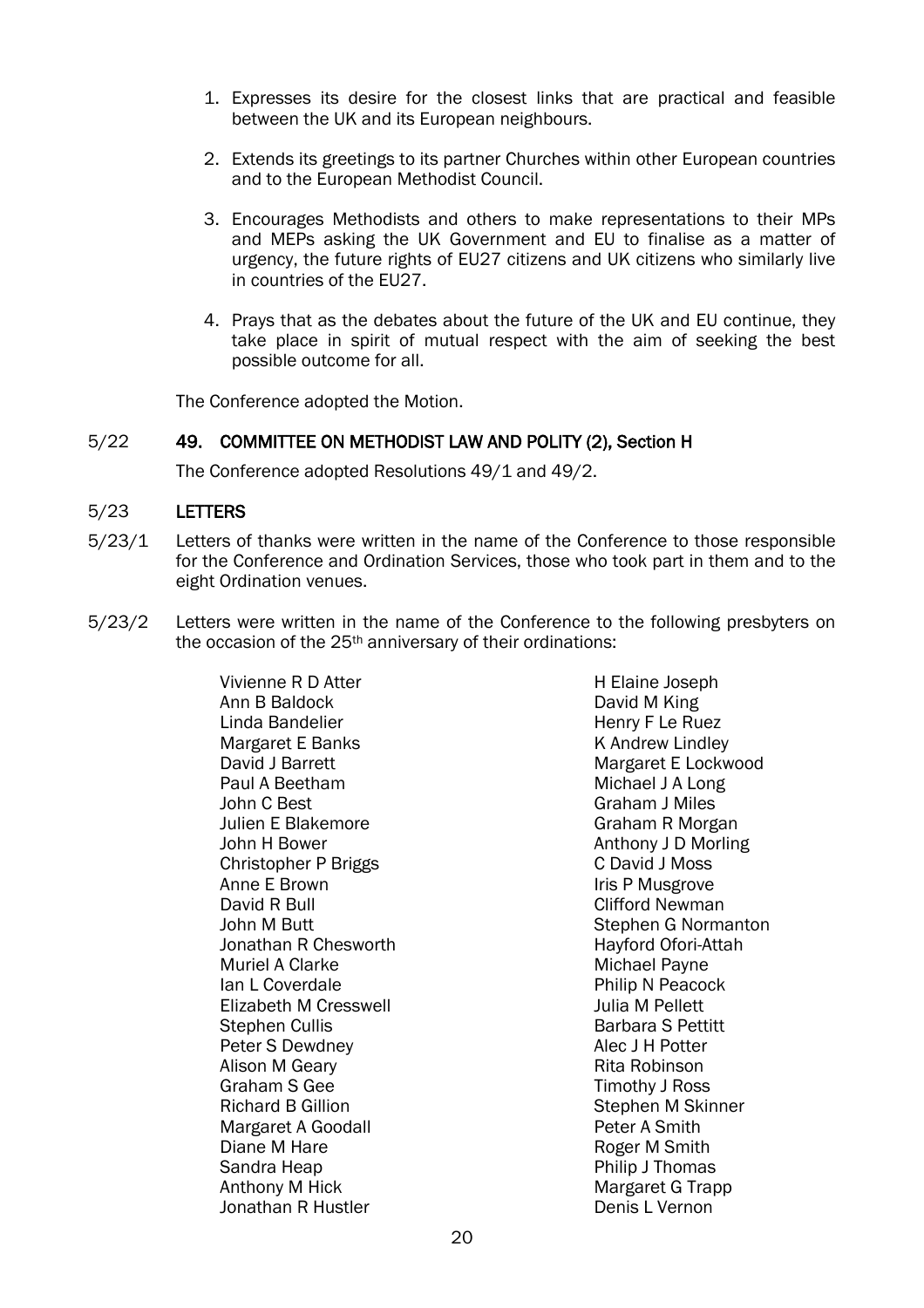1. Expresses its desire for the closest links that are practical and feasible between the UK and its European neighbours.

2. Extends its greetings to its partner Churches within other European countries and to the European Methodist Council.

3. Encourages Methodists and others to make representations to their MPs and MEPs asking the UK Government and EU to finalise as a matter of urgency, the future rights of EU27 citizens and UK citizens who similarly live in countries of the EU27.

4. Prays that as the debates about the future of the UK and EU continue, they take place in spirit of mutual respect with the aim of seeking the best possible outcome for all.

The Conference adopted the Motion.

5/22 **49. COMMITTEE ON METHODIST LAW AND POLITY (2), Section H**

The Conference adopted Resolutions 49/1 and 49/2.

5/23 **LETTERS**

5/23/1 Letters of thanks were written in the name of the Conference to those responsible for the Conference and Ordination Services, those who took part in them and to the eight Ordination venues.

5/23/2 Letters were written in the name of the Conference to the following presbyters on the occasion of the 25th anniversary of their ordinations:

Vivienne R D Atter
Ann B Baldock
Linda Bandelier
Margaret E Banks
David J Barrett
Paul A Beetham
John C Best
Julien E Blakemore
John H Bower
Christopher P Briggs
Anne E Brown
David R Bull
John M Butt
Jonathan R Chesworth
Muriel A Clarke
Ian L Coverdale
Elizabeth M Cresswell
Stephen Cullis
Peter S Dewdney
Alison M Geary
Graham S Gee
Richard B Gillion
Margaret A Goodall
Diane M Hare
Sandra Heap
Anthony M Hick
Jonathan R Hustler
H Elaine Joseph
David M King
Henry F Le Ruez
K Andrew Lindley
Margaret E Lockwood
Michael J A Long
Graham J Miles
Graham R Morgan
Anthony J D Morling
C David J Moss
Iris P Musgrove
Clifford Newman
Stephen G Normanton
Hayford Ofori-Attah
Michael Payne
Philip N Peacock
Julia M Pellett
Barbara S Pettitt
Alec J H Potter
Rita Robinson
Timothy J Ross
Stephen M Skinner
Peter A Smith
Roger M Smith
Philip J Thomas
Margaret G Trapp
Denis L Vernon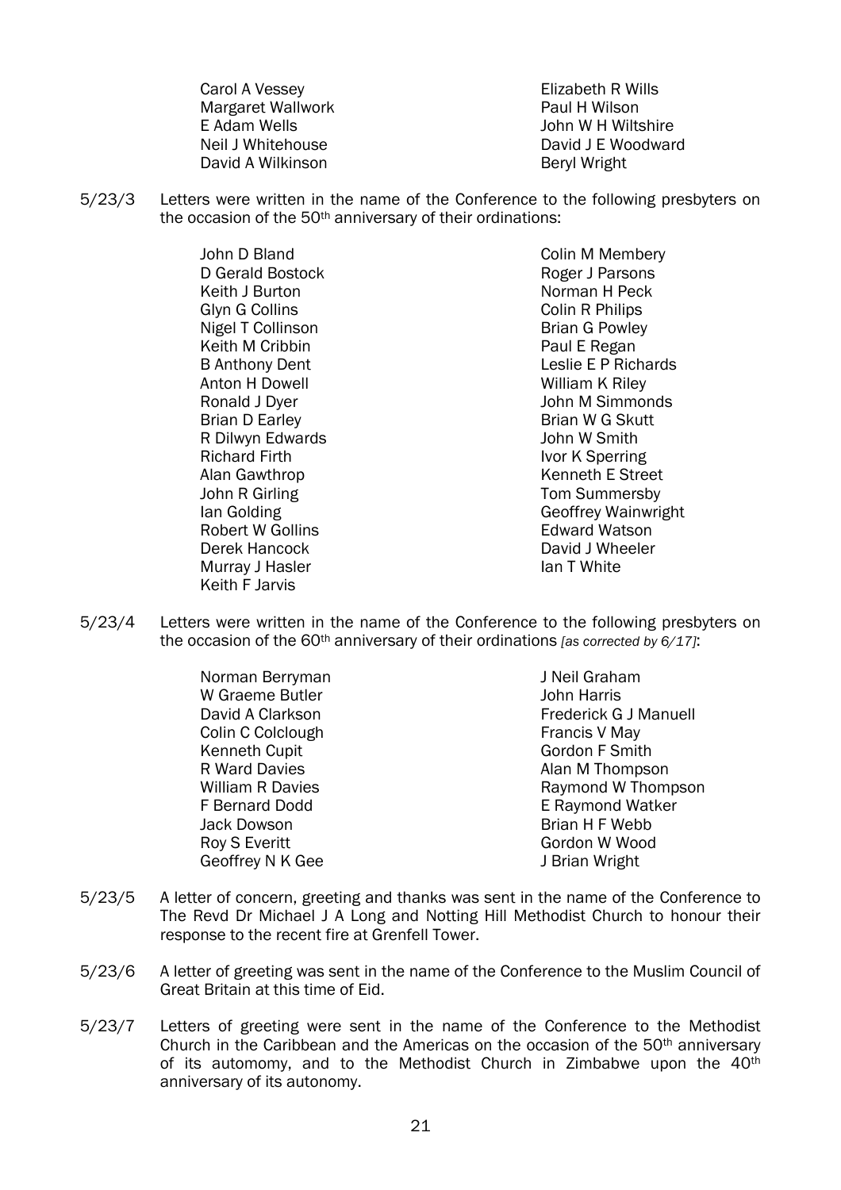Carol A Vessey
Margaret Wallwork
E Adam Wells
Neil J Whitehouse
David A Wilkinson
Elizabeth R Wills
Paul H Wilson
John W H Wiltshire
David J E Woodward
Beryl Wright

5/23/3 Letters were written in the name of the Conference to the following presbyters on the occasion of the 50th anniversary of their ordinations:

John D Bland
D Gerald Bostock
Keith J Burton
Glyn G Collins
Nigel T Collinson
Keith M Cribbin
B Anthony Dent
Anton H Dowell
Ronald J Dyer
Brian D Earley
R Dilwyn Edwards
Richard Firth
Alan Gawthrop
John R Girling
Ian Golding
Robert W Gollins
Derek Hancock
Murray J Hasler
Keith F Jarvis
Colin M Membery
Roger J Parsons
Norman H Peck
Colin R Philips
Brian G Powley
Paul E Regan
Leslie E P Richards
William K Riley
John M Simmonds
Brian W G Skutt
John W Smith
Ivor K Sperring
Kenneth E Street
Tom Summersby
Geoffrey Wainwright
Edward Watson
David J Wheeler
Ian T White

5/23/4 Letters were written in the name of the Conference to the following presbyters on the occasion of the 60th anniversary of their ordinations *[as corrected by 6/17]*:

Norman Berryman
W Graeme Butler
David A Clarkson
Colin C Colclough
Kenneth Cupit
R Ward Davies
William R Davies
F Bernard Dodd
Jack Dowson
Roy S Everitt
Geoffrey N K Gee
J Neil Graham
John Harris
Frederick G J Manuell
Francis V May
Gordon F Smith
Alan M Thompson
Raymond W Thompson
E Raymond Watker
Brian H F Webb
Gordon W Wood
J Brian Wright

5/23/5 A letter of concern, greeting and thanks was sent in the name of the Conference to The Revd Dr Michael J A Long and Notting Hill Methodist Church to honour their response to the recent fire at Grenfell Tower.

5/23/6 A letter of greeting was sent in the name of the Conference to the Muslim Council of Great Britain at this time of Eid.

5/23/7 Letters of greeting were sent in the name of the Conference to the Methodist Church in the Caribbean and the Americas on the occasion of the 50th anniversary of its automomy, and to the Methodist Church in Zimbabwe upon the 40th anniversary of its autonomy.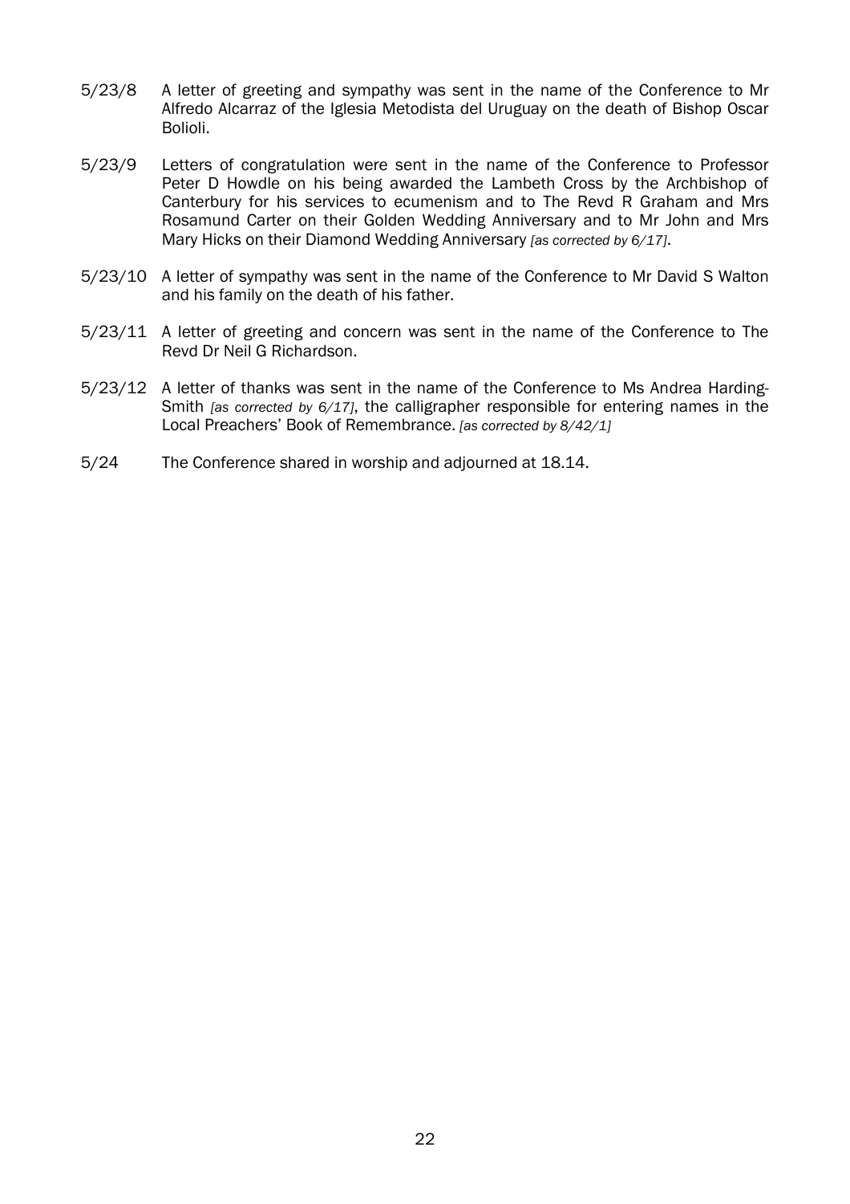5/23/8 A letter of greeting and sympathy was sent in the name of the Conference to Mr Alfredo Alcarraz of the Iglesia Metodista del Uruguay on the death of Bishop Oscar Bolioli.

5/23/9 Letters of congratulation were sent in the name of the Conference to Professor Peter D Howdle on his being awarded the Lambeth Cross by the Archbishop of Canterbury for his services to ecumenism and to The Revd R Graham and Mrs Rosamund Carter on their Golden Wedding Anniversary and to Mr John and Mrs Mary Hicks on their Diamond Wedding Anniversary *[as corrected by 6/17]*.

5/23/10 A letter of sympathy was sent in the name of the Conference to Mr David S Walton and his family on the death of his father.

5/23/11 A letter of greeting and concern was sent in the name of the Conference to The Revd Dr Neil G Richardson.

5/23/12 A letter of thanks was sent in the name of the Conference to Ms Andrea Harding-Smith *[as corrected by 6/17]*, the calligrapher responsible for entering names in the Local Preachers' Book of Remembrance. *[as corrected by 8/42/1]*

5/24 The Conference shared in worship and adjourned at 18.14.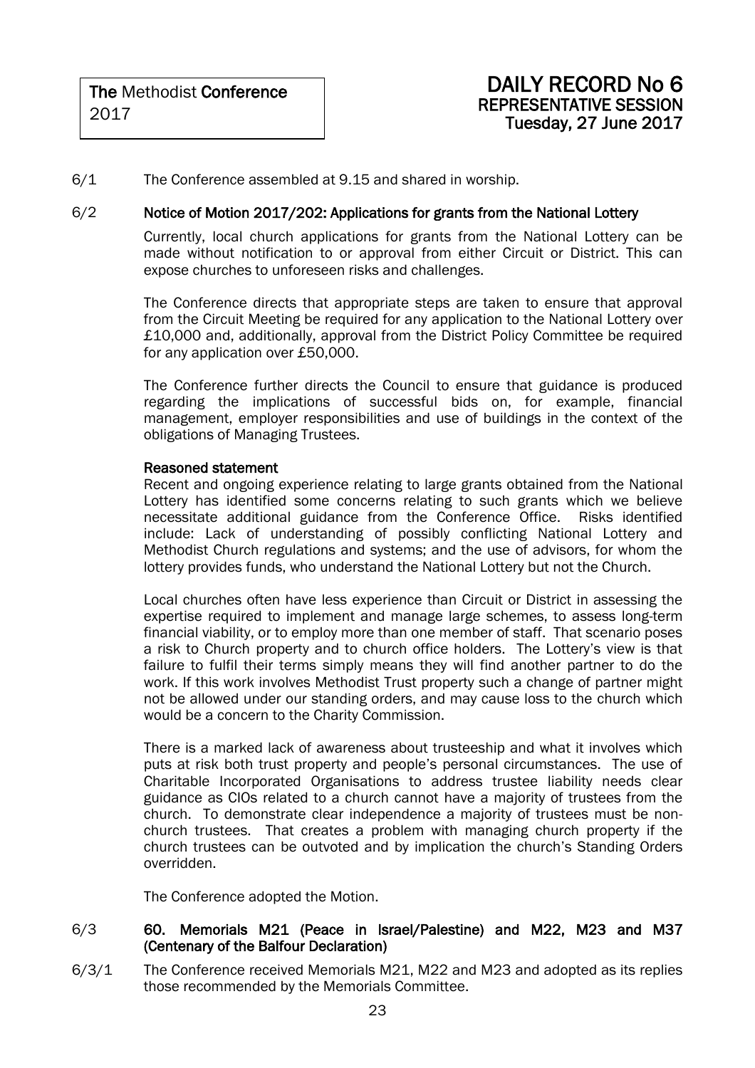**The** Methodist **Conference**
2017

# DAILY RECORD No 6
## REPRESENTATIVE SESSION
### Tuesday, 27 June 2017

6/1 The Conference assembled at 9.15 and shared in worship.

6/2 **Notice of Motion 2017/202: Applications for grants from the National Lottery**

Currently, local church applications for grants from the National Lottery can be made without notification to or approval from either Circuit or District. This can expose churches to unforeseen risks and challenges.

The Conference directs that appropriate steps are taken to ensure that approval from the Circuit Meeting be required for any application to the National Lottery over £10,000 and, additionally, approval from the District Policy Committee be required for any application over £50,000.

The Conference further directs the Council to ensure that guidance is produced regarding the implications of successful bids on, for example, financial management, employer responsibilities and use of buildings in the context of the obligations of Managing Trustees.

**Reasoned statement**

Recent and ongoing experience relating to large grants obtained from the National Lottery has identified some concerns relating to such grants which we believe necessitate additional guidance from the Conference Office. Risks identified include: Lack of understanding of possibly conflicting National Lottery and Methodist Church regulations and systems; and the use of advisors, for whom the lottery provides funds, who understand the National Lottery but not the Church.

Local churches often have less experience than Circuit or District in assessing the expertise required to implement and manage large schemes, to assess long-term financial viability, or to employ more than one member of staff. That scenario poses a risk to Church property and to church office holders. The Lottery's view is that failure to fulfil their terms simply means they will find another partner to do the work. If this work involves Methodist Trust property such a change of partner might not be allowed under our standing orders, and may cause loss to the church which would be a concern to the Charity Commission.

There is a marked lack of awareness about trusteeship and what it involves which puts at risk both trust property and people's personal circumstances. The use of Charitable Incorporated Organisations to address trustee liability needs clear guidance as CIOs related to a church cannot have a majority of trustees from the church. To demonstrate clear independence a majority of trustees must be non-church trustees. That creates a problem with managing church property if the church trustees can be outvoted and by implication the church's Standing Orders overridden.

The Conference adopted the Motion.

6/3 **60. Memorials M21 (Peace in Israel/Palestine) and M22, M23 and M37 (Centenary of the Balfour Declaration)**

6/3/1 The Conference received Memorials M21, M22 and M23 and adopted as its replies those recommended by the Memorials Committee.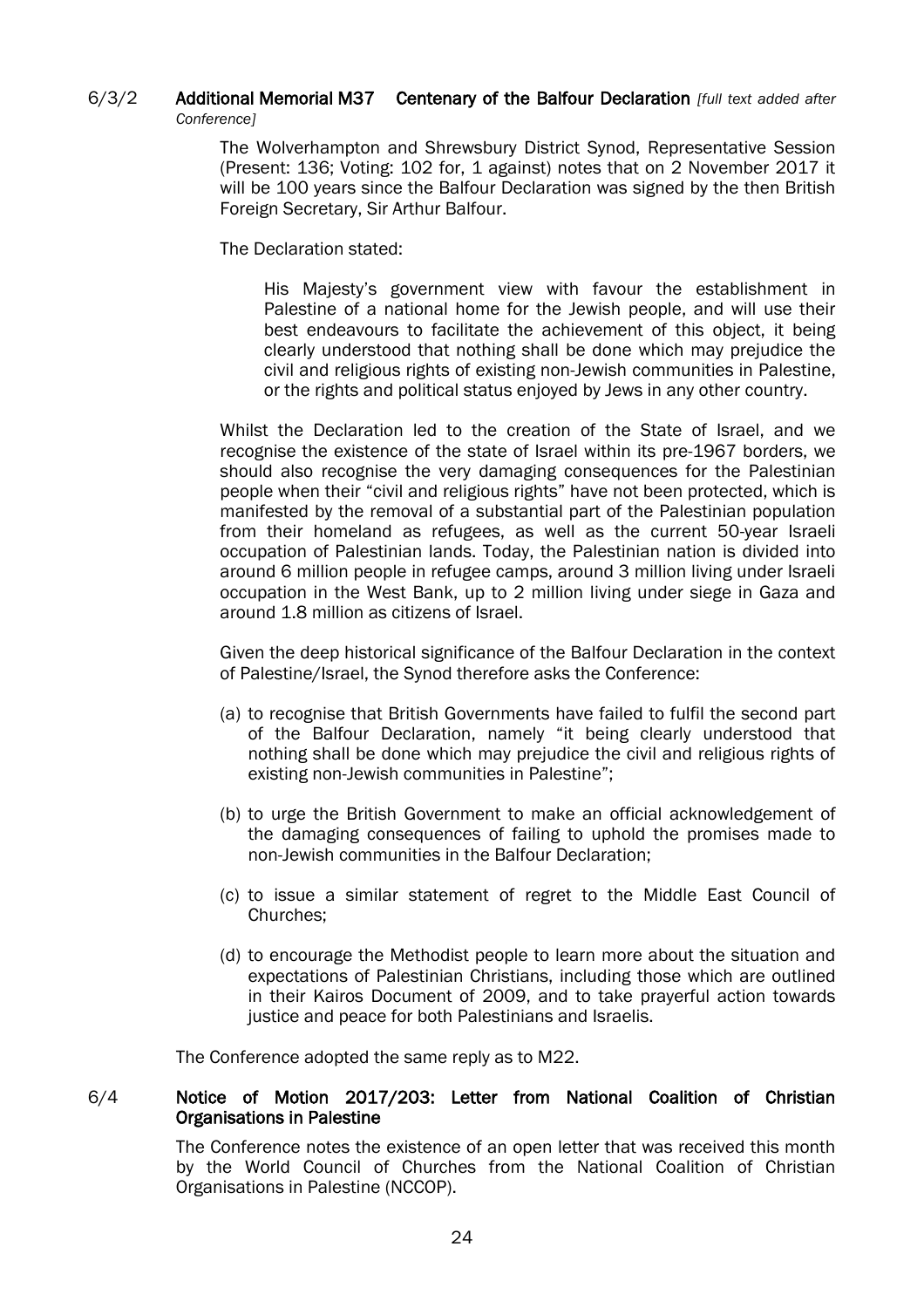### 6/3/2 **Additional Memorial M37 Centenary of the Balfour Declaration** *[full text added after Conference]*

The Wolverhampton and Shrewsbury District Synod, Representative Session (Present: 136; Voting: 102 for, 1 against) notes that on 2 November 2017 it will be 100 years since the Balfour Declaration was signed by the then British Foreign Secretary, Sir Arthur Balfour.

The Declaration stated:

> His Majesty's government view with favour the establishment in Palestine of a national home for the Jewish people, and will use their best endeavours to facilitate the achievement of this object, it being clearly understood that nothing shall be done which may prejudice the civil and religious rights of existing non-Jewish communities in Palestine, or the rights and political status enjoyed by Jews in any other country.

Whilst the Declaration led to the creation of the State of Israel, and we recognise the existence of the state of Israel within its pre-1967 borders, we should also recognise the very damaging consequences for the Palestinian people when their "civil and religious rights" have not been protected, which is manifested by the removal of a substantial part of the Palestinian population from their homeland as refugees, as well as the current 50-year Israeli occupation of Palestinian lands. Today, the Palestinian nation is divided into around 6 million people in refugee camps, around 3 million living under Israeli occupation in the West Bank, up to 2 million living under siege in Gaza and around 1.8 million as citizens of Israel.

Given the deep historical significance of the Balfour Declaration in the context of Palestine/Israel, the Synod therefore asks the Conference:

(a) to recognise that British Governments have failed to fulfil the second part of the Balfour Declaration, namely "it being clearly understood that nothing shall be done which may prejudice the civil and religious rights of existing non-Jewish communities in Palestine";

(b) to urge the British Government to make an official acknowledgement of the damaging consequences of failing to uphold the promises made to non-Jewish communities in the Balfour Declaration;

(c) to issue a similar statement of regret to the Middle East Council of Churches;

(d) to encourage the Methodist people to learn more about the situation and expectations of Palestinian Christians, including those which are outlined in their Kairos Document of 2009, and to take prayerful action towards justice and peace for both Palestinians and Israelis.

The Conference adopted the same reply as to M22.

### 6/4 **Notice of Motion 2017/203: Letter from National Coalition of Christian Organisations in Palestine**

The Conference notes the existence of an open letter that was received this month by the World Council of Churches from the National Coalition of Christian Organisations in Palestine (NCCOP).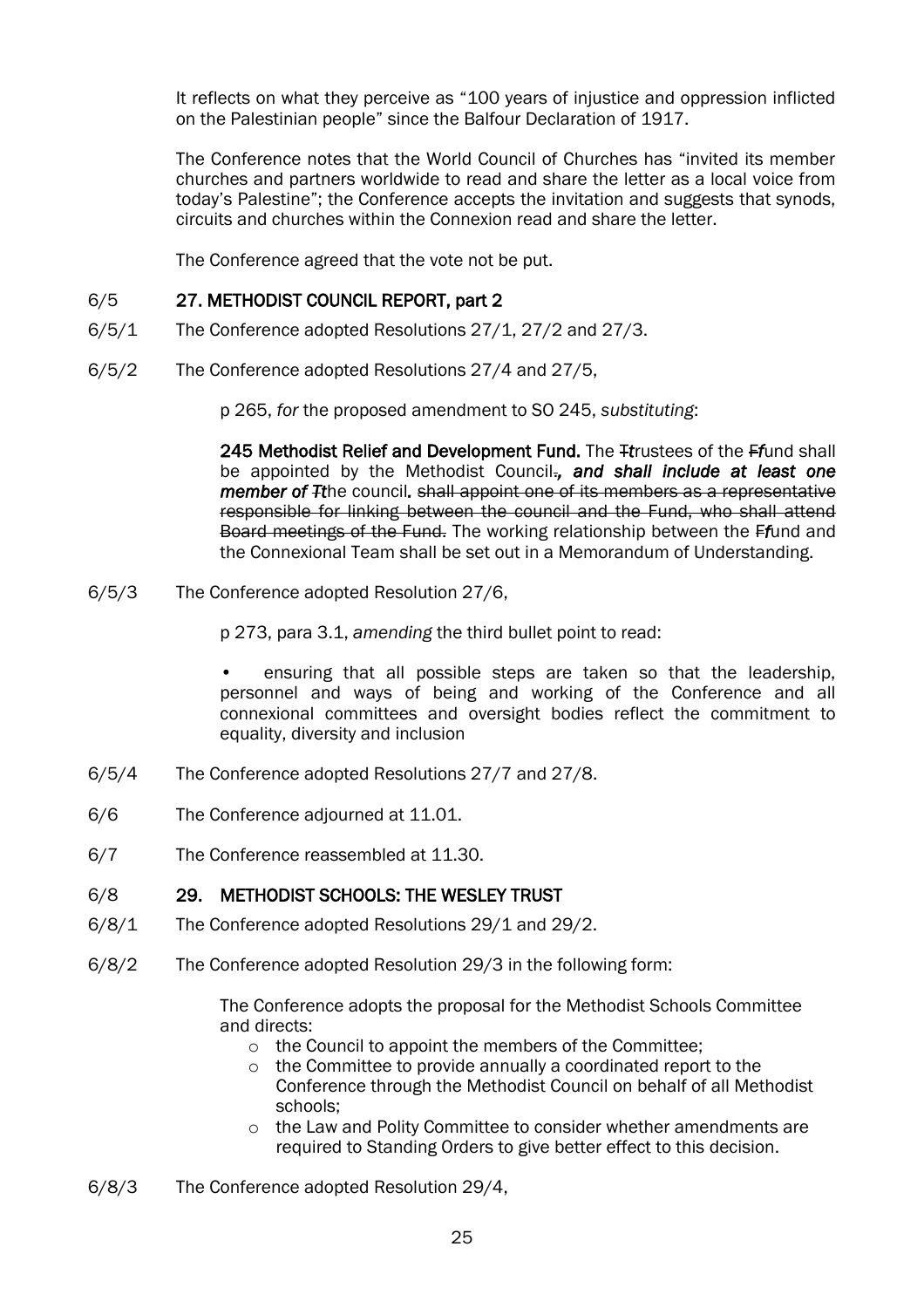It reflects on what they perceive as "100 years of injustice and oppression inflicted on the Palestinian people" since the Balfour Declaration of 1917.

The Conference notes that the World Council of Churches has "invited its member churches and partners worldwide to read and share the letter as a local voice from today's Palestine"; the Conference accepts the invitation and suggests that synods, circuits and churches within the Connexion read and share the letter.

The Conference agreed that the vote not be put.

6/5 **27. METHODIST COUNCIL REPORT, part 2**

6/5/1 The Conference adopted Resolutions 27/1, 27/2 and 27/3.

6/5/2 The Conference adopted Resolutions 27/4 and 27/5,

p 265, *for* the proposed amendment to SO 245, *substituting*:

**245 Methodist Relief and Development Fund.** The ~~T~~*t*rustees of the ~~F~~*f*und shall be appointed by the Methodist Council~~.~~***, and shall include at least one member of*** ~~T~~*t*he council**.** ~~shall appoint one of its members as a representative responsible for linking between the council and the Fund, who shall attend Board meetings of the Fund.~~ The working relationship between the ~~F~~*f*und and the Connexional Team shall be set out in a Memorandum of Understanding.

6/5/3 The Conference adopted Resolution 27/6,

p 273, para 3.1, *amending* the third bullet point to read:

- ensuring that all possible steps are taken so that the leadership, personnel and ways of being and working of the Conference and all connexional committees and oversight bodies reflect the commitment to equality, diversity and inclusion

6/5/4 The Conference adopted Resolutions 27/7 and 27/8.

6/6 The Conference adjourned at 11.01.

6/7 The Conference reassembled at 11.30.

6/8 **29. METHODIST SCHOOLS: THE WESLEY TRUST**

6/8/1 The Conference adopted Resolutions 29/1 and 29/2.

6/8/2 The Conference adopted Resolution 29/3 in the following form:

The Conference adopts the proposal for the Methodist Schools Committee and directs:

- the Council to appoint the members of the Committee;
- the Committee to provide annually a coordinated report to the Conference through the Methodist Council on behalf of all Methodist schools;
- the Law and Polity Committee to consider whether amendments are required to Standing Orders to give better effect to this decision.

6/8/3 The Conference adopted Resolution 29/4,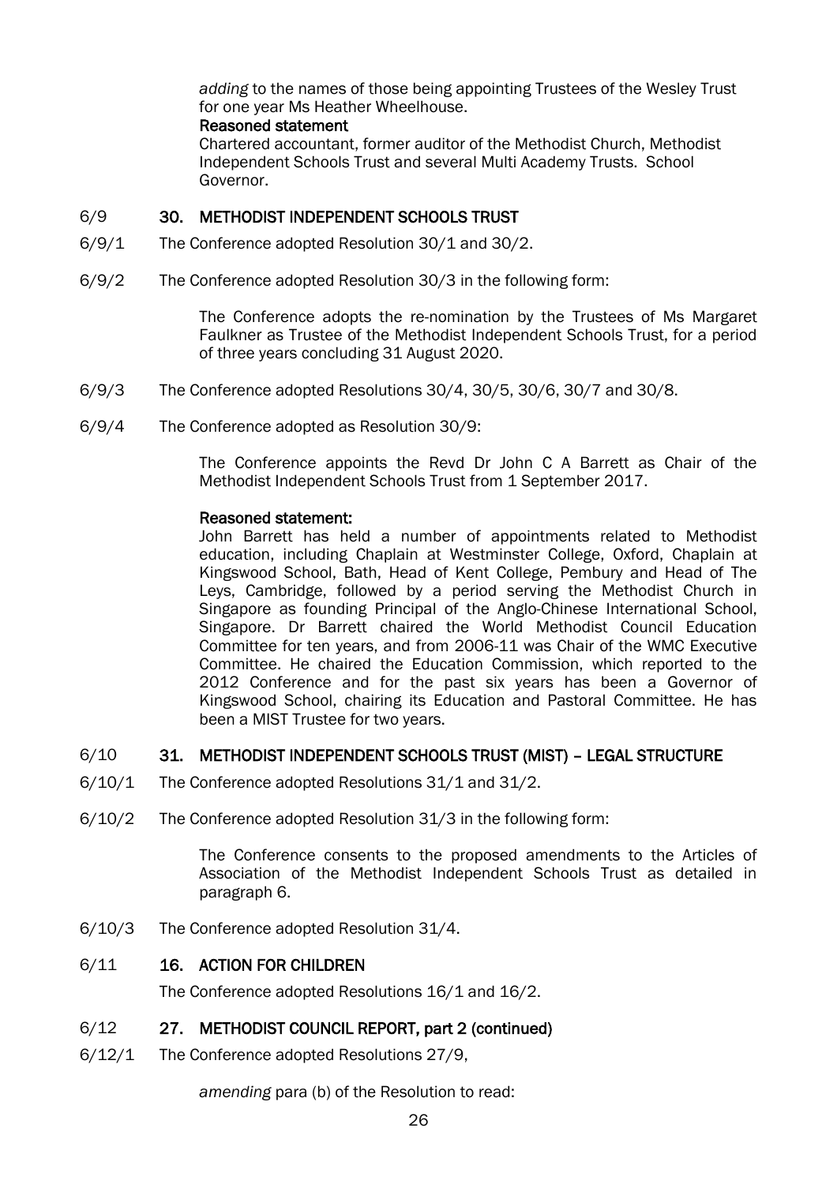*adding* to the names of those being appointing Trustees of the Wesley Trust for one year Ms Heather Wheelhouse.

**Reasoned statement**

Chartered accountant, former auditor of the Methodist Church, Methodist Independent Schools Trust and several Multi Academy Trusts. School Governor.

6/9 **30. METHODIST INDEPENDENT SCHOOLS TRUST**

6/9/1 The Conference adopted Resolution 30/1 and 30/2.

6/9/2 The Conference adopted Resolution 30/3 in the following form:

> The Conference adopts the re-nomination by the Trustees of Ms Margaret Faulkner as Trustee of the Methodist Independent Schools Trust, for a period of three years concluding 31 August 2020.

6/9/3 The Conference adopted Resolutions 30/4, 30/5, 30/6, 30/7 and 30/8.

6/9/4 The Conference adopted as Resolution 30/9:

> The Conference appoints the Revd Dr John C A Barrett as Chair of the Methodist Independent Schools Trust from 1 September 2017.
>
> **Reasoned statement:**
>
> John Barrett has held a number of appointments related to Methodist education, including Chaplain at Westminster College, Oxford, Chaplain at Kingswood School, Bath, Head of Kent College, Pembury and Head of The Leys, Cambridge, followed by a period serving the Methodist Church in Singapore as founding Principal of the Anglo-Chinese International School, Singapore. Dr Barrett chaired the World Methodist Council Education Committee for ten years, and from 2006-11 was Chair of the WMC Executive Committee. He chaired the Education Commission, which reported to the 2012 Conference and for the past six years has been a Governor of Kingswood School, chairing its Education and Pastoral Committee. He has been a MIST Trustee for two years.

6/10 **31. METHODIST INDEPENDENT SCHOOLS TRUST (MIST) – LEGAL STRUCTURE**

6/10/1 The Conference adopted Resolutions 31/1 and 31/2.

6/10/2 The Conference adopted Resolution 31/3 in the following form:

> The Conference consents to the proposed amendments to the Articles of Association of the Methodist Independent Schools Trust as detailed in paragraph 6.

6/10/3 The Conference adopted Resolution 31/4.

6/11 **16. ACTION FOR CHILDREN**

The Conference adopted Resolutions 16/1 and 16/2.

6/12 **27. METHODIST COUNCIL REPORT, part 2 (continued)**

6/12/1 The Conference adopted Resolutions 27/9,

> *amending* para (b) of the Resolution to read: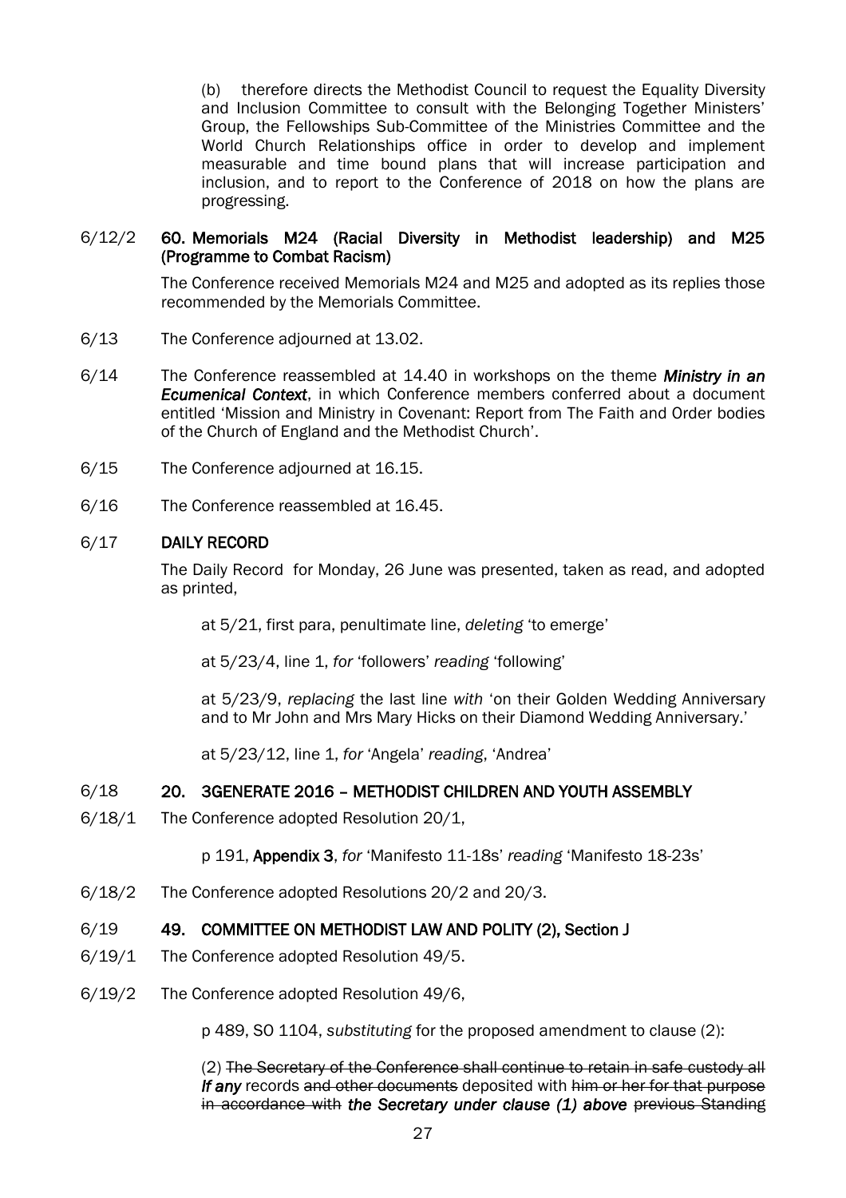(b) therefore directs the Methodist Council to request the Equality Diversity and Inclusion Committee to consult with the Belonging Together Ministers' Group, the Fellowships Sub-Committee of the Ministries Committee and the World Church Relationships office in order to develop and implement measurable and time bound plans that will increase participation and inclusion, and to report to the Conference of 2018 on how the plans are progressing.

6/12/2 **60. Memorials M24 (Racial Diversity in Methodist leadership) and M25 (Programme to Combat Racism)**

The Conference received Memorials M24 and M25 and adopted as its replies those recommended by the Memorials Committee.

6/13 The Conference adjourned at 13.02.

6/14 The Conference reassembled at 14.40 in workshops on the theme ***Ministry in an Ecumenical Context***, in which Conference members conferred about a document entitled 'Mission and Ministry in Covenant: Report from The Faith and Order bodies of the Church of England and the Methodist Church'.

6/15 The Conference adjourned at 16.15.

6/16 The Conference reassembled at 16.45.

6/17 **DAILY RECORD**

The Daily Record for Monday, 26 June was presented, taken as read, and adopted as printed,

at 5/21, first para, penultimate line, *deleting* 'to emerge'

at 5/23/4, line 1, *for* 'followers' *reading* 'following'

at 5/23/9, *replacing* the last line *with* 'on their Golden Wedding Anniversary and to Mr John and Mrs Mary Hicks on their Diamond Wedding Anniversary.'

at 5/23/12, line 1, *for* 'Angela' *reading*, 'Andrea'

6/18 **20. 3GENERATE 2016 – METHODIST CHILDREN AND YOUTH ASSEMBLY**

6/18/1 The Conference adopted Resolution 20/1,

p 191, **Appendix 3**, *for* 'Manifesto 11-18s' *reading* 'Manifesto 18-23s'

6/18/2 The Conference adopted Resolutions 20/2 and 20/3.

6/19 **49. COMMITTEE ON METHODIST LAW AND POLITY (2), Section J**

6/19/1 The Conference adopted Resolution 49/5.

6/19/2 The Conference adopted Resolution 49/6,

p 489, SO 1104, *substituting* for the proposed amendment to clause (2):

(2) ~~The Secretary of the Conference shall continue to retain in safe custody all~~ ***If any*** records ~~and other documents~~ deposited with ~~him or her for that purpose in accordance with~~ ***the Secretary under clause (1) above*** ~~previous Standing~~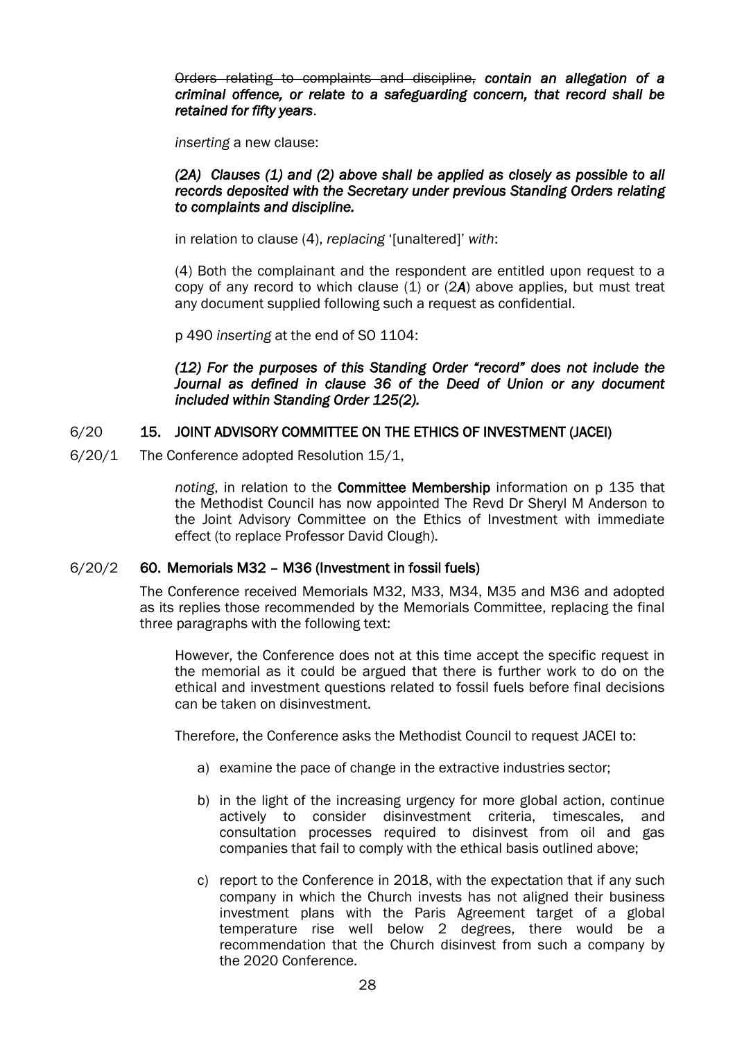~~Orders relating to complaints and discipline,~~ ***contain an allegation of a criminal offence, or relate to a safeguarding concern, that record shall be retained for fifty years***.

*inserting* a new clause:

***(2A) Clauses (1) and (2) above shall be applied as closely as possible to all records deposited with the Secretary under previous Standing Orders relating to complaints and discipline.***

in relation to clause (4), *replacing* '[unaltered]' *with*:

(4) Both the complainant and the respondent are entitled upon request to a copy of any record to which clause (1) or (2***A***) above applies, but must treat any document supplied following such a request as confidential.

p 490 *inserting* at the end of SO 1104:

***(12) For the purposes of this Standing Order "record" does not include the Journal as defined in clause 36 of the Deed of Union or any document included within Standing Order 125(2).***

6/20 **15. JOINT ADVISORY COMMITTEE ON THE ETHICS OF INVESTMENT (JACEI)**

6/20/1 The Conference adopted Resolution 15/1,

*noting*, in relation to the **Committee Membership** information on p 135 that the Methodist Council has now appointed The Revd Dr Sheryl M Anderson to the Joint Advisory Committee on the Ethics of Investment with immediate effect (to replace Professor David Clough).

6/20/2 **60. Memorials M32 – M36 (Investment in fossil fuels)**

The Conference received Memorials M32, M33, M34, M35 and M36 and adopted as its replies those recommended by the Memorials Committee, replacing the final three paragraphs with the following text:

However, the Conference does not at this time accept the specific request in the memorial as it could be argued that there is further work to do on the ethical and investment questions related to fossil fuels before final decisions can be taken on disinvestment.

Therefore, the Conference asks the Methodist Council to request JACEI to:

a) examine the pace of change in the extractive industries sector;

b) in the light of the increasing urgency for more global action, continue actively to consider disinvestment criteria, timescales, and consultation processes required to disinvest from oil and gas companies that fail to comply with the ethical basis outlined above;

c) report to the Conference in 2018, with the expectation that if any such company in which the Church invests has not aligned their business investment plans with the Paris Agreement target of a global temperature rise well below 2 degrees, there would be a recommendation that the Church disinvest from such a company by the 2020 Conference.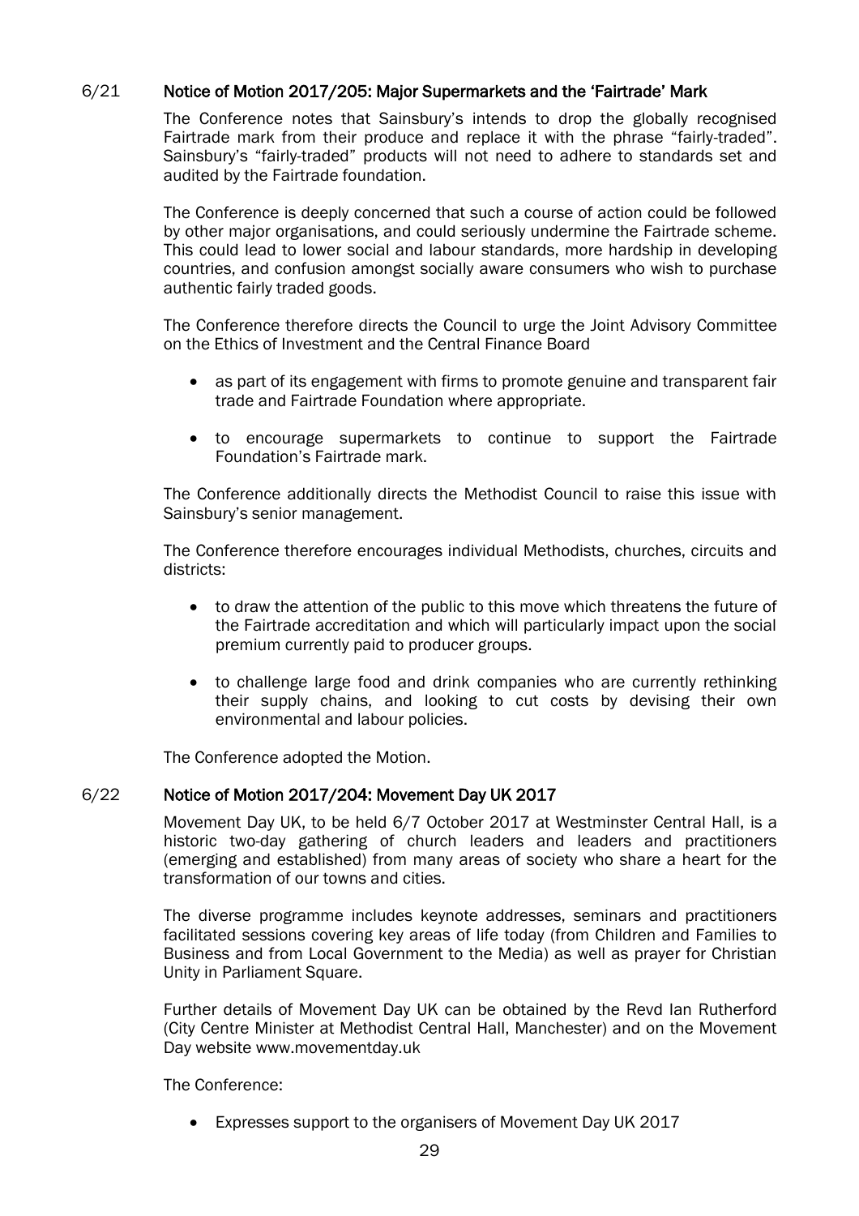## 6/21 Notice of Motion 2017/205: Major Supermarkets and the 'Fairtrade' Mark

The Conference notes that Sainsbury's intends to drop the globally recognised Fairtrade mark from their produce and replace it with the phrase "fairly-traded". Sainsbury's "fairly-traded" products will not need to adhere to standards set and audited by the Fairtrade foundation.

The Conference is deeply concerned that such a course of action could be followed by other major organisations, and could seriously undermine the Fairtrade scheme. This could lead to lower social and labour standards, more hardship in developing countries, and confusion amongst socially aware consumers who wish to purchase authentic fairly traded goods.

The Conference therefore directs the Council to urge the Joint Advisory Committee on the Ethics of Investment and the Central Finance Board

- as part of its engagement with firms to promote genuine and transparent fair trade and Fairtrade Foundation where appropriate.
- to encourage supermarkets to continue to support the Fairtrade Foundation's Fairtrade mark.

The Conference additionally directs the Methodist Council to raise this issue with Sainsbury's senior management.

The Conference therefore encourages individual Methodists, churches, circuits and districts:

- to draw the attention of the public to this move which threatens the future of the Fairtrade accreditation and which will particularly impact upon the social premium currently paid to producer groups.
- to challenge large food and drink companies who are currently rethinking their supply chains, and looking to cut costs by devising their own environmental and labour policies.

The Conference adopted the Motion.

## 6/22 Notice of Motion 2017/204: Movement Day UK 2017

Movement Day UK, to be held 6/7 October 2017 at Westminster Central Hall, is a historic two-day gathering of church leaders and leaders and practitioners (emerging and established) from many areas of society who share a heart for the transformation of our towns and cities.

The diverse programme includes keynote addresses, seminars and practitioners facilitated sessions covering key areas of life today (from Children and Families to Business and from Local Government to the Media) as well as prayer for Christian Unity in Parliament Square.

Further details of Movement Day UK can be obtained by the Revd Ian Rutherford (City Centre Minister at Methodist Central Hall, Manchester) and on the Movement Day website www.movementday.uk

The Conference:

- Expresses support to the organisers of Movement Day UK 2017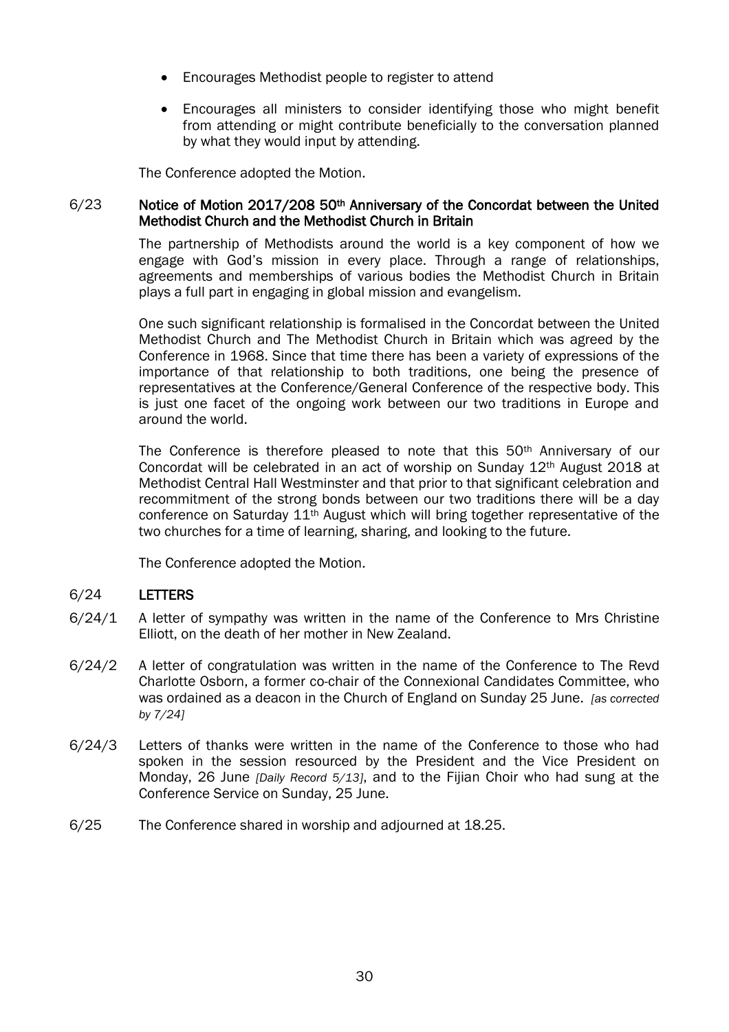- Encourages Methodist people to register to attend
- Encourages all ministers to consider identifying those who might benefit from attending or might contribute beneficially to the conversation planned by what they would input by attending.

The Conference adopted the Motion.

6/23 **Notice of Motion 2017/208 50th Anniversary of the Concordat between the United Methodist Church and the Methodist Church in Britain**

The partnership of Methodists around the world is a key component of how we engage with God's mission in every place. Through a range of relationships, agreements and memberships of various bodies the Methodist Church in Britain plays a full part in engaging in global mission and evangelism.

One such significant relationship is formalised in the Concordat between the United Methodist Church and The Methodist Church in Britain which was agreed by the Conference in 1968. Since that time there has been a variety of expressions of the importance of that relationship to both traditions, one being the presence of representatives at the Conference/General Conference of the respective body. This is just one facet of the ongoing work between our two traditions in Europe and around the world.

The Conference is therefore pleased to note that this 50th Anniversary of our Concordat will be celebrated in an act of worship on Sunday 12th August 2018 at Methodist Central Hall Westminster and that prior to that significant celebration and recommitment of the strong bonds between our two traditions there will be a day conference on Saturday 11th August which will bring together representative of the two churches for a time of learning, sharing, and looking to the future.

The Conference adopted the Motion.

6/24 **LETTERS**

6/24/1 A letter of sympathy was written in the name of the Conference to Mrs Christine Elliott, on the death of her mother in New Zealand.

6/24/2 A letter of congratulation was written in the name of the Conference to The Revd Charlotte Osborn, a former co-chair of the Connexional Candidates Committee, who was ordained as a deacon in the Church of England on Sunday 25 June. *[as corrected by 7/24]*

6/24/3 Letters of thanks were written in the name of the Conference to those who had spoken in the session resourced by the President and the Vice President on Monday, 26 June *[Daily Record 5/13]*, and to the Fijian Choir who had sung at the Conference Service on Sunday, 25 June.

6/25 The Conference shared in worship and adjourned at 18.25.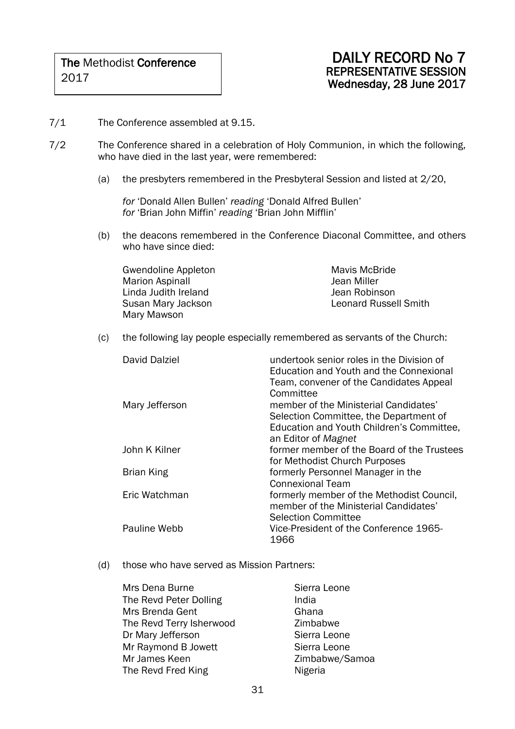**The** Methodist **Conference**
2017

# DAILY RECORD No 7
## REPRESENTATIVE SESSION
### Wednesday, 28 June 2017

7/1 The Conference assembled at 9.15.

7/2 The Conference shared in a celebration of Holy Communion, in which the following, who have died in the last year, were remembered:

(a) the presbyters remembered in the Presbyteral Session and listed at 2/20,

*for* 'Donald Allen Bullen' *reading* 'Donald Alfred Bullen'
*for* 'Brian John Miffin' *reading* 'Brian John Mifflin'

(b) the deacons remembered in the Conference Diaconal Committee, and others who have since died:

Gwendoline Appleton
Marion Aspinall
Linda Judith Ireland
Susan Mary Jackson
Mary Mawson
Mavis McBride
Jean Miller
Jean Robinson
Leonard Russell Smith

(c) the following lay people especially remembered as servants of the Church:

| | |
|---|---|
| David Dalziel | undertook senior roles in the Division of Education and Youth and the Connexional Team, convener of the Candidates Appeal Committee |
| Mary Jefferson | member of the Ministerial Candidates' Selection Committee, the Department of Education and Youth Children's Committee, an Editor of *Magnet* |
| John K Kilner | former member of the Board of the Trustees for Methodist Church Purposes |
| Brian King | formerly Personnel Manager in the Connexional Team |
| Eric Watchman | formerly member of the Methodist Council, member of the Ministerial Candidates' Selection Committee |
| Pauline Webb | Vice-President of the Conference 1965-1966 |

(d) those who have served as Mission Partners:

| | |
|---|---|
| Mrs Dena Burne | Sierra Leone |
| The Revd Peter Dolling | India |
| Mrs Brenda Gent | Ghana |
| The Revd Terry Isherwood | Zimbabwe |
| Dr Mary Jefferson | Sierra Leone |
| Mr Raymond B Jowett | Sierra Leone |
| Mr James Keen | Zimbabwe/Samoa |
| The Revd Fred King | Nigeria |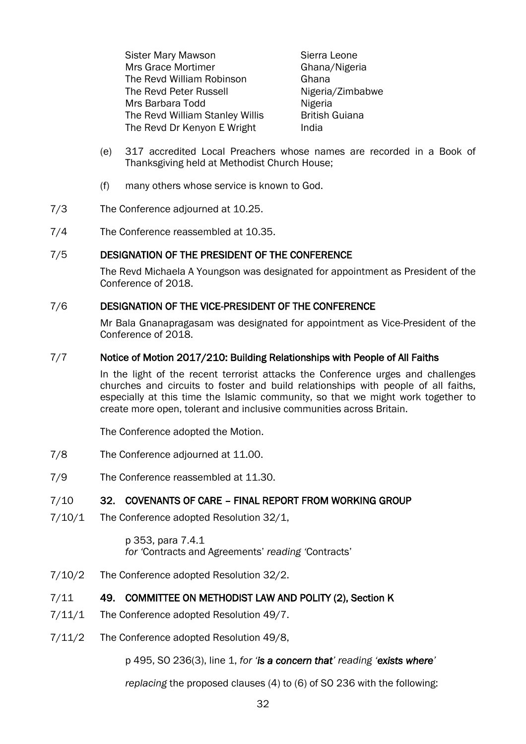| | |
|---|---|
| Sister Mary Mawson | Sierra Leone |
| Mrs Grace Mortimer | Ghana/Nigeria |
| The Revd William Robinson | Ghana |
| The Revd Peter Russell | Nigeria/Zimbabwe |
| Mrs Barbara Todd | Nigeria |
| The Revd William Stanley Willis | British Guiana |
| The Revd Dr Kenyon E Wright | India |

(e) 317 accredited Local Preachers whose names are recorded in a Book of Thanksgiving held at Methodist Church House;

(f) many others whose service is known to God.

7/3 The Conference adjourned at 10.25.

7/4 The Conference reassembled at 10.35.

7/5 **DESIGNATION OF THE PRESIDENT OF THE CONFERENCE**

The Revd Michaela A Youngson was designated for appointment as President of the Conference of 2018.

7/6 **DESIGNATION OF THE VICE-PRESIDENT OF THE CONFERENCE**

Mr Bala Gnanapragasam was designated for appointment as Vice-President of the Conference of 2018.

7/7 **Notice of Motion 2017/210: Building Relationships with People of All Faiths**

In the light of the recent terrorist attacks the Conference urges and challenges churches and circuits to foster and build relationships with people of all faiths, especially at this time the Islamic community, so that we might work together to create more open, tolerant and inclusive communities across Britain.

The Conference adopted the Motion.

7/8 The Conference adjourned at 11.00.

7/9 The Conference reassembled at 11.30.

7/10 **32. COVENANTS OF CARE – FINAL REPORT FROM WORKING GROUP**

7/10/1 The Conference adopted Resolution 32/1,

p 353, para 7.4.1
*for* 'Contracts and Agreements' *reading* 'Contracts'

7/10/2 The Conference adopted Resolution 32/2.

7/11 **49. COMMITTEE ON METHODIST LAW AND POLITY (2), Section K**

7/11/1 The Conference adopted Resolution 49/7.

7/11/2 The Conference adopted Resolution 49/8,

p 495, SO 236(3), line 1, *for* '***is a concern that***' *reading* '***exists where***'

*replacing* the proposed clauses (4) to (6) of SO 236 with the following: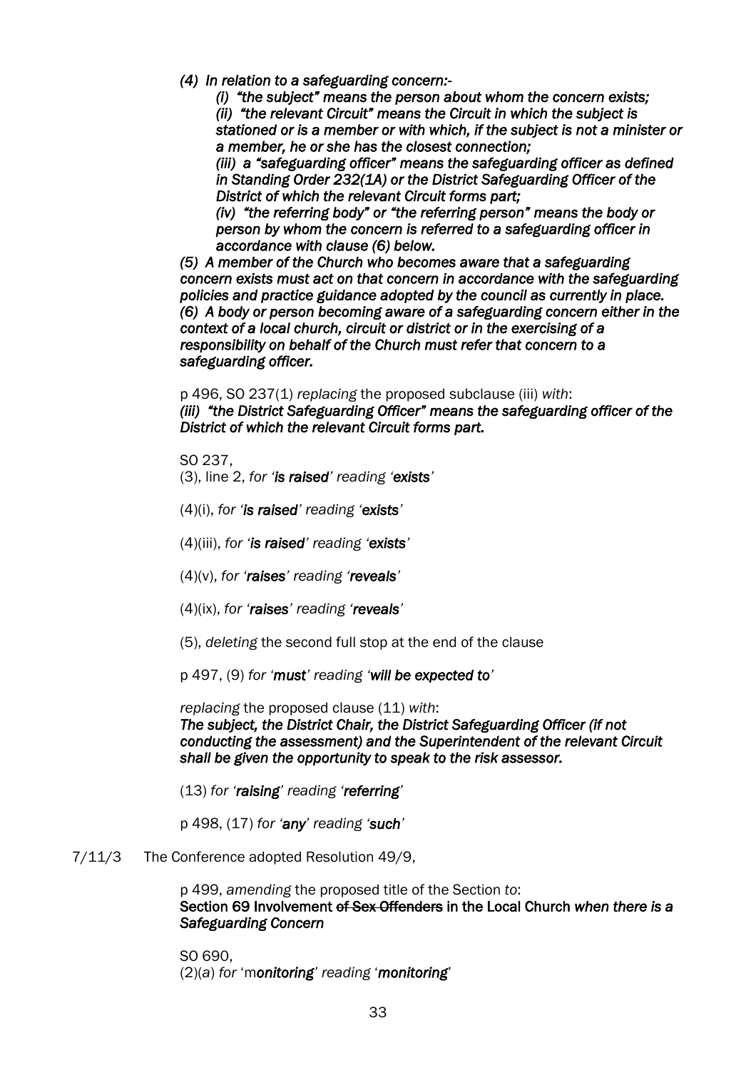*(4) In relation to a safeguarding concern:-*

*(i) "the subject" means the person about whom the concern exists;*

*(ii) "the relevant Circuit" means the Circuit in which the subject is stationed or is a member or with which, if the subject is not a minister or a member, he or she has the closest connection;*

*(iii) a "safeguarding officer" means the safeguarding officer as defined in Standing Order 232(1A) or the District Safeguarding Officer of the District of which the relevant Circuit forms part;*

*(iv) "the referring body" or "the referring person" means the body or person by whom the concern is referred to a safeguarding officer in accordance with clause (6) below.*

*(5) A member of the Church who becomes aware that a safeguarding concern exists must act on that concern in accordance with the safeguarding policies and practice guidance adopted by the council as currently in place.*

*(6) A body or person becoming aware of a safeguarding concern either in the context of a local church, circuit or district or in the exercising of a responsibility on behalf of the Church must refer that concern to a safeguarding officer.*

p 496, SO 237(1) *replacing* the proposed subclause (iii) *with*:
***(iii) "the District Safeguarding Officer" means the safeguarding officer of the District of which the relevant Circuit forms part.***

SO 237,
(3), line 2, *for '**is raised**' reading '**exists**'*

(4)(i), *for '**is raised**' reading '**exists**'*

(4)(iii), *for '**is raised**' reading '**exists**'*

(4)(v), *for '**raises**' reading '**reveals**'*

(4)(ix), *for '**raises**' reading '**reveals**'*

(5), *deleting* the second full stop at the end of the clause

p 497, (9) *for '**must**' reading '**will be expected to**'*

*replacing* the proposed clause (11) *with*:
***The subject, the District Chair, the District Safeguarding Officer (if not conducting the assessment) and the Superintendent of the relevant Circuit shall be given the opportunity to speak to the risk assessor.***

(13) *for '**raising**' reading '**referring**'*

p 498, (17) *for '**any**' reading '**such**'*

7/11/3 The Conference adopted Resolution 49/9,

p 499, *amending* the proposed title of the Section *to*:
**Section 69 Involvement ~~of Sex Offenders~~ in the Local Church** ***when there is a Safeguarding Concern***

SO 690,
(2)(*a*) *for* 'm***onitoring***' *reading* '***monitoring***'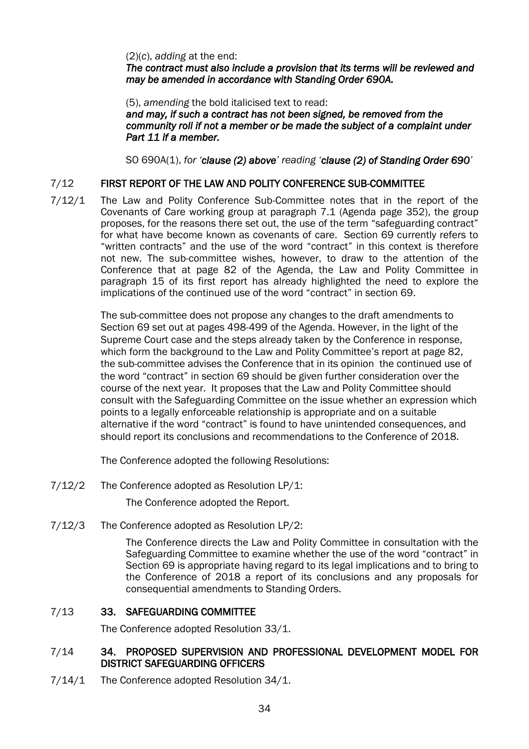(2)(c), *adding* at the end:
***The contract must also include a provision that its terms will be reviewed and may be amended in accordance with Standing Order 690A.***

(5), *amending* the bold italicised text to read:
***and may, if such a contract has not been signed, be removed from the community roll if not a member or be made the subject of a complaint under Part 11 if a member.***

SO 690A(1), *for '****clause (2) above****' reading '****clause (2) of Standing Order 690****'*

## 7/12 FIRST REPORT OF THE LAW AND POLITY CONFERENCE SUB-COMMITTEE

7/12/1 The Law and Polity Conference Sub-Committee notes that in the report of the Covenants of Care working group at paragraph 7.1 (Agenda page 352), the group proposes, for the reasons there set out, the use of the term "safeguarding contract" for what have become known as covenants of care. Section 69 currently refers to "written contracts" and the use of the word "contract" in this context is therefore not new. The sub-committee wishes, however, to draw to the attention of the Conference that at page 82 of the Agenda, the Law and Polity Committee in paragraph 15 of its first report has already highlighted the need to explore the implications of the continued use of the word "contract" in section 69.

The sub-committee does not propose any changes to the draft amendments to Section 69 set out at pages 498-499 of the Agenda. However, in the light of the Supreme Court case and the steps already taken by the Conference in response, which form the background to the Law and Polity Committee's report at page 82, the sub-committee advises the Conference that in its opinion the continued use of the word "contract" in section 69 should be given further consideration over the course of the next year. It proposes that the Law and Polity Committee should consult with the Safeguarding Committee on the issue whether an expression which points to a legally enforceable relationship is appropriate and on a suitable alternative if the word "contract" is found to have unintended consequences, and should report its conclusions and recommendations to the Conference of 2018.

The Conference adopted the following Resolutions:

7/12/2 The Conference adopted as Resolution LP/1:

The Conference adopted the Report.

7/12/3 The Conference adopted as Resolution LP/2:

The Conference directs the Law and Polity Committee in consultation with the Safeguarding Committee to examine whether the use of the word "contract" in Section 69 is appropriate having regard to its legal implications and to bring to the Conference of 2018 a report of its conclusions and any proposals for consequential amendments to Standing Orders.

## 7/13 33. SAFEGUARDING COMMITTEE

The Conference adopted Resolution 33/1.

## 7/14 34. PROPOSED SUPERVISION AND PROFESSIONAL DEVELOPMENT MODEL FOR DISTRICT SAFEGUARDING OFFICERS

7/14/1 The Conference adopted Resolution 34/1.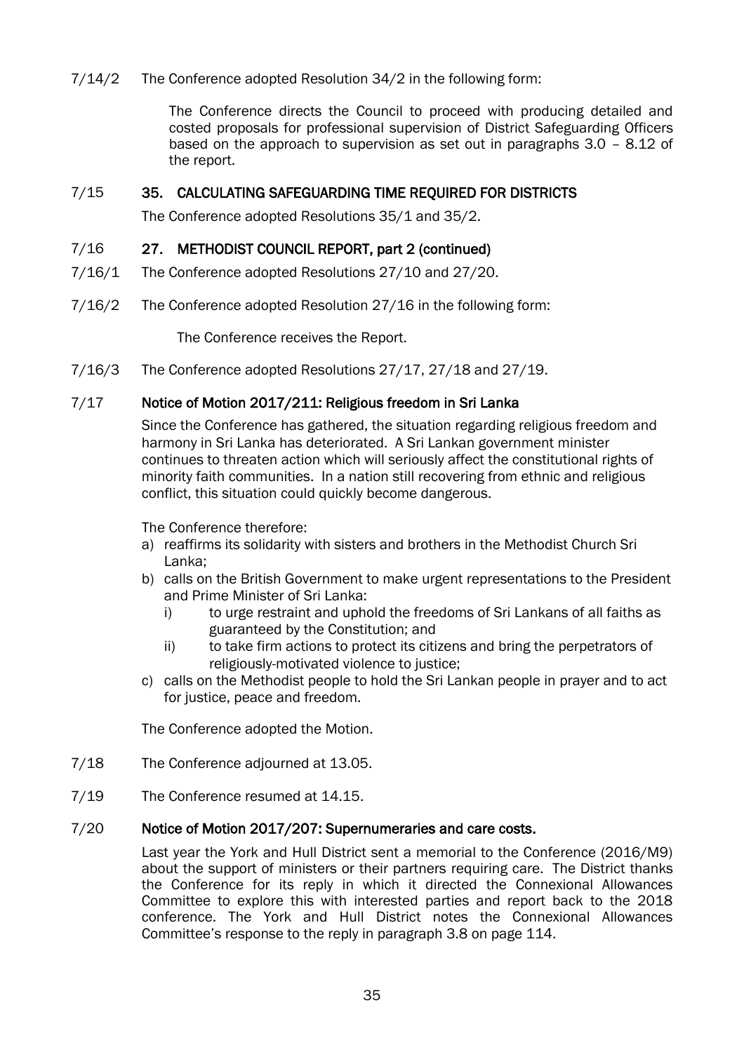7/14/2 The Conference adopted Resolution 34/2 in the following form:

> The Conference directs the Council to proceed with producing detailed and costed proposals for professional supervision of District Safeguarding Officers based on the approach to supervision as set out in paragraphs 3.0 – 8.12 of the report.

7/15 **35. CALCULATING SAFEGUARDING TIME REQUIRED FOR DISTRICTS**

The Conference adopted Resolutions 35/1 and 35/2.

7/16 **27. METHODIST COUNCIL REPORT, part 2 (continued)**

7/16/1 The Conference adopted Resolutions 27/10 and 27/20.

7/16/2 The Conference adopted Resolution 27/16 in the following form:

> The Conference receives the Report.

7/16/3 The Conference adopted Resolutions 27/17, 27/18 and 27/19.

7/17 **Notice of Motion 2017/211: Religious freedom in Sri Lanka**

Since the Conference has gathered, the situation regarding religious freedom and harmony in Sri Lanka has deteriorated. A Sri Lankan government minister continues to threaten action which will seriously affect the constitutional rights of minority faith communities. In a nation still recovering from ethnic and religious conflict, this situation could quickly become dangerous.

The Conference therefore:

a) reaffirms its solidarity with sisters and brothers in the Methodist Church Sri Lanka;
b) calls on the British Government to make urgent representations to the President and Prime Minister of Sri Lanka:
   i) to urge restraint and uphold the freedoms of Sri Lankans of all faiths as guaranteed by the Constitution; and
   ii) to take firm actions to protect its citizens and bring the perpetrators of religiously-motivated violence to justice;
c) calls on the Methodist people to hold the Sri Lankan people in prayer and to act for justice, peace and freedom.

The Conference adopted the Motion.

7/18 The Conference adjourned at 13.05.

7/19 The Conference resumed at 14.15.

7/20 **Notice of Motion 2017/207: Supernumeraries and care costs.**

Last year the York and Hull District sent a memorial to the Conference (2016/M9) about the support of ministers or their partners requiring care. The District thanks the Conference for its reply in which it directed the Connexional Allowances Committee to explore this with interested parties and report back to the 2018 conference. The York and Hull District notes the Connexional Allowances Committee's response to the reply in paragraph 3.8 on page 114.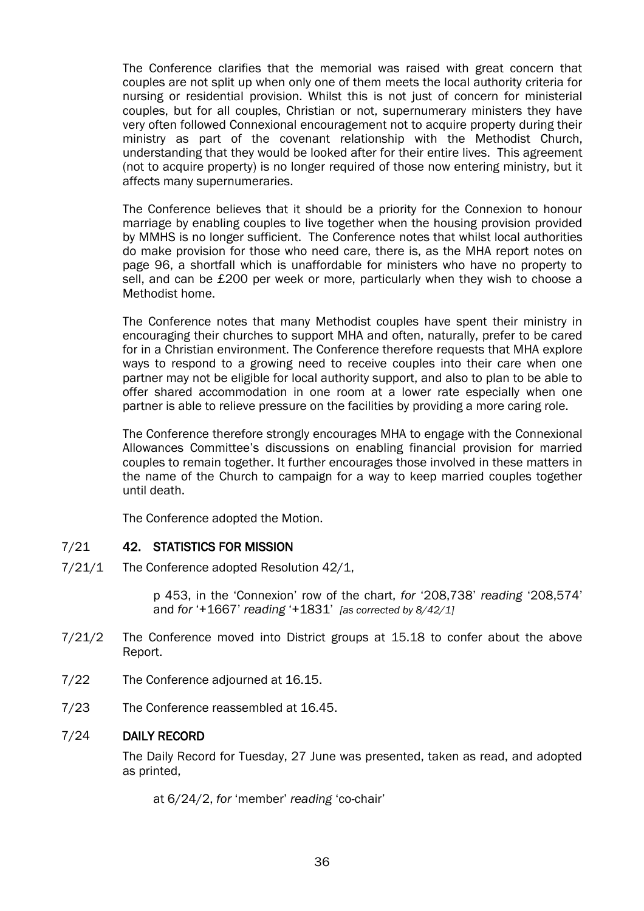The Conference clarifies that the memorial was raised with great concern that couples are not split up when only one of them meets the local authority criteria for nursing or residential provision. Whilst this is not just of concern for ministerial couples, but for all couples, Christian or not, supernumerary ministers they have very often followed Connexional encouragement not to acquire property during their ministry as part of the covenant relationship with the Methodist Church, understanding that they would be looked after for their entire lives. This agreement (not to acquire property) is no longer required of those now entering ministry, but it affects many supernumeraries.

The Conference believes that it should be a priority for the Connexion to honour marriage by enabling couples to live together when the housing provision provided by MMHS is no longer sufficient. The Conference notes that whilst local authorities do make provision for those who need care, there is, as the MHA report notes on page 96, a shortfall which is unaffordable for ministers who have no property to sell, and can be £200 per week or more, particularly when they wish to choose a Methodist home.

The Conference notes that many Methodist couples have spent their ministry in encouraging their churches to support MHA and often, naturally, prefer to be cared for in a Christian environment. The Conference therefore requests that MHA explore ways to respond to a growing need to receive couples into their care when one partner may not be eligible for local authority support, and also to plan to be able to offer shared accommodation in one room at a lower rate especially when one partner is able to relieve pressure on the facilities by providing a more caring role.

The Conference therefore strongly encourages MHA to engage with the Connexional Allowances Committee's discussions on enabling financial provision for married couples to remain together. It further encourages those involved in these matters in the name of the Church to campaign for a way to keep married couples together until death.

The Conference adopted the Motion.

7/21 **42. STATISTICS FOR MISSION**

7/21/1 The Conference adopted Resolution 42/1,

> p 453, in the 'Connexion' row of the chart, *for* '208,738' *reading* '208,574' and *for* '+1667' *reading* '+1831' *[as corrected by 8/42/1]*

7/21/2 The Conference moved into District groups at 15.18 to confer about the above Report.

7/22 The Conference adjourned at 16.15.

7/23 The Conference reassembled at 16.45.

7/24 **DAILY RECORD**

The Daily Record for Tuesday, 27 June was presented, taken as read, and adopted as printed,

> at 6/24/2, *for* 'member' *reading* 'co-chair'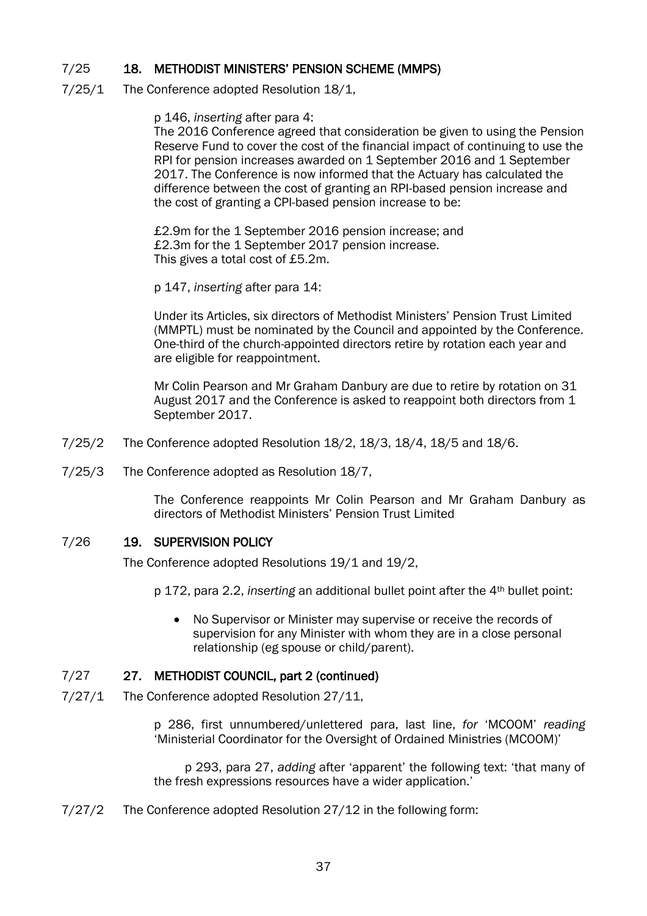## 7/25 18. METHODIST MINISTERS' PENSION SCHEME (MMPS)

7/25/1 The Conference adopted Resolution 18/1,

> p 146, *inserting* after para 4:
> The 2016 Conference agreed that consideration be given to using the Pension Reserve Fund to cover the cost of the financial impact of continuing to use the RPI for pension increases awarded on 1 September 2016 and 1 September 2017. The Conference is now informed that the Actuary has calculated the difference between the cost of granting an RPI-based pension increase and the cost of granting a CPI-based pension increase to be:
>
> £2.9m for the 1 September 2016 pension increase; and
> £2.3m for the 1 September 2017 pension increase.
> This gives a total cost of £5.2m.
>
> p 147, *inserting* after para 14:
>
> Under its Articles, six directors of Methodist Ministers' Pension Trust Limited (MMPTL) must be nominated by the Council and appointed by the Conference. One-third of the church-appointed directors retire by rotation each year and are eligible for reappointment.
>
> Mr Colin Pearson and Mr Graham Danbury are due to retire by rotation on 31 August 2017 and the Conference is asked to reappoint both directors from 1 September 2017.

7/25/2 The Conference adopted Resolution 18/2, 18/3, 18/4, 18/5 and 18/6.

7/25/3 The Conference adopted as Resolution 18/7,

> The Conference reappoints Mr Colin Pearson and Mr Graham Danbury as directors of Methodist Ministers' Pension Trust Limited

## 7/26 19. SUPERVISION POLICY

The Conference adopted Resolutions 19/1 and 19/2,

> p 172, para 2.2, *inserting* an additional bullet point after the 4th bullet point:
>
> - No Supervisor or Minister may supervise or receive the records of supervision for any Minister with whom they are in a close personal relationship (eg spouse or child/parent).

## 7/27 27. METHODIST COUNCIL, part 2 (continued)

7/27/1 The Conference adopted Resolution 27/11,

> p 286, first unnumbered/unlettered para, last line, *for* 'MCOOM' *reading* 'Ministerial Coordinator for the Oversight of Ordained Ministries (MCOOM)'
>
> p 293, para 27, *adding* after 'apparent' the following text: 'that many of the fresh expressions resources have a wider application.'

7/27/2 The Conference adopted Resolution 27/12 in the following form: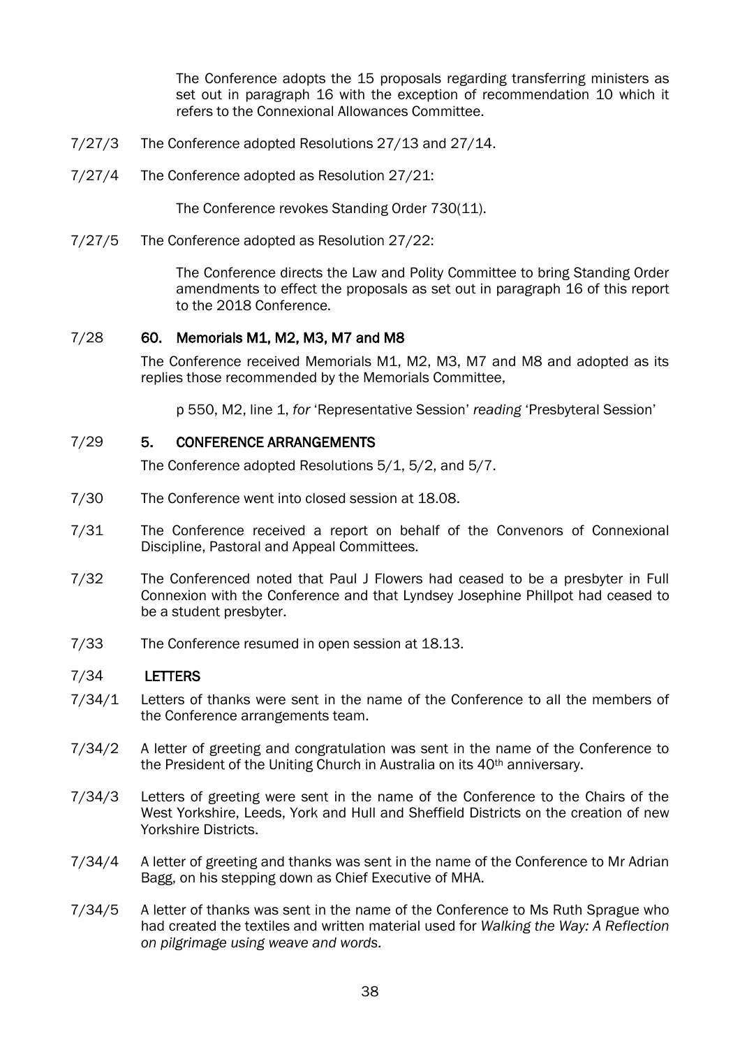The Conference adopts the 15 proposals regarding transferring ministers as set out in paragraph 16 with the exception of recommendation 10 which it refers to the Connexional Allowances Committee.

7/27/3 The Conference adopted Resolutions 27/13 and 27/14.

7/27/4 The Conference adopted as Resolution 27/21:

The Conference revokes Standing Order 730(11).

7/27/5 The Conference adopted as Resolution 27/22:

The Conference directs the Law and Polity Committee to bring Standing Order amendments to effect the proposals as set out in paragraph 16 of this report to the 2018 Conference.

7/28 **60. Memorials M1, M2, M3, M7 and M8**

The Conference received Memorials M1, M2, M3, M7 and M8 and adopted as its replies those recommended by the Memorials Committee,

p 550, M2, line 1, *for* 'Representative Session' *reading* 'Presbyteral Session'

7/29 **5. CONFERENCE ARRANGEMENTS**

The Conference adopted Resolutions 5/1, 5/2, and 5/7.

7/30 The Conference went into closed session at 18.08.

7/31 The Conference received a report on behalf of the Convenors of Connexional Discipline, Pastoral and Appeal Committees.

7/32 The Conferenced noted that Paul J Flowers had ceased to be a presbyter in Full Connexion with the Conference and that Lyndsey Josephine Phillpot had ceased to be a student presbyter.

7/33 The Conference resumed in open session at 18.13.

7/34 **LETTERS**

7/34/1 Letters of thanks were sent in the name of the Conference to all the members of the Conference arrangements team.

7/34/2 A letter of greeting and congratulation was sent in the name of the Conference to the President of the Uniting Church in Australia on its 40th anniversary.

7/34/3 Letters of greeting were sent in the name of the Conference to the Chairs of the West Yorkshire, Leeds, York and Hull and Sheffield Districts on the creation of new Yorkshire Districts.

7/34/4 A letter of greeting and thanks was sent in the name of the Conference to Mr Adrian Bagg, on his stepping down as Chief Executive of MHA.

7/34/5 A letter of thanks was sent in the name of the Conference to Ms Ruth Sprague who had created the textiles and written material used for *Walking the Way: A Reflection on pilgrimage using weave and words*.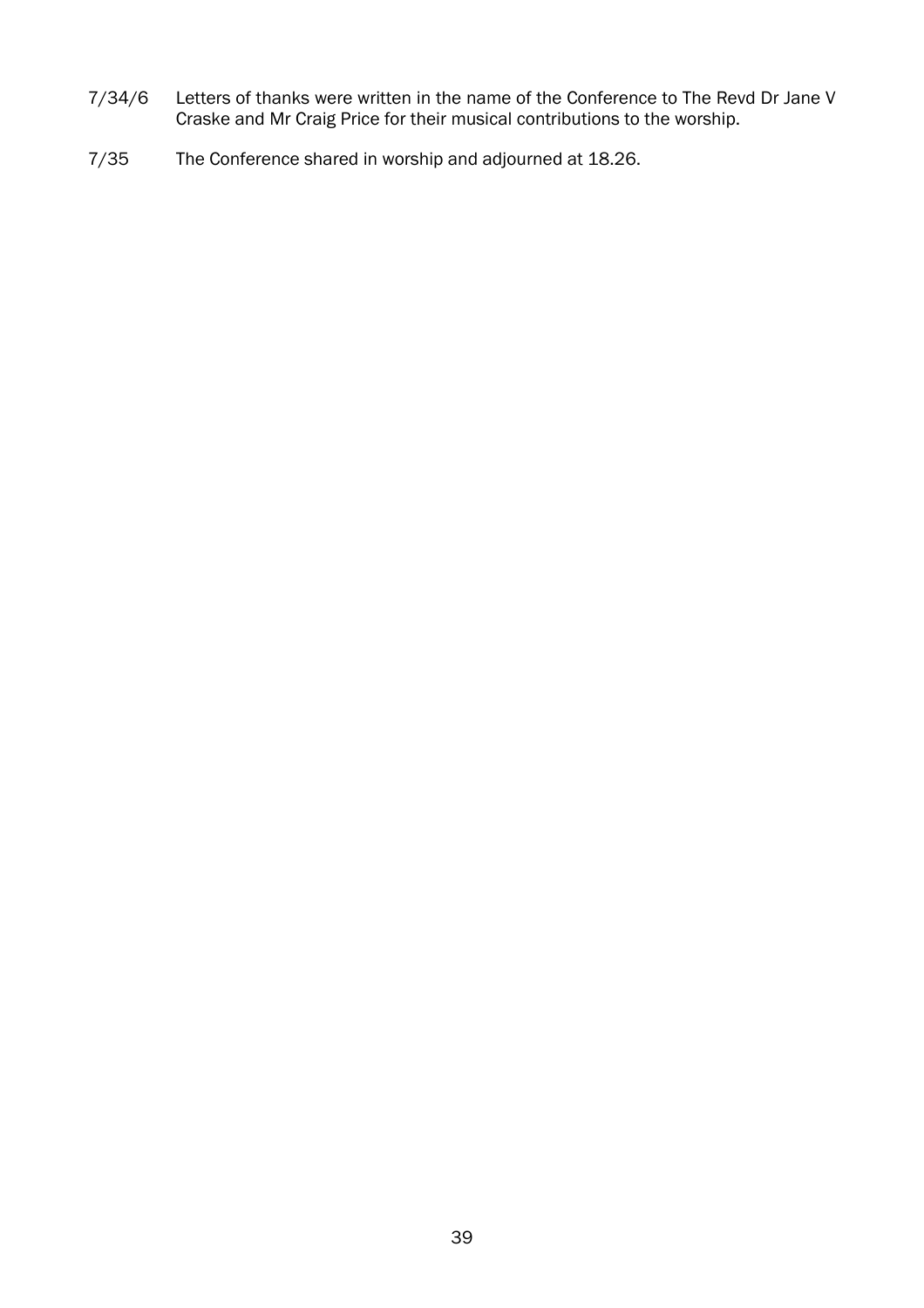7/34/6 Letters of thanks were written in the name of the Conference to The Revd Dr Jane V Craske and Mr Craig Price for their musical contributions to the worship.

7/35 The Conference shared in worship and adjourned at 18.26.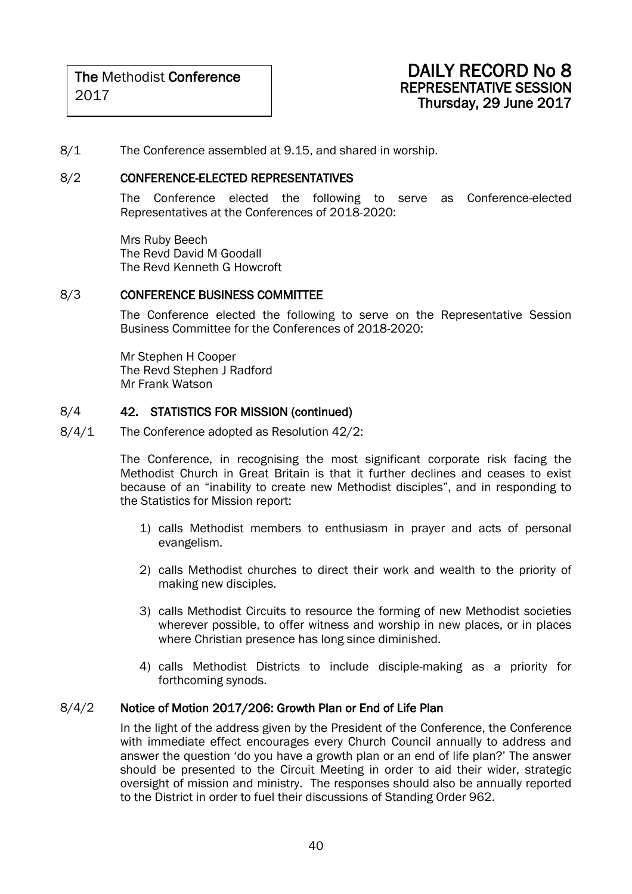**The** Methodist **Conference**
2017

# DAILY RECORD No 8
## REPRESENTATIVE SESSION
**Thursday, 29 June 2017**

8/1 The Conference assembled at 9.15, and shared in worship.

8/2 **CONFERENCE-ELECTED REPRESENTATIVES**

The Conference elected the following to serve as Conference-elected Representatives at the Conferences of 2018-2020:

Mrs Ruby Beech
The Revd David M Goodall
The Revd Kenneth G Howcroft

8/3 **CONFERENCE BUSINESS COMMITTEE**

The Conference elected the following to serve on the Representative Session Business Committee for the Conferences of 2018-2020:

Mr Stephen H Cooper
The Revd Stephen J Radford
Mr Frank Watson

8/4 **42. STATISTICS FOR MISSION (continued)**

8/4/1 The Conference adopted as Resolution 42/2:

The Conference, in recognising the most significant corporate risk facing the Methodist Church in Great Britain is that it further declines and ceases to exist because of an "inability to create new Methodist disciples", and in responding to the Statistics for Mission report:

1) calls Methodist members to enthusiasm in prayer and acts of personal evangelism.
2) calls Methodist churches to direct their work and wealth to the priority of making new disciples.
3) calls Methodist Circuits to resource the forming of new Methodist societies wherever possible, to offer witness and worship in new places, or in places where Christian presence has long since diminished.
4) calls Methodist Districts to include disciple-making as a priority for forthcoming synods.

8/4/2 **Notice of Motion 2017/206: Growth Plan or End of Life Plan**

In the light of the address given by the President of the Conference, the Conference with immediate effect encourages every Church Council annually to address and answer the question 'do you have a growth plan or an end of life plan?' The answer should be presented to the Circuit Meeting in order to aid their wider, strategic oversight of mission and ministry. The responses should also be annually reported to the District in order to fuel their discussions of Standing Order 962.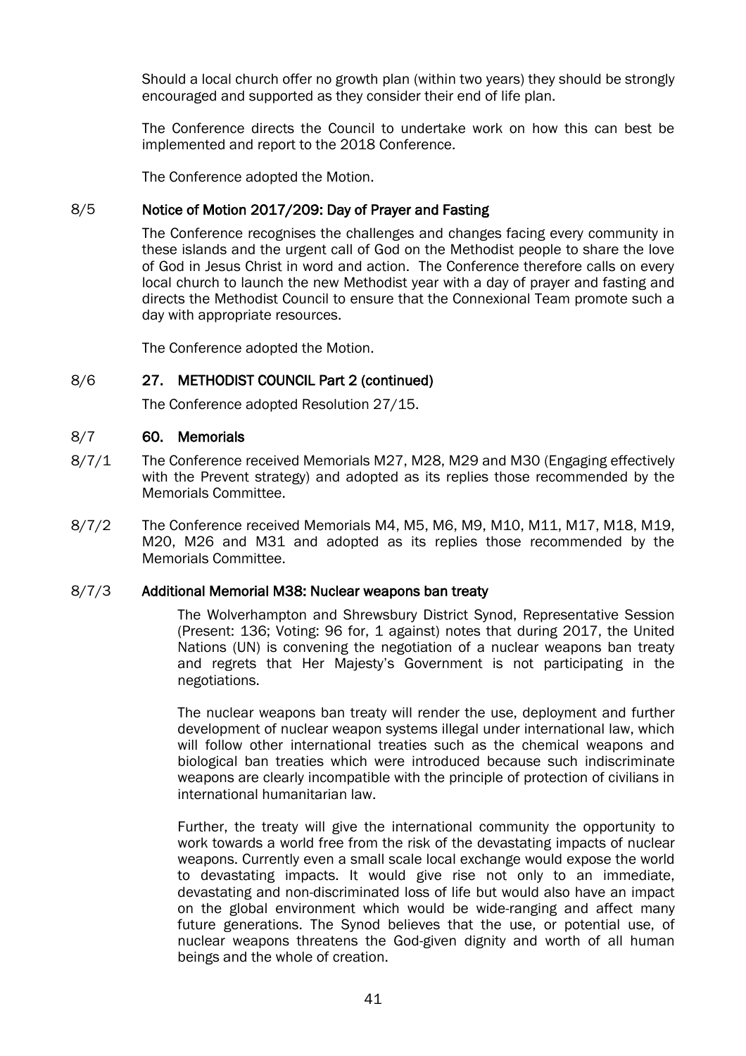Should a local church offer no growth plan (within two years) they should be strongly encouraged and supported as they consider their end of life plan.

The Conference directs the Council to undertake work on how this can best be implemented and report to the 2018 Conference.

The Conference adopted the Motion.

8/5 **Notice of Motion 2017/209: Day of Prayer and Fasting**

The Conference recognises the challenges and changes facing every community in these islands and the urgent call of God on the Methodist people to share the love of God in Jesus Christ in word and action. The Conference therefore calls on every local church to launch the new Methodist year with a day of prayer and fasting and directs the Methodist Council to ensure that the Connexional Team promote such a day with appropriate resources.

The Conference adopted the Motion.

8/6 **27. METHODIST COUNCIL Part 2 (continued)**

The Conference adopted Resolution 27/15.

8/7 **60. Memorials**

8/7/1 The Conference received Memorials M27, M28, M29 and M30 (Engaging effectively with the Prevent strategy) and adopted as its replies those recommended by the Memorials Committee.

8/7/2 The Conference received Memorials M4, M5, M6, M9, M10, M11, M17, M18, M19, M20, M26 and M31 and adopted as its replies those recommended by the Memorials Committee.

8/7/3 **Additional Memorial M38: Nuclear weapons ban treaty**

The Wolverhampton and Shrewsbury District Synod, Representative Session (Present: 136; Voting: 96 for, 1 against) notes that during 2017, the United Nations (UN) is convening the negotiation of a nuclear weapons ban treaty and regrets that Her Majesty's Government is not participating in the negotiations.

The nuclear weapons ban treaty will render the use, deployment and further development of nuclear weapon systems illegal under international law, which will follow other international treaties such as the chemical weapons and biological ban treaties which were introduced because such indiscriminate weapons are clearly incompatible with the principle of protection of civilians in international humanitarian law.

Further, the treaty will give the international community the opportunity to work towards a world free from the risk of the devastating impacts of nuclear weapons. Currently even a small scale local exchange would expose the world to devastating impacts. It would give rise not only to an immediate, devastating and non-discriminated loss of life but would also have an impact on the global environment which would be wide-ranging and affect many future generations. The Synod believes that the use, or potential use, of nuclear weapons threatens the God-given dignity and worth of all human beings and the whole of creation.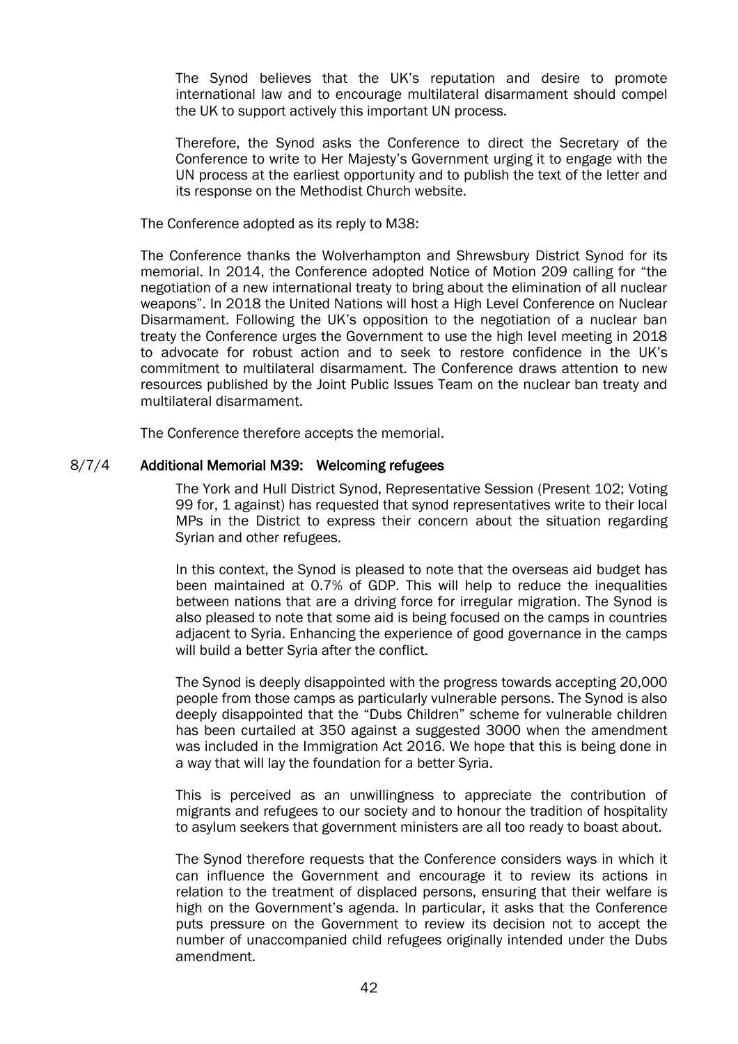The Synod believes that the UK's reputation and desire to promote international law and to encourage multilateral disarmament should compel the UK to support actively this important UN process.

Therefore, the Synod asks the Conference to direct the Secretary of the Conference to write to Her Majesty's Government urging it to engage with the UN process at the earliest opportunity and to publish the text of the letter and its response on the Methodist Church website.

The Conference adopted as its reply to M38:

The Conference thanks the Wolverhampton and Shrewsbury District Synod for its memorial. In 2014, the Conference adopted Notice of Motion 209 calling for "the negotiation of a new international treaty to bring about the elimination of all nuclear weapons". In 2018 the United Nations will host a High Level Conference on Nuclear Disarmament. Following the UK's opposition to the negotiation of a nuclear ban treaty the Conference urges the Government to use the high level meeting in 2018 to advocate for robust action and to seek to restore confidence in the UK's commitment to multilateral disarmament. The Conference draws attention to new resources published by the Joint Public Issues Team on the nuclear ban treaty and multilateral disarmament.

The Conference therefore accepts the memorial.

## 8/7/4 Additional Memorial M39: Welcoming refugees

The York and Hull District Synod, Representative Session (Present 102; Voting 99 for, 1 against) has requested that synod representatives write to their local MPs in the District to express their concern about the situation regarding Syrian and other refugees.

In this context, the Synod is pleased to note that the overseas aid budget has been maintained at 0.7% of GDP. This will help to reduce the inequalities between nations that are a driving force for irregular migration. The Synod is also pleased to note that some aid is being focused on the camps in countries adjacent to Syria. Enhancing the experience of good governance in the camps will build a better Syria after the conflict.

The Synod is deeply disappointed with the progress towards accepting 20,000 people from those camps as particularly vulnerable persons. The Synod is also deeply disappointed that the "Dubs Children" scheme for vulnerable children has been curtailed at 350 against a suggested 3000 when the amendment was included in the Immigration Act 2016. We hope that this is being done in a way that will lay the foundation for a better Syria.

This is perceived as an unwillingness to appreciate the contribution of migrants and refugees to our society and to honour the tradition of hospitality to asylum seekers that government ministers are all too ready to boast about.

The Synod therefore requests that the Conference considers ways in which it can influence the Government and encourage it to review its actions in relation to the treatment of displaced persons, ensuring that their welfare is high on the Government's agenda. In particular, it asks that the Conference puts pressure on the Government to review its decision not to accept the number of unaccompanied child refugees originally intended under the Dubs amendment.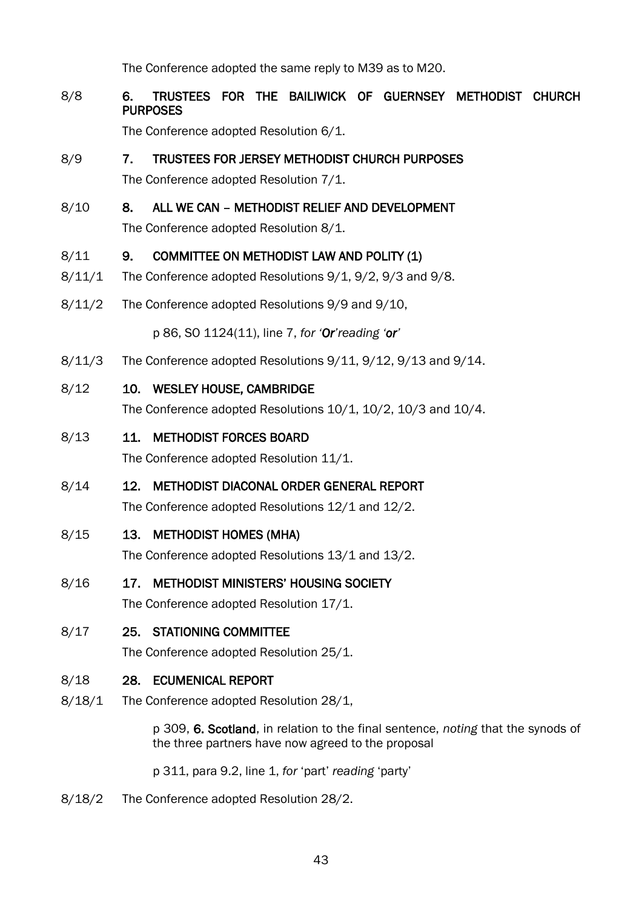The Conference adopted the same reply to M39 as to M20.

8/8 **6. TRUSTEES FOR THE BAILIWICK OF GUERNSEY METHODIST CHURCH PURPOSES**

The Conference adopted Resolution 6/1.

8/9 **7. TRUSTEES FOR JERSEY METHODIST CHURCH PURPOSES**

The Conference adopted Resolution 7/1.

8/10 **8. ALL WE CAN – METHODIST RELIEF AND DEVELOPMENT**

The Conference adopted Resolution 8/1.

8/11 **9. COMMITTEE ON METHODIST LAW AND POLITY (1)**

8/11/1 The Conference adopted Resolutions 9/1, 9/2, 9/3 and 9/8.

8/11/2 The Conference adopted Resolutions 9/9 and 9/10,

> p 86, SO 1124(11), line 7, *for '**Or**' reading '**or**'*

8/11/3 The Conference adopted Resolutions 9/11, 9/12, 9/13 and 9/14.

8/12 **10. WESLEY HOUSE, CAMBRIDGE**

The Conference adopted Resolutions 10/1, 10/2, 10/3 and 10/4.

8/13 **11. METHODIST FORCES BOARD**

The Conference adopted Resolution 11/1.

8/14 **12. METHODIST DIACONAL ORDER GENERAL REPORT**

The Conference adopted Resolutions 12/1 and 12/2.

8/15 **13. METHODIST HOMES (MHA)**

The Conference adopted Resolutions 13/1 and 13/2.

8/16 **17. METHODIST MINISTERS' HOUSING SOCIETY**

The Conference adopted Resolution 17/1.

8/17 **25. STATIONING COMMITTEE**

The Conference adopted Resolution 25/1.

8/18 **28. ECUMENICAL REPORT**

8/18/1 The Conference adopted Resolution 28/1,

> p 309, **6. Scotland**, in relation to the final sentence, *noting* that the synods of the three partners have now agreed to the proposal
>
> p 311, para 9.2, line 1, *for* 'part' *reading* 'party'

8/18/2 The Conference adopted Resolution 28/2.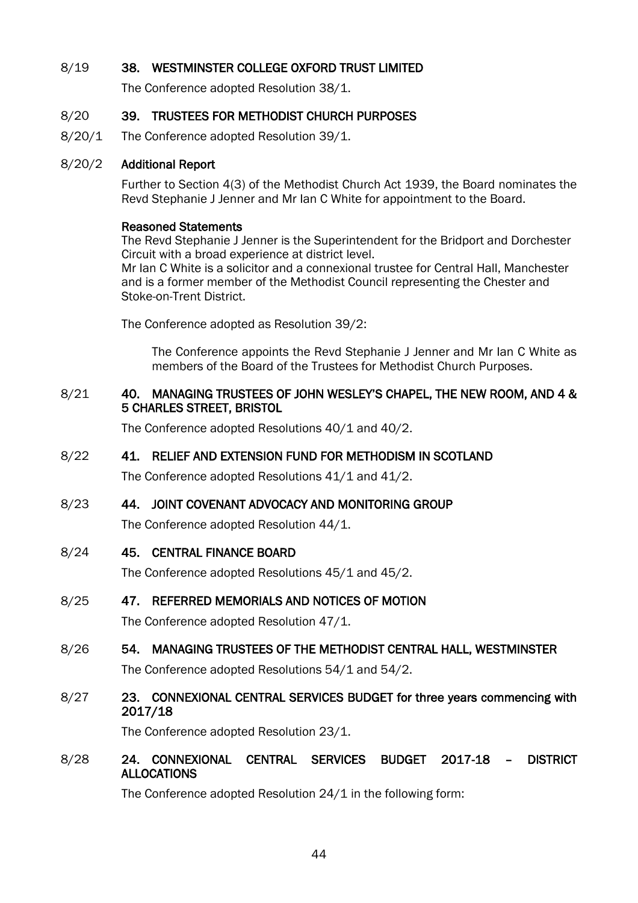8/19 **38. WESTMINSTER COLLEGE OXFORD TRUST LIMITED**

The Conference adopted Resolution 38/1.

8/20 **39. TRUSTEES FOR METHODIST CHURCH PURPOSES**

8/20/1 The Conference adopted Resolution 39/1.

8/20/2 **Additional Report**

Further to Section 4(3) of the Methodist Church Act 1939, the Board nominates the Revd Stephanie J Jenner and Mr Ian C White for appointment to the Board.

**Reasoned Statements**

The Revd Stephanie J Jenner is the Superintendent for the Bridport and Dorchester Circuit with a broad experience at district level.
Mr Ian C White is a solicitor and a connexional trustee for Central Hall, Manchester and is a former member of the Methodist Council representing the Chester and Stoke-on-Trent District.

The Conference adopted as Resolution 39/2:

> The Conference appoints the Revd Stephanie J Jenner and Mr Ian C White as members of the Board of the Trustees for Methodist Church Purposes.

8/21 **40. MANAGING TRUSTEES OF JOHN WESLEY'S CHAPEL, THE NEW ROOM, AND 4 & 5 CHARLES STREET, BRISTOL**

The Conference adopted Resolutions 40/1 and 40/2.

8/22 **41. RELIEF AND EXTENSION FUND FOR METHODISM IN SCOTLAND**

The Conference adopted Resolutions 41/1 and 41/2.

8/23 **44. JOINT COVENANT ADVOCACY AND MONITORING GROUP**

The Conference adopted Resolution 44/1.

8/24 **45. CENTRAL FINANCE BOARD**

The Conference adopted Resolutions 45/1 and 45/2.

8/25 **47. REFERRED MEMORIALS AND NOTICES OF MOTION**

The Conference adopted Resolution 47/1.

8/26 **54. MANAGING TRUSTEES OF THE METHODIST CENTRAL HALL, WESTMINSTER**

The Conference adopted Resolutions 54/1 and 54/2.

8/27 **23. CONNEXIONAL CENTRAL SERVICES BUDGET for three years commencing with 2017/18**

The Conference adopted Resolution 23/1.

8/28 **24. CONNEXIONAL CENTRAL SERVICES BUDGET 2017-18 – DISTRICT ALLOCATIONS**

The Conference adopted Resolution 24/1 in the following form: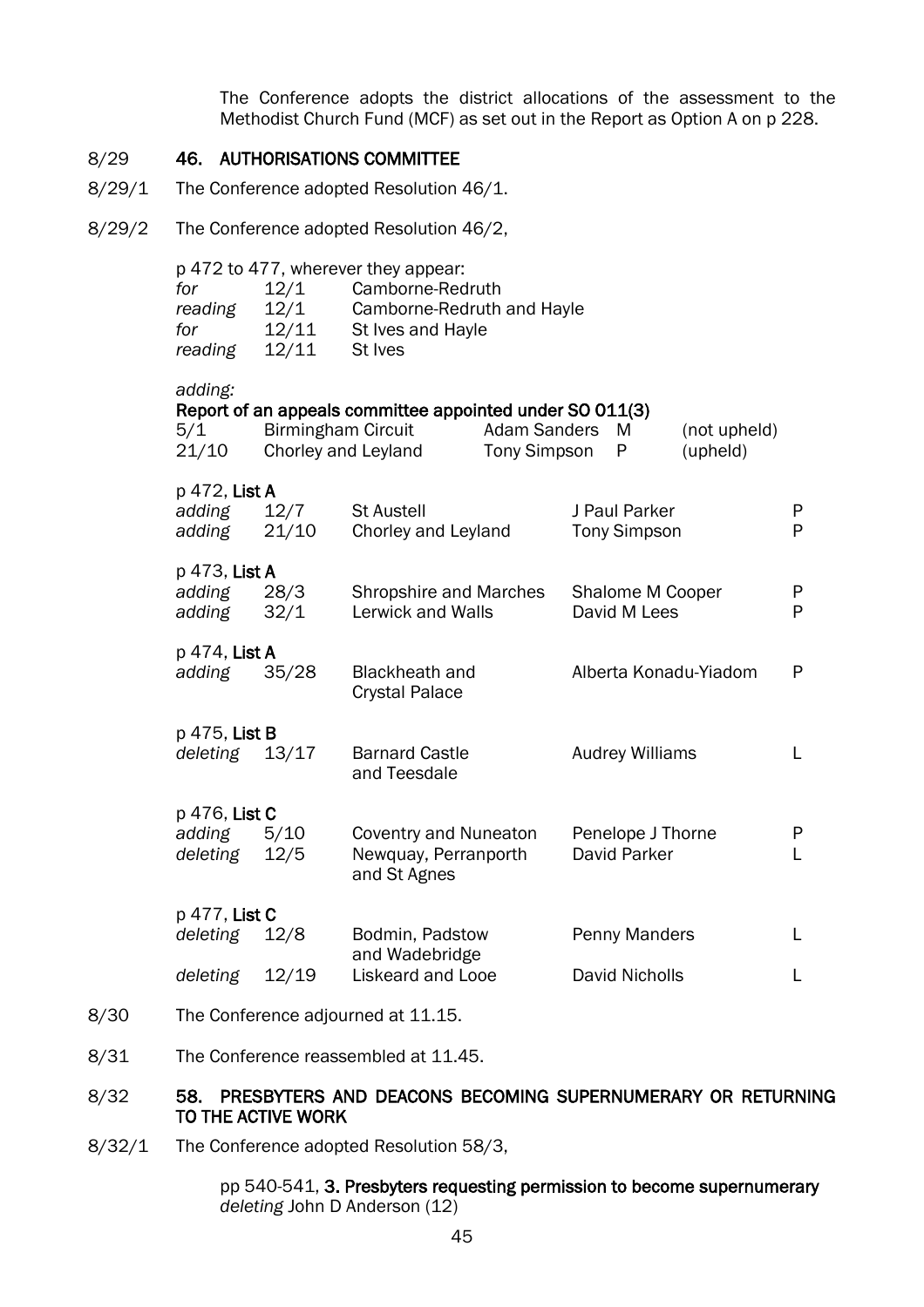The Conference adopts the district allocations of the assessment to the Methodist Church Fund (MCF) as set out in the Report as Option A on p 228.

8/29 **46. AUTHORISATIONS COMMITTEE**

8/29/1 The Conference adopted Resolution 46/1.

8/29/2 The Conference adopted Resolution 46/2,

p 472 to 477, wherever they appear:

| | | |
|---|---|---|
| *for* | 12/1 | Camborne-Redruth |
| *reading* | 12/1 | Camborne-Redruth and Hayle |
| *for* | 12/11 | St Ives and Hayle |
| *reading* | 12/11 | St Ives |

*adding:*

**Report of an appeals committee appointed under SO 011(3)**

| | | | | |
|---|---|---|---|---|
| 5/1 | Birmingham Circuit | Adam Sanders | M | (not upheld) |
| 21/10 | Chorley and Leyland | Tony Simpson | P | (upheld) |

p 472, **List A**

| | | | | |
|---|---|---|---|---|
| *adding* | 12/7 | St Austell | J Paul Parker | P |
| *adding* | 21/10 | Chorley and Leyland | Tony Simpson | P |

p 473, **List A**

| | | | | |
|---|---|---|---|---|
| *adding* | 28/3 | Shropshire and Marches | Shalome M Cooper | P |
| *adding* | 32/1 | Lerwick and Walls | David M Lees | P |

p 474, **List A**

| | | | | |
|---|---|---|---|---|
| *adding* | 35/28 | Blackheath and Crystal Palace | Alberta Konadu-Yiadom | P |

p 475, **List B**

| | | | | |
|---|---|---|---|---|
| *deleting* | 13/17 | Barnard Castle and Teesdale | Audrey Williams | L |

p 476, **List C**

| | | | | |
|---|---|---|---|---|
| *adding* | 5/10 | Coventry and Nuneaton | Penelope J Thorne | P |
| *deleting* | 12/5 | Newquay, Perranporth and St Agnes | David Parker | L |

p 477, **List C**

| | | | | |
|---|---|---|---|---|
| *deleting* | 12/8 | Bodmin, Padstow and Wadebridge | Penny Manders | L |
| *deleting* | 12/19 | Liskeard and Looe | David Nicholls | L |

8/30 The Conference adjourned at 11.15.

8/31 The Conference reassembled at 11.45.

8/32 **58. PRESBYTERS AND DEACONS BECOMING SUPERNUMERARY OR RETURNING TO THE ACTIVE WORK**

8/32/1 The Conference adopted Resolution 58/3,

pp 540-541, **3. Presbyters requesting permission to become supernumerary**
*deleting* John D Anderson (12)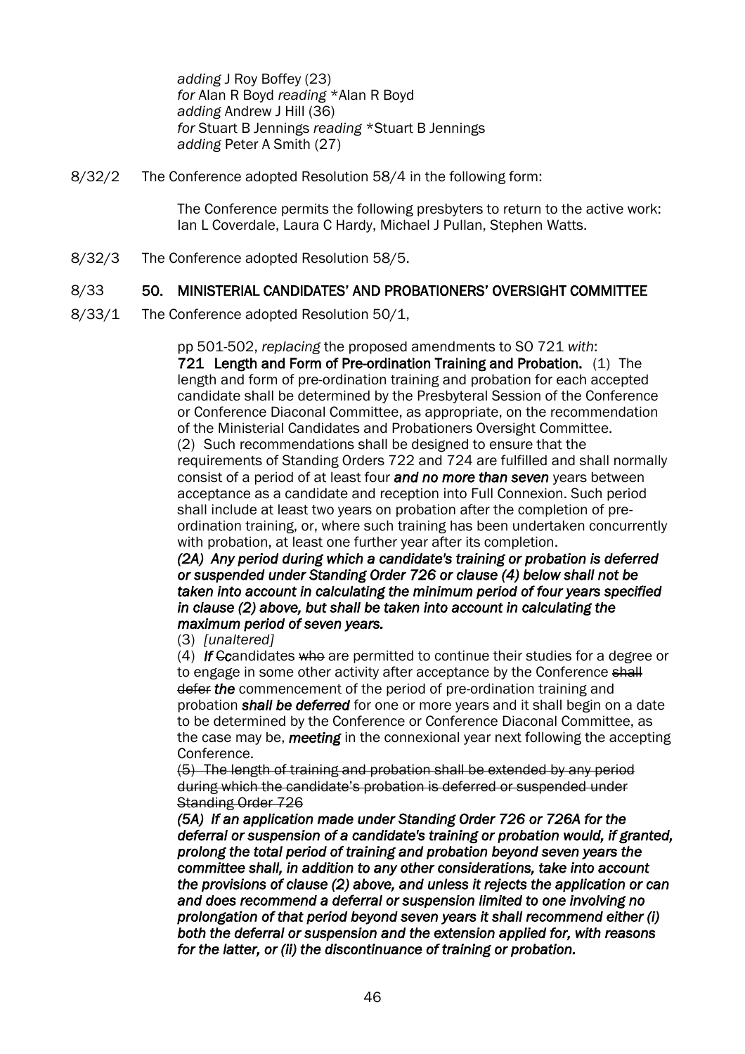*adding* J Roy Boffey (23)
*for* Alan R Boyd *reading* *Alan R Boyd
*adding* Andrew J Hill (36)
*for* Stuart B Jennings *reading* *Stuart B Jennings
*adding* Peter A Smith (27)

8/32/2 The Conference adopted Resolution 58/4 in the following form:

> The Conference permits the following presbyters to return to the active work: Ian L Coverdale, Laura C Hardy, Michael J Pullan, Stephen Watts.

8/32/3 The Conference adopted Resolution 58/5.

## 8/33 50. MINISTERIAL CANDIDATES' AND PROBATIONERS' OVERSIGHT COMMITTEE

8/33/1 The Conference adopted Resolution 50/1,

> pp 501-502, *replacing* the proposed amendments to SO 721 *with*:
>
> **721 Length and Form of Pre-ordination Training and Probation.** (1) The length and form of pre-ordination training and probation for each accepted candidate shall be determined by the Presbyteral Session of the Conference or Conference Diaconal Committee, as appropriate, on the recommendation of the Ministerial Candidates and Probationers Oversight Committee.
>
> (2) Such recommendations shall be designed to ensure that the requirements of Standing Orders 722 and 724 are fulfilled and shall normally consist of a period of at least four ***and no more than seven*** years between acceptance as a candidate and reception into Full Connexion. Such period shall include at least two years on probation after the completion of pre-ordination training, or, where such training has been undertaken concurrently with probation, at least one further year after its completion.
>
> ***(2A) Any period during which a candidate's training or probation is deferred or suspended under Standing Order 726 or clause (4) below shall not be taken into account in calculating the minimum period of four years specified in clause (2) above, but shall be taken into account in calculating the maximum period of seven years.***
>
> (3) *[unaltered]*
>
> (4) ***If*** ~~C~~***c***andidates ~~who~~ are permitted to continue their studies for a degree or to engage in some other activity after acceptance by the Conference ~~shall defer~~ ***the*** commencement of the period of pre-ordination training and probation ***shall be deferred*** for one or more years and it shall begin on a date to be determined by the Conference or Conference Diaconal Committee, as the case may be, ***meeting*** in the connexional year next following the accepting Conference.
>
> ~~(5) The length of training and probation shall be extended by any period during which the candidate's probation is deferred or suspended under Standing Order 726~~
>
> ***(5A) If an application made under Standing Order 726 or 726A for the deferral or suspension of a candidate's training or probation would, if granted, prolong the total period of training and probation beyond seven years the committee shall, in addition to any other considerations, take into account the provisions of clause (2) above, and unless it rejects the application or can and does recommend a deferral or suspension limited to one involving no prolongation of that period beyond seven years it shall recommend either (i) both the deferral or suspension and the extension applied for, with reasons for the latter, or (ii) the discontinuance of training or probation.***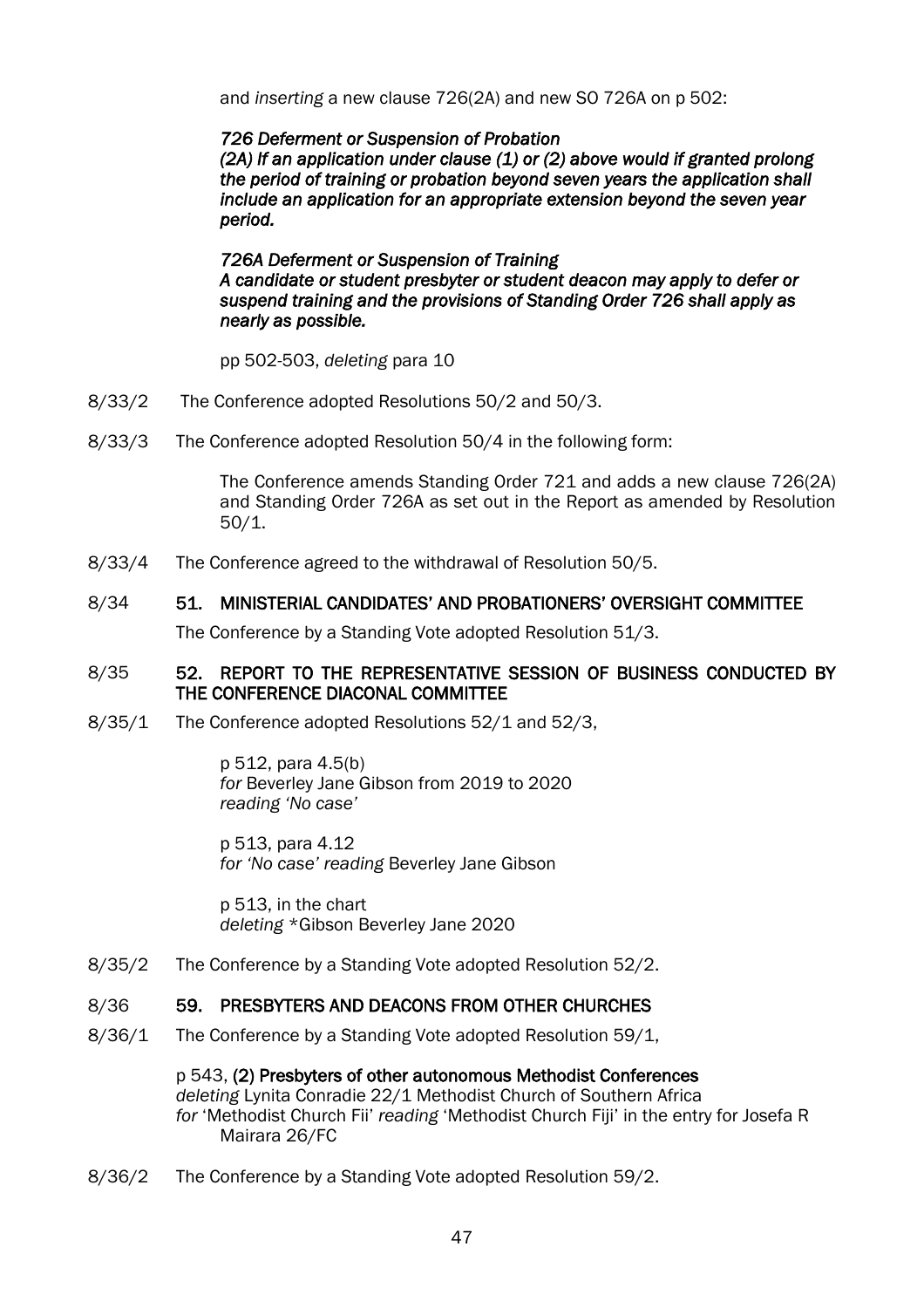and *inserting* a new clause 726(2A) and new SO 726A on p 502:

> ***726 Deferment or Suspension of Probation***
> ***(2A) If an application under clause (1) or (2) above would if granted prolong the period of training or probation beyond seven years the application shall include an application for an appropriate extension beyond the seven year period.***
>
> ***726A Deferment or Suspension of Training***
> ***A candidate or student presbyter or student deacon may apply to defer or suspend training and the provisions of Standing Order 726 shall apply as nearly as possible.***

pp 502-503, *deleting* para 10

8/33/2 The Conference adopted Resolutions 50/2 and 50/3.

8/33/3 The Conference adopted Resolution 50/4 in the following form:

> The Conference amends Standing Order 721 and adds a new clause 726(2A) and Standing Order 726A as set out in the Report as amended by Resolution 50/1.

8/33/4 The Conference agreed to the withdrawal of Resolution 50/5.

## 8/34 51. MINISTERIAL CANDIDATES' AND PROBATIONERS' OVERSIGHT COMMITTEE

The Conference by a Standing Vote adopted Resolution 51/3.

## 8/35 52. REPORT TO THE REPRESENTATIVE SESSION OF BUSINESS CONDUCTED BY THE CONFERENCE DIACONAL COMMITTEE

8/35/1 The Conference adopted Resolutions 52/1 and 52/3,

> p 512, para 4.5(b)
> *for* Beverley Jane Gibson from 2019 to 2020
> *reading 'No case'*
>
> p 513, para 4.12
> *for 'No case' reading* Beverley Jane Gibson
>
> p 513, in the chart
> *deleting* *Gibson Beverley Jane 2020

8/35/2 The Conference by a Standing Vote adopted Resolution 52/2.

## 8/36 59. PRESBYTERS AND DEACONS FROM OTHER CHURCHES

8/36/1 The Conference by a Standing Vote adopted Resolution 59/1,

> p 543, **(2) Presbyters of other autonomous Methodist Conferences**
> *deleting* Lynita Conradie 22/1 Methodist Church of Southern Africa
> *for* 'Methodist Church Fii' *reading* 'Methodist Church Fiji' in the entry for Josefa R Mairara 26/FC

8/36/2 The Conference by a Standing Vote adopted Resolution 59/2.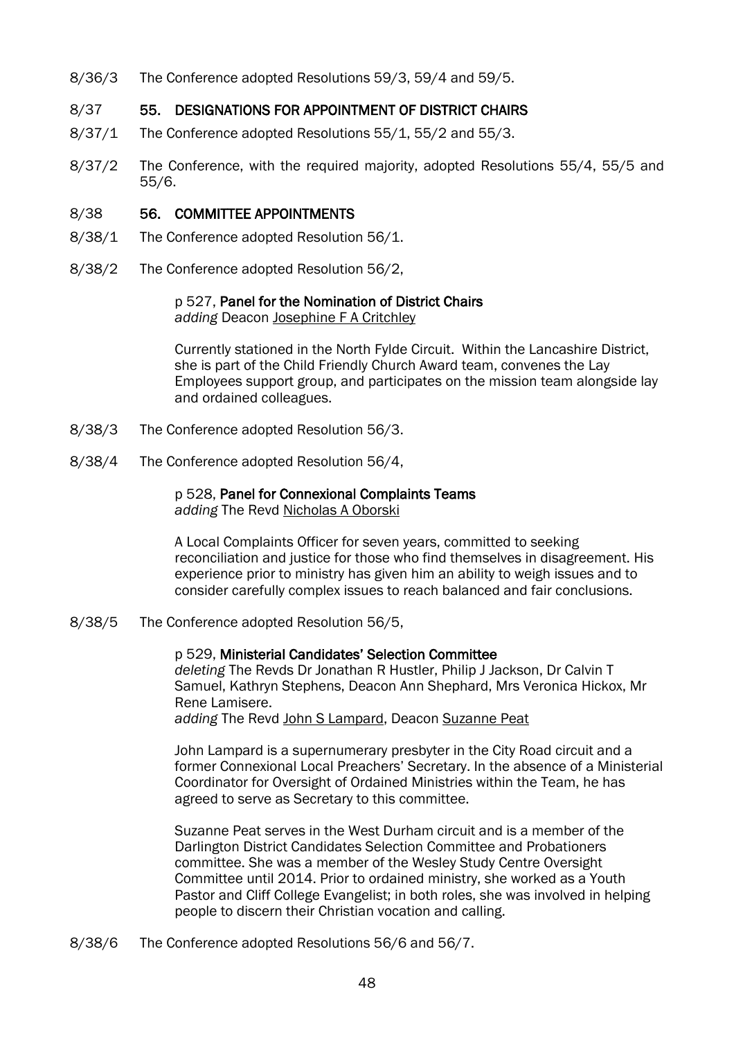8/36/3 The Conference adopted Resolutions 59/3, 59/4 and 59/5.

## 8/37 55. DESIGNATIONS FOR APPOINTMENT OF DISTRICT CHAIRS

8/37/1 The Conference adopted Resolutions 55/1, 55/2 and 55/3.

8/37/2 The Conference, with the required majority, adopted Resolutions 55/4, 55/5 and 55/6.

## 8/38 56. COMMITTEE APPOINTMENTS

8/38/1 The Conference adopted Resolution 56/1.

8/38/2 The Conference adopted Resolution 56/2,

p 527, **Panel for the Nomination of District Chairs**
*adding* Deacon Josephine F A Critchley

Currently stationed in the North Fylde Circuit. Within the Lancashire District, she is part of the Child Friendly Church Award team, convenes the Lay Employees support group, and participates on the mission team alongside lay and ordained colleagues.

8/38/3 The Conference adopted Resolution 56/3.

8/38/4 The Conference adopted Resolution 56/4,

p 528, **Panel for Connexional Complaints Teams**
*adding* The Revd Nicholas A Oborski

A Local Complaints Officer for seven years, committed to seeking reconciliation and justice for those who find themselves in disagreement. His experience prior to ministry has given him an ability to weigh issues and to consider carefully complex issues to reach balanced and fair conclusions.

8/38/5 The Conference adopted Resolution 56/5,

p 529, **Ministerial Candidates' Selection Committee**
*deleting* The Revds Dr Jonathan R Hustler, Philip J Jackson, Dr Calvin T Samuel, Kathryn Stephens, Deacon Ann Shephard, Mrs Veronica Hickox, Mr Rene Lamisere.
*adding* The Revd John S Lampard, Deacon Suzanne Peat

John Lampard is a supernumerary presbyter in the City Road circuit and a former Connexional Local Preachers' Secretary. In the absence of a Ministerial Coordinator for Oversight of Ordained Ministries within the Team, he has agreed to serve as Secretary to this committee.

Suzanne Peat serves in the West Durham circuit and is a member of the Darlington District Candidates Selection Committee and Probationers committee. She was a member of the Wesley Study Centre Oversight Committee until 2014. Prior to ordained ministry, she worked as a Youth Pastor and Cliff College Evangelist; in both roles, she was involved in helping people to discern their Christian vocation and calling.

8/38/6 The Conference adopted Resolutions 56/6 and 56/7.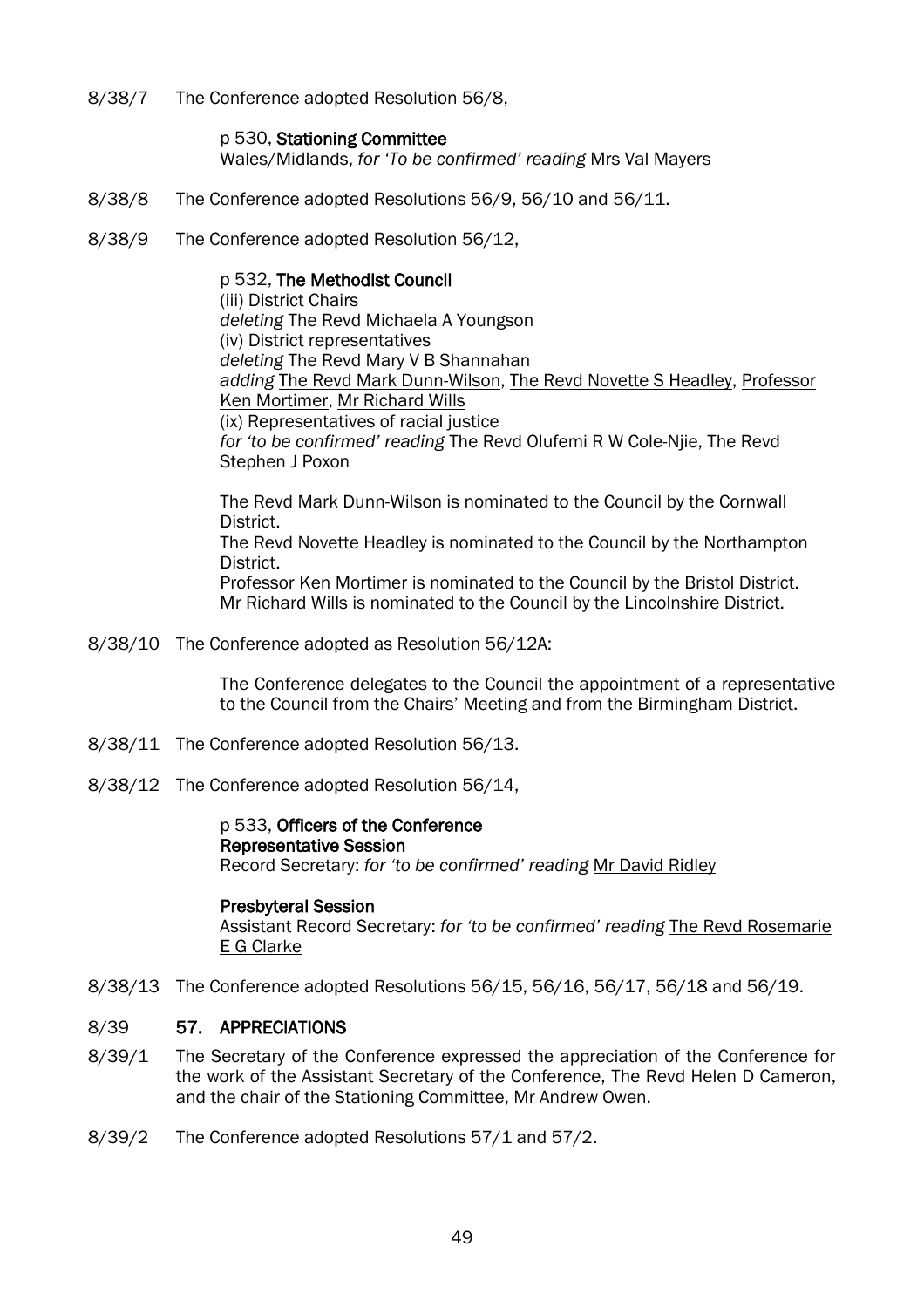8/38/7 The Conference adopted Resolution 56/8,

> p 530, **Stationing Committee**
> Wales/Midlands, *for 'To be confirmed' reading* Mrs Val Mayers

8/38/8 The Conference adopted Resolutions 56/9, 56/10 and 56/11.

8/38/9 The Conference adopted Resolution 56/12,

> p 532, **The Methodist Council**
> (iii) District Chairs
> *deleting* The Revd Michaela A Youngson
> (iv) District representatives
> *deleting* The Revd Mary V B Shannahan
> *adding* The Revd Mark Dunn-Wilson, The Revd Novette S Headley, Professor Ken Mortimer, Mr Richard Wills
> (ix) Representatives of racial justice
> *for 'to be confirmed' reading* The Revd Olufemi R W Cole-Njie, The Revd Stephen J Poxon
>
> The Revd Mark Dunn-Wilson is nominated to the Council by the Cornwall District.
> The Revd Novette Headley is nominated to the Council by the Northampton District.
> Professor Ken Mortimer is nominated to the Council by the Bristol District.
> Mr Richard Wills is nominated to the Council by the Lincolnshire District.

8/38/10 The Conference adopted as Resolution 56/12A:

> The Conference delegates to the Council the appointment of a representative to the Council from the Chairs' Meeting and from the Birmingham District.

8/38/11 The Conference adopted Resolution 56/13.

8/38/12 The Conference adopted Resolution 56/14,

> p 533, **Officers of the Conference**
> **Representative Session**
> Record Secretary: *for 'to be confirmed' reading* Mr David Ridley
>
> **Presbyteral Session**
> Assistant Record Secretary: *for 'to be confirmed' reading* The Revd Rosemarie E G Clarke

8/38/13 The Conference adopted Resolutions 56/15, 56/16, 56/17, 56/18 and 56/19.

## 8/39 57. APPRECIATIONS

8/39/1 The Secretary of the Conference expressed the appreciation of the Conference for the work of the Assistant Secretary of the Conference, The Revd Helen D Cameron, and the chair of the Stationing Committee, Mr Andrew Owen.

8/39/2 The Conference adopted Resolutions 57/1 and 57/2.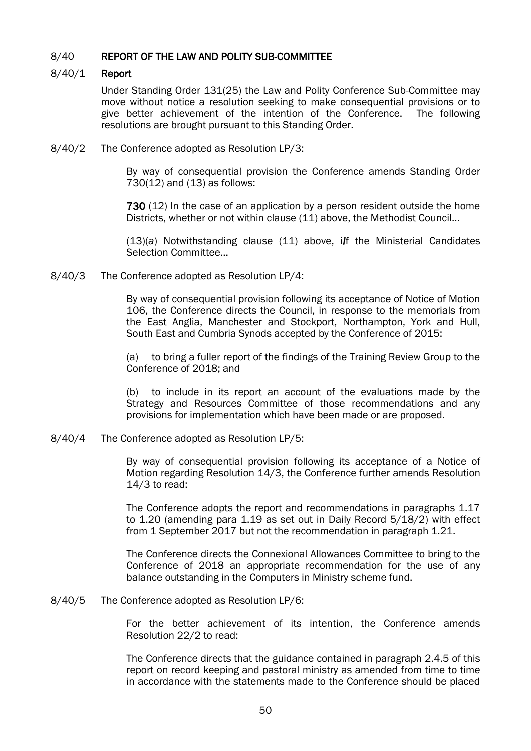## 8/40 REPORT OF THE LAW AND POLITY SUB-COMMITTEE

### 8/40/1 Report

Under Standing Order 131(25) the Law and Polity Conference Sub-Committee may move without notice a resolution seeking to make consequential provisions or to give better achievement of the intention of the Conference. The following resolutions are brought pursuant to this Standing Order.

8/40/2 The Conference adopted as Resolution LP/3:

By way of consequential provision the Conference amends Standing Order 730(12) and (13) as follows:

**730** (12) In the case of an application by a person resident outside the home Districts, ~~whether or not within clause (11) above,~~ the Methodist Council…

(13)(*a*) ~~Notwithstanding clause (11) above, i~~If the Ministerial Candidates Selection Committee…

8/40/3 The Conference adopted as Resolution LP/4:

By way of consequential provision following its acceptance of Notice of Motion 106, the Conference directs the Council, in response to the memorials from the East Anglia, Manchester and Stockport, Northampton, York and Hull, South East and Cumbria Synods accepted by the Conference of 2015:

(a) to bring a fuller report of the findings of the Training Review Group to the Conference of 2018; and

(b) to include in its report an account of the evaluations made by the Strategy and Resources Committee of those recommendations and any provisions for implementation which have been made or are proposed.

8/40/4 The Conference adopted as Resolution LP/5:

By way of consequential provision following its acceptance of a Notice of Motion regarding Resolution 14/3, the Conference further amends Resolution 14/3 to read:

The Conference adopts the report and recommendations in paragraphs 1.17 to 1.20 (amending para 1.19 as set out in Daily Record 5/18/2) with effect from 1 September 2017 but not the recommendation in paragraph 1.21.

The Conference directs the Connexional Allowances Committee to bring to the Conference of 2018 an appropriate recommendation for the use of any balance outstanding in the Computers in Ministry scheme fund.

8/40/5 The Conference adopted as Resolution LP/6:

For the better achievement of its intention, the Conference amends Resolution 22/2 to read:

The Conference directs that the guidance contained in paragraph 2.4.5 of this report on record keeping and pastoral ministry as amended from time to time in accordance with the statements made to the Conference should be placed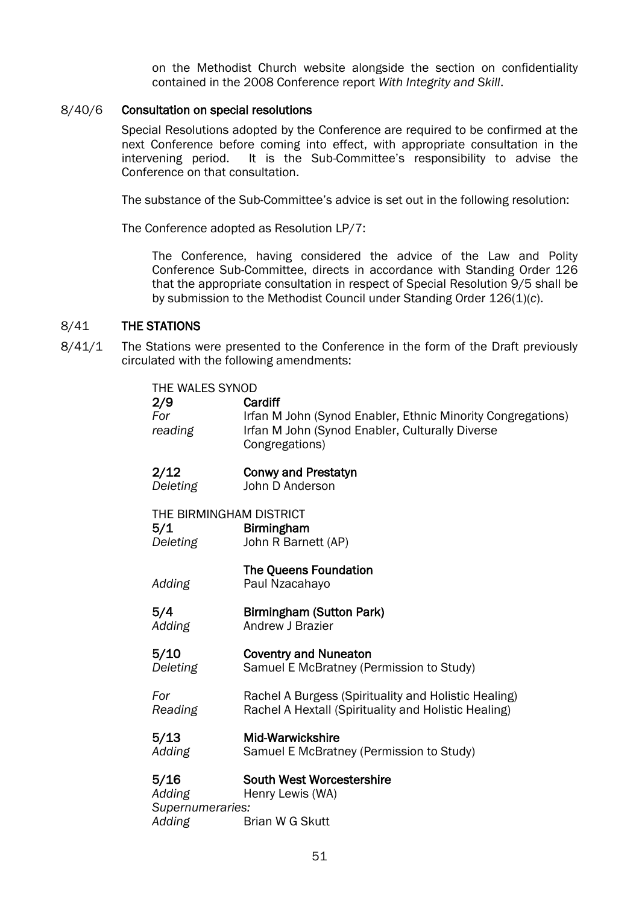on the Methodist Church website alongside the section on confidentiality contained in the 2008 Conference report *With Integrity and Skill*.

8/40/6 **Consultation on special resolutions**

Special Resolutions adopted by the Conference are required to be confirmed at the next Conference before coming into effect, with appropriate consultation in the intervening period. It is the Sub-Committee's responsibility to advise the Conference on that consultation.

The substance of the Sub-Committee's advice is set out in the following resolution:

The Conference adopted as Resolution LP/7:

> The Conference, having considered the advice of the Law and Polity Conference Sub-Committee, directs in accordance with Standing Order 126 that the appropriate consultation in respect of Special Resolution 9/5 shall be by submission to the Methodist Council under Standing Order 126(1)(c).

8/41 **THE STATIONS**

8/41/1 The Stations were presented to the Conference in the form of the Draft previously circulated with the following amendments:

THE WALES SYNOD

**2/9** **Cardiff**
*For* Irfan M John (Synod Enabler, Ethnic Minority Congregations)
*reading* Irfan M John (Synod Enabler, Culturally Diverse Congregations)

**2/12** **Conwy and Prestatyn**
*Deleting* John D Anderson

THE BIRMINGHAM DISTRICT

**5/1** **Birmingham**
*Deleting* John R Barnett (AP)

**The Queens Foundation**
*Adding* Paul Nzacahayo

**5/4** **Birmingham (Sutton Park)**
*Adding* Andrew J Brazier

**5/10** **Coventry and Nuneaton**
*Deleting* Samuel E McBratney (Permission to Study)

*For* Rachel A Burgess (Spirituality and Holistic Healing)
*Reading* Rachel A Hextall (Spirituality and Holistic Healing)

**5/13** **Mid-Warwickshire**
*Adding* Samuel E McBratney (Permission to Study)

**5/16** **South West Worcestershire**
*Adding* Henry Lewis (WA)
*Supernumeraries:*
*Adding* Brian W G Skutt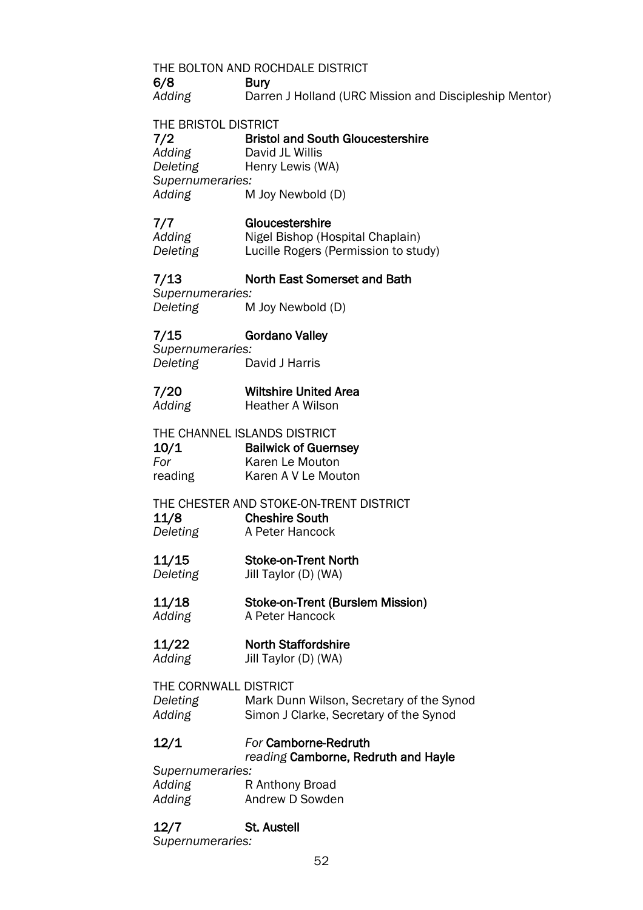THE BOLTON AND ROCHDALE DISTRICT

**6/8 Bury**
*Adding* Darren J Holland (URC Mission and Discipleship Mentor)

THE BRISTOL DISTRICT

**7/2 Bristol and South Gloucestershire**
*Adding* David JL Willis
*Deleting* Henry Lewis (WA)
*Supernumeraries:*
*Adding* M Joy Newbold (D)

**7/7 Gloucestershire**
*Adding* Nigel Bishop (Hospital Chaplain)
*Deleting* Lucille Rogers (Permission to study)

**7/13 North East Somerset and Bath**
*Supernumeraries:*
*Deleting* M Joy Newbold (D)

**7/15 Gordano Valley**
*Supernumeraries:*
*Deleting* David J Harris

**7/20 Wiltshire United Area**
*Adding* Heather A Wilson

THE CHANNEL ISLANDS DISTRICT

**10/1 Bailiwick of Guernsey**
*For* Karen Le Mouton
reading Karen A V Le Mouton

THE CHESTER AND STOKE-ON-TRENT DISTRICT

**11/8 Cheshire South**
*Deleting* A Peter Hancock

**11/15 Stoke-on-Trent North**
*Deleting* Jill Taylor (D) (WA)

**11/18 Stoke-on-Trent (Burslem Mission)**
*Adding* A Peter Hancock

**11/22 North Staffordshire**
*Adding* Jill Taylor (D) (WA)

THE CORNWALL DISTRICT
*Deleting* Mark Dunn Wilson, Secretary of the Synod
*Adding* Simon J Clarke, Secretary of the Synod

**12/1** *For* **Camborne-Redruth**
*reading* **Camborne, Redruth and Hayle**
*Supernumeraries:*
*Adding* R Anthony Broad
*Adding* Andrew D Sowden

**12/7 St. Austell**
*Supernumeraries:*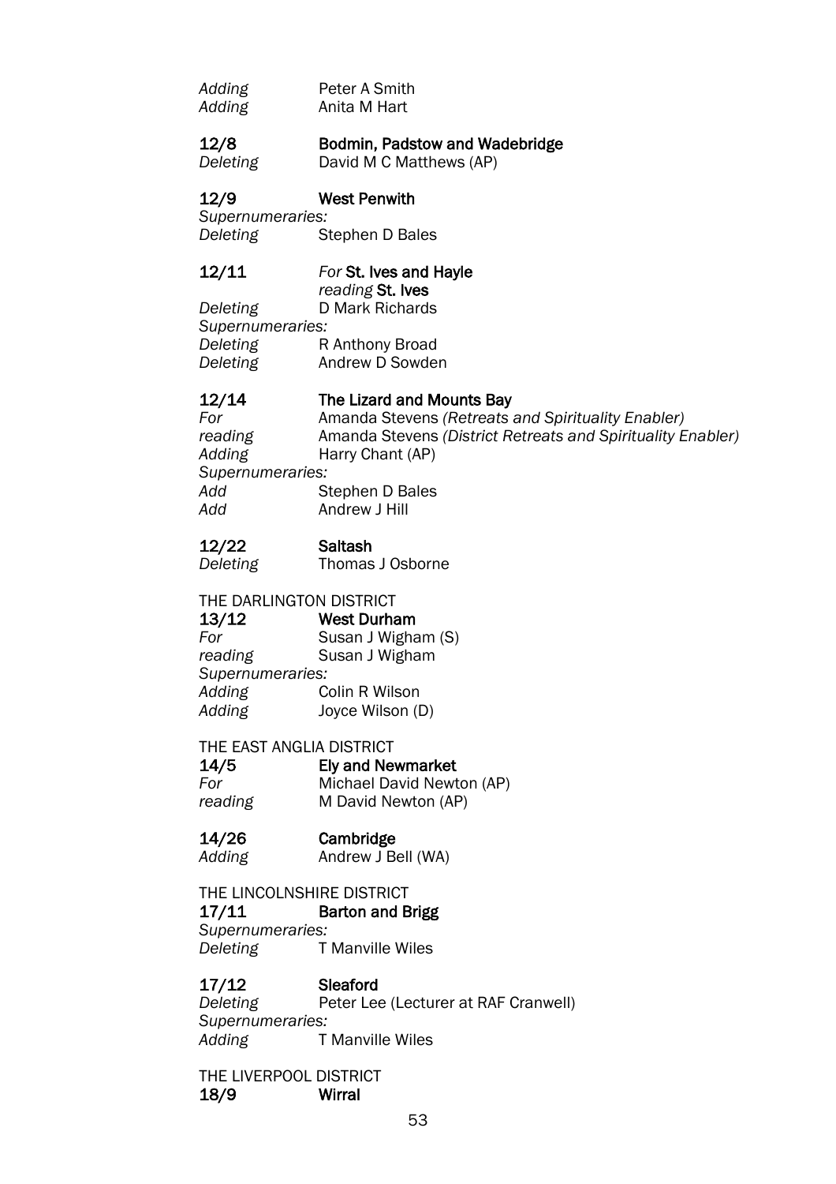*Adding* Peter A Smith
*Adding* Anita M Hart

**12/8 Bodmin, Padstow and Wadebridge**
*Deleting* David M C Matthews (AP)

**12/9 West Penwith**
*Supernumeraries:*
*Deleting* Stephen D Bales

**12/11** *For* **St. Ives and Hayle**
*reading* **St. Ives**
*Deleting* D Mark Richards
*Supernumeraries:*
*Deleting* R Anthony Broad
*Deleting* Andrew D Sowden

**12/14 The Lizard and Mounts Bay**
*For* Amanda Stevens *(Retreats and Spirituality Enabler)*
*reading* Amanda Stevens *(District Retreats and Spirituality Enabler)*
*Adding* Harry Chant (AP)
*Supernumeraries:*
*Add* Stephen D Bales
*Add* Andrew J Hill

**12/22 Saltash**
*Deleting* Thomas J Osborne

THE DARLINGTON DISTRICT
**13/12 West Durham**
*For* Susan J Wigham (S)
*reading* Susan J Wigham
*Supernumeraries:*
*Adding* Colin R Wilson
*Adding* Joyce Wilson (D)

THE EAST ANGLIA DISTRICT
**14/5 Ely and Newmarket**
*For* Michael David Newton (AP)
*reading* M David Newton (AP)

**14/26 Cambridge**
*Adding* Andrew J Bell (WA)

THE LINCOLNSHIRE DISTRICT
**17/11 Barton and Brigg**
*Supernumeraries:*
*Deleting* T Manville Wiles

**17/12 Sleaford**
*Deleting* Peter Lee (Lecturer at RAF Cranwell)
*Supernumeraries:*
*Adding* T Manville Wiles

THE LIVERPOOL DISTRICT
**18/9 Wirral**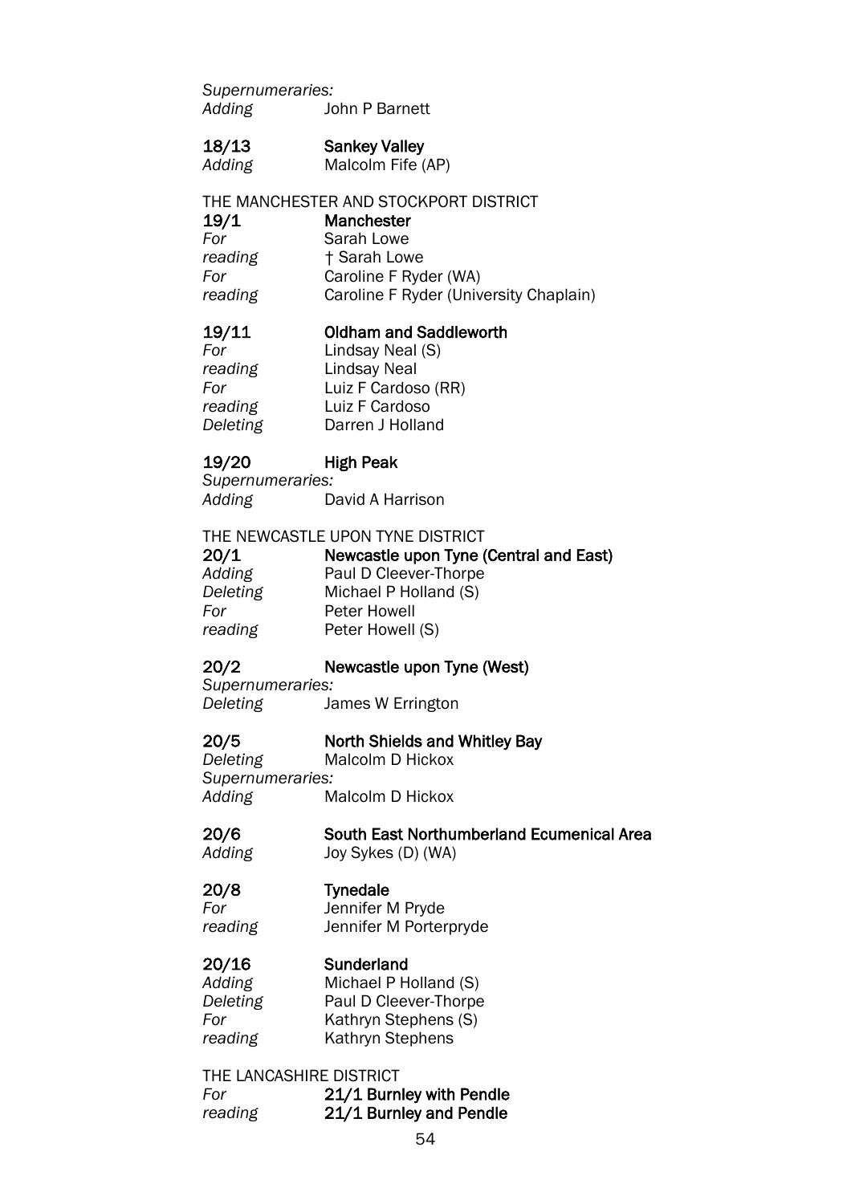*Supernumeraries:*
*Adding* John P Barnett

**18/13 Sankey Valley**
*Adding* Malcolm Fife (AP)

THE MANCHESTER AND STOCKPORT DISTRICT

**19/1 Manchester**
*For* Sarah Lowe
*reading* † Sarah Lowe
*For* Caroline F Ryder (WA)
*reading* Caroline F Ryder (University Chaplain)

**19/11 Oldham and Saddleworth**
*For* Lindsay Neal (S)
*reading* Lindsay Neal
*For* Luiz F Cardoso (RR)
*reading* Luiz F Cardoso
*Deleting* Darren J Holland

**19/20 High Peak**
*Supernumeraries:*
*Adding* David A Harrison

THE NEWCASTLE UPON TYNE DISTRICT

**20/1 Newcastle upon Tyne (Central and East)**
*Adding* Paul D Cleever-Thorpe
*Deleting* Michael P Holland (S)
*For* Peter Howell
*reading* Peter Howell (S)

**20/2 Newcastle upon Tyne (West)**
*Supernumeraries:*
*Deleting* James W Errington

**20/5 North Shields and Whitley Bay**
*Deleting* Malcolm D Hickox
*Supernumeraries:*
*Adding* Malcolm D Hickox

**20/6 South East Northumberland Ecumenical Area**
*Adding* Joy Sykes (D) (WA)

**20/8 Tynedale**
*For* Jennifer M Pryde
*reading* Jennifer M Porterpryde

**20/16 Sunderland**
*Adding* Michael P Holland (S)
*Deleting* Paul D Cleever-Thorpe
*For* Kathryn Stephens (S)
*reading* Kathryn Stephens

THE LANCASHIRE DISTRICT
*For* **21/1 Burnley with Pendle**
*reading* **21/1 Burnley and Pendle**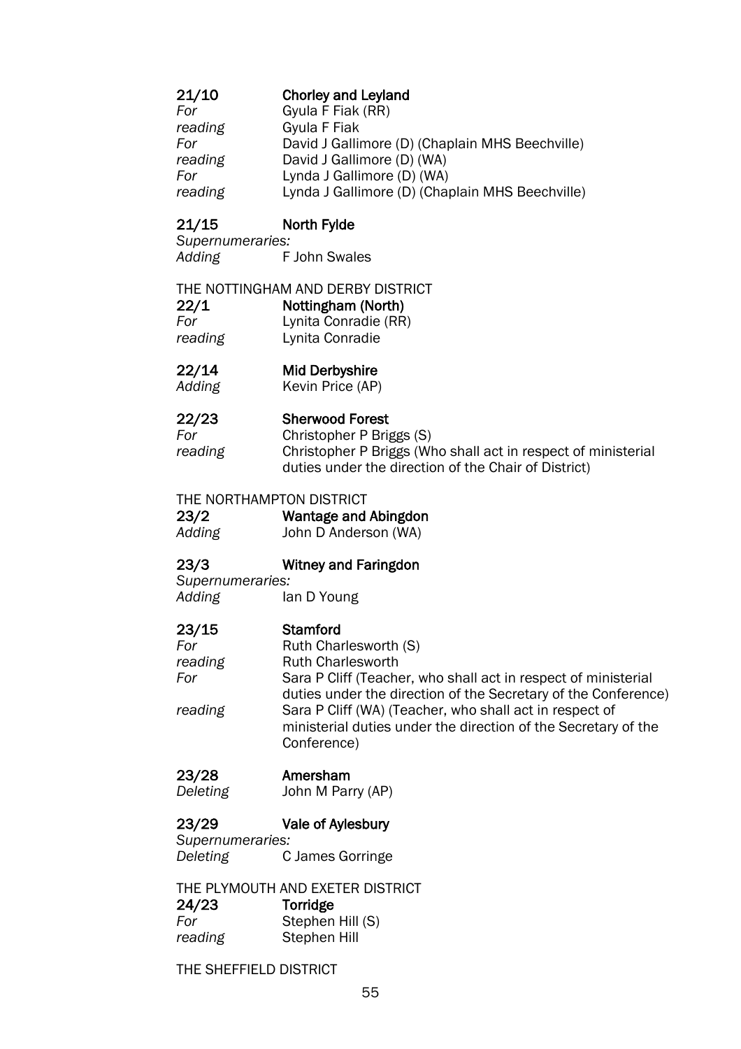**21/10** **Chorley and Leyland**

*For* Gyula F Fiak (RR)
*reading* Gyula F Fiak
*For* David J Gallimore (D) (Chaplain MHS Beechville)
*reading* David J Gallimore (D) (WA)
*For* Lynda J Gallimore (D) (WA)
*reading* Lynda J Gallimore (D) (Chaplain MHS Beechville)

**21/15** **North Fylde**

*Supernumeraries:*
*Adding* F John Swales

THE NOTTINGHAM AND DERBY DISTRICT

**22/1** **Nottingham (North)**

*For* Lynita Conradie (RR)
*reading* Lynita Conradie

**22/14** **Mid Derbyshire**

*Adding* Kevin Price (AP)

**22/23** **Sherwood Forest**

*For* Christopher P Briggs (S)
*reading* Christopher P Briggs (Who shall act in respect of ministerial duties under the direction of the Chair of District)

THE NORTHAMPTON DISTRICT

**23/2** **Wantage and Abingdon**

*Adding* John D Anderson (WA)

**23/3** **Witney and Faringdon**

*Supernumeraries:*
*Adding* Ian D Young

**23/15** **Stamford**

*For* Ruth Charlesworth (S)
*reading* Ruth Charlesworth
*For* Sara P Cliff (Teacher, who shall act in respect of ministerial duties under the direction of the Secretary of the Conference)
*reading* Sara P Cliff (WA) (Teacher, who shall act in respect of ministerial duties under the direction of the Secretary of the Conference)

**23/28** **Amersham**

*Deleting* John M Parry (AP)

**23/29** **Vale of Aylesbury**

*Supernumeraries:*
*Deleting* C James Gorringe

THE PLYMOUTH AND EXETER DISTRICT

**24/23** **Torridge**

*For* Stephen Hill (S)
*reading* Stephen Hill

THE SHEFFIELD DISTRICT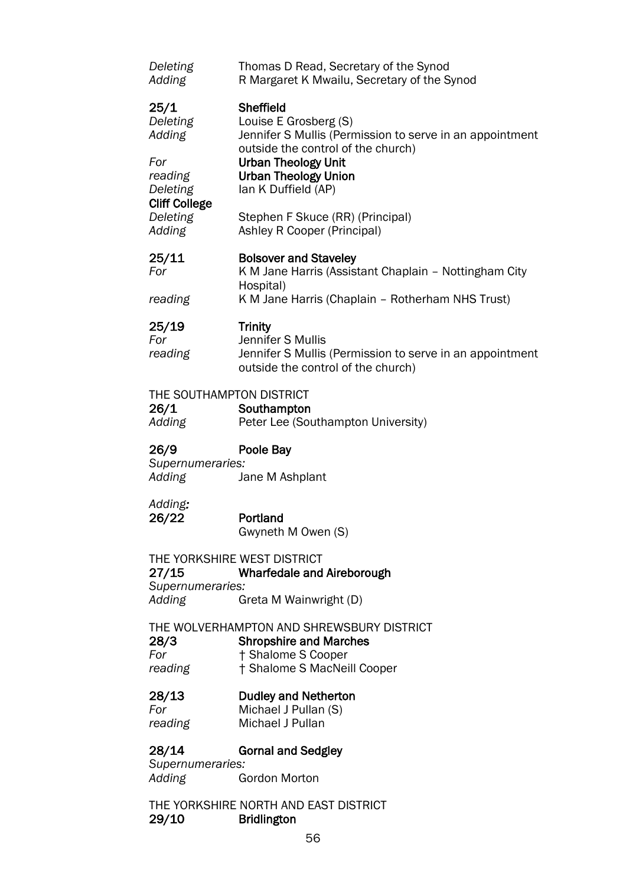*Deleting* Thomas D Read, Secretary of the Synod
*Adding* R Margaret K Mwailu, Secretary of the Synod

**25/1 Sheffield**
*Deleting* Louise E Grosberg (S)
*Adding* Jennifer S Mullis (Permission to serve in an appointment outside the control of the church)
*For* **Urban Theology Unit**
*reading* **Urban Theology Union**
*Deleting* Ian K Duffield (AP)
**Cliff College**
*Deleting* Stephen F Skuce (RR) (Principal)
*Adding* Ashley R Cooper (Principal)

**25/11 Bolsover and Staveley**
*For* K M Jane Harris (Assistant Chaplain – Nottingham City Hospital)
*reading* K M Jane Harris (Chaplain – Rotherham NHS Trust)

**25/19 Trinity**
*For* Jennifer S Mullis
*reading* Jennifer S Mullis (Permission to serve in an appointment outside the control of the church)

THE SOUTHAMPTON DISTRICT
**26/1 Southampton**
*Adding* Peter Lee (Southampton University)

**26/9 Poole Bay**
*Supernumeraries:*
*Adding* Jane M Ashplant

*Adding:*
**26/22 Portland**
Gwyneth M Owen (S)

THE YORKSHIRE WEST DISTRICT
**27/15 Wharfedale and Aireborough**
*Supernumeraries:*
*Adding* Greta M Wainwright (D)

THE WOLVERHAMPTON AND SHREWSBURY DISTRICT
**28/3 Shropshire and Marches**
*For* † Shalome S Cooper
*reading* † Shalome S MacNeill Cooper

**28/13 Dudley and Netherton**
*For* Michael J Pullan (S)
*reading* Michael J Pullan

**28/14 Gornal and Sedgley**
*Supernumeraries:*
*Adding* Gordon Morton

THE YORKSHIRE NORTH AND EAST DISTRICT
**29/10 Bridlington**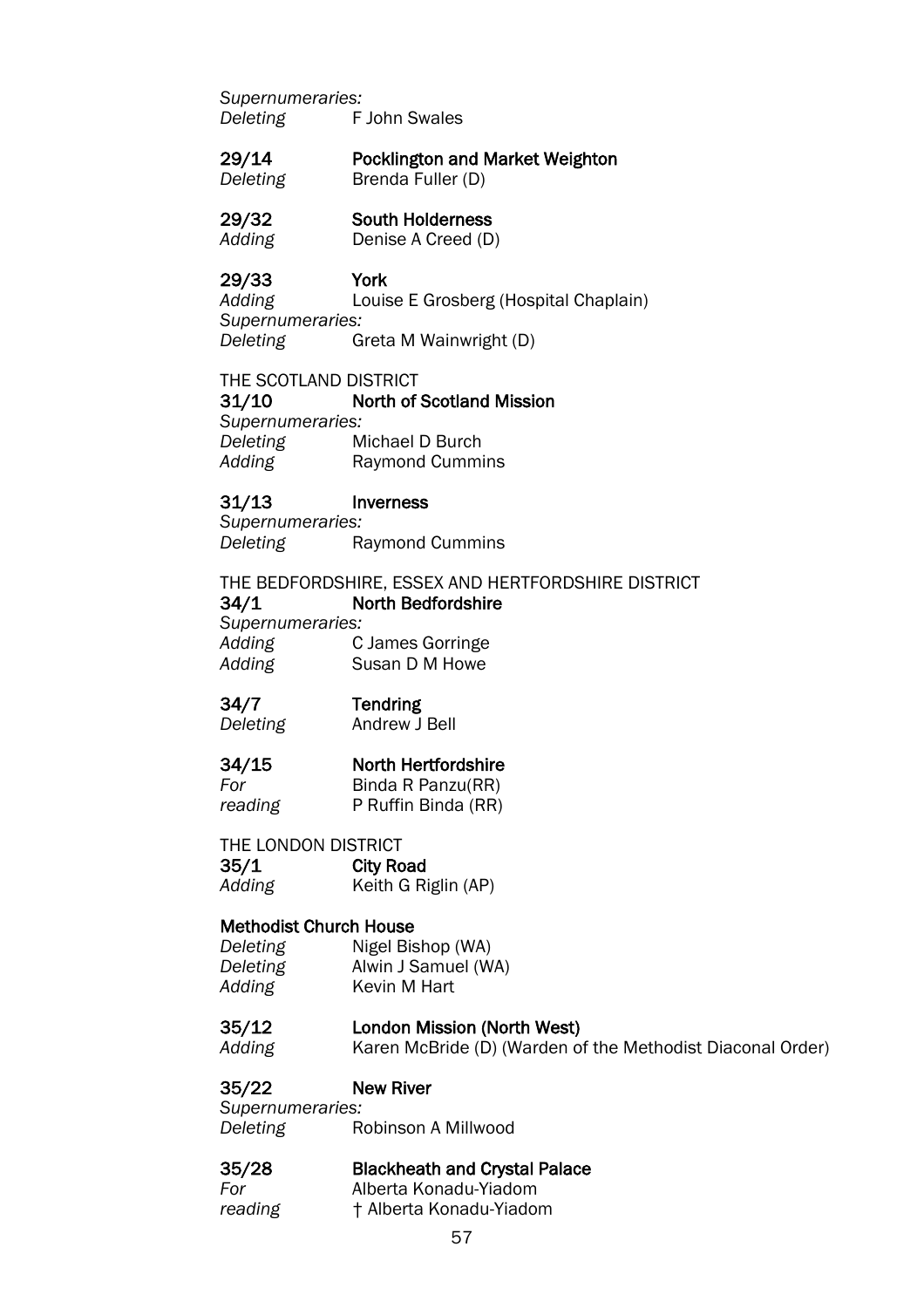*Supernumeraries:*
*Deleting* F John Swales

**29/14 Pocklington and Market Weighton**
*Deleting* Brenda Fuller (D)

**29/32 South Holderness**
*Adding* Denise A Creed (D)

**29/33 York**
*Adding* Louise E Grosberg (Hospital Chaplain)
*Supernumeraries:*
*Deleting* Greta M Wainwright (D)

THE SCOTLAND DISTRICT
**31/10 North of Scotland Mission**
*Supernumeraries:*
*Deleting* Michael D Burch
*Adding* Raymond Cummins

**31/13 Inverness**
*Supernumeraries:*
*Deleting* Raymond Cummins

THE BEDFORDSHIRE, ESSEX AND HERTFORDSHIRE DISTRICT
**34/1 North Bedfordshire**
*Supernumeraries:*
*Adding* C James Gorringe
*Adding* Susan D M Howe

**34/7 Tendring**
*Deleting* Andrew J Bell

**34/15 North Hertfordshire**
*For* Binda R Panzu(RR)
*reading* P Ruffin Binda (RR)

THE LONDON DISTRICT
**35/1 City Road**
*Adding* Keith G Riglin (AP)

**Methodist Church House**
*Deleting* Nigel Bishop (WA)
*Deleting* Alwin J Samuel (WA)
*Adding* Kevin M Hart

**35/12 London Mission (North West)**
*Adding* Karen McBride (D) (Warden of the Methodist Diaconal Order)

**35/22 New River**
*Supernumeraries:*
*Deleting* Robinson A Millwood

**35/28 Blackheath and Crystal Palace**
*For* Alberta Konadu-Yiadom
*reading* † Alberta Konadu-Yiadom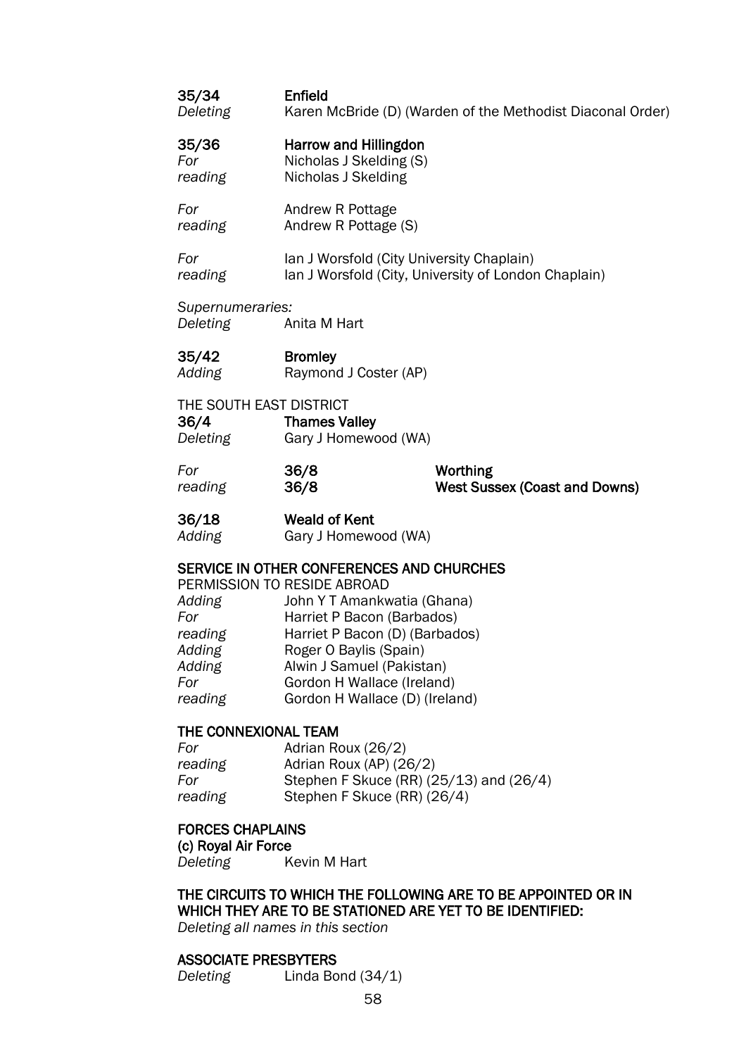**35/34** **Enfield**
*Deleting* Karen McBride (D) (Warden of the Methodist Diaconal Order)

**35/36** **Harrow and Hillingdon**
*For* Nicholas J Skelding (S)
*reading* Nicholas J Skelding

*For* Andrew R Pottage
*reading* Andrew R Pottage (S)

*For* Ian J Worsfold (City University Chaplain)
*reading* Ian J Worsfold (City, University of London Chaplain)

*Supernumeraries:*
*Deleting* Anita M Hart

**35/42** **Bromley**
*Adding* Raymond J Coster (AP)

THE SOUTH EAST DISTRICT

**36/4** **Thames Valley**
*Deleting* Gary J Homewood (WA)

*For* **36/8** **Worthing**
*reading* **36/8** **West Sussex (Coast and Downs)**

**36/18** **Weald of Kent**
*Adding* Gary J Homewood (WA)

## SERVICE IN OTHER CONFERENCES AND CHURCHES

PERMISSION TO RESIDE ABROAD

*Adding* John Y T Amankwatia (Ghana)
*For* Harriet P Bacon (Barbados)
*reading* Harriet P Bacon (D) (Barbados)
*Adding* Roger O Baylis (Spain)
*Adding* Alwin J Samuel (Pakistan)
*For* Gordon H Wallace (Ireland)
*reading* Gordon H Wallace (D) (Ireland)

## THE CONNEXIONAL TEAM

*For* Adrian Roux (26/2)
*reading* Adrian Roux (AP) (26/2)
*For* Stephen F Skuce (RR) (25/13) and (26/4)
*reading* Stephen F Skuce (RR) (26/4)

## FORCES CHAPLAINS

**(c) Royal Air Force**
*Deleting* Kevin M Hart

## THE CIRCUITS TO WHICH THE FOLLOWING ARE TO BE APPOINTED OR IN WHICH THEY ARE TO BE STATIONED ARE YET TO BE IDENTIFIED:

*Deleting all names in this section*

## ASSOCIATE PRESBYTERS

*Deleting* Linda Bond (34/1)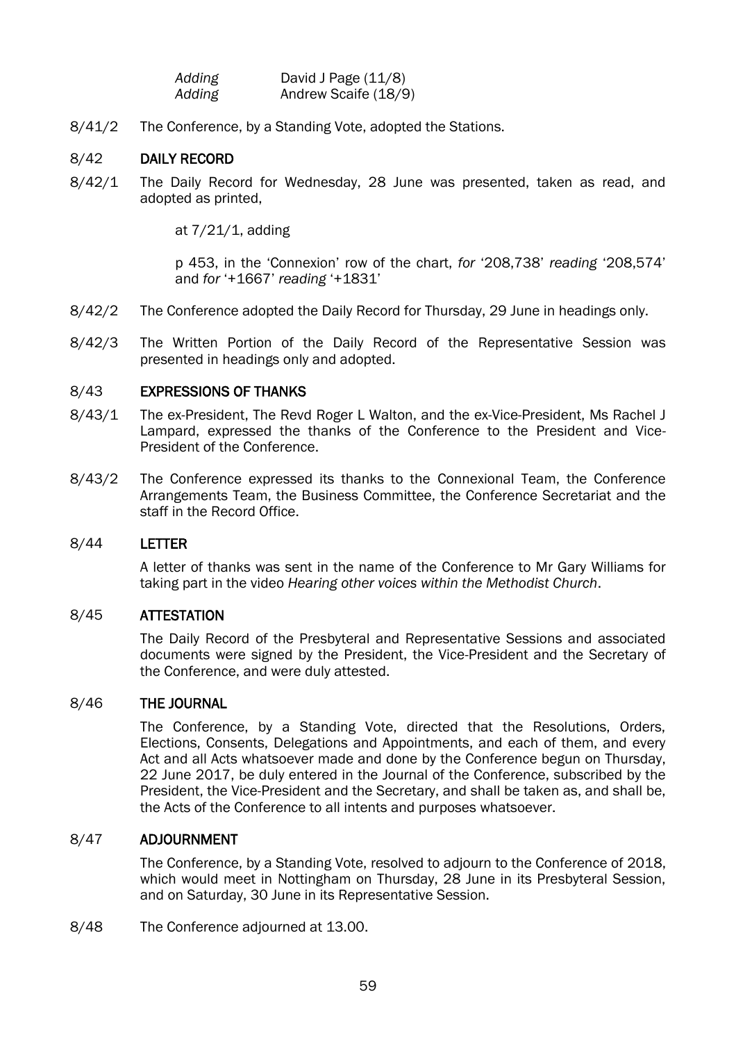*Adding* David J Page (11/8)
*Adding* Andrew Scaife (18/9)

8/41/2 The Conference, by a Standing Vote, adopted the Stations.

## 8/42 DAILY RECORD

8/42/1 The Daily Record for Wednesday, 28 June was presented, taken as read, and adopted as printed,

at 7/21/1, adding

p 453, in the 'Connexion' row of the chart, *for* '208,738' *reading* '208,574' and *for* '+1667' *reading* '+1831'

8/42/2 The Conference adopted the Daily Record for Thursday, 29 June in headings only.

8/42/3 The Written Portion of the Daily Record of the Representative Session was presented in headings only and adopted.

## 8/43 EXPRESSIONS OF THANKS

8/43/1 The ex-President, The Revd Roger L Walton, and the ex-Vice-President, Ms Rachel J Lampard, expressed the thanks of the Conference to the President and Vice-President of the Conference.

8/43/2 The Conference expressed its thanks to the Connexional Team, the Conference Arrangements Team, the Business Committee, the Conference Secretariat and the staff in the Record Office.

## 8/44 LETTER

A letter of thanks was sent in the name of the Conference to Mr Gary Williams for taking part in the video *Hearing other voices within the Methodist Church*.

## 8/45 ATTESTATION

The Daily Record of the Presbyteral and Representative Sessions and associated documents were signed by the President, the Vice-President and the Secretary of the Conference, and were duly attested.

## 8/46 THE JOURNAL

The Conference, by a Standing Vote, directed that the Resolutions, Orders, Elections, Consents, Delegations and Appointments, and each of them, and every Act and all Acts whatsoever made and done by the Conference begun on Thursday, 22 June 2017, be duly entered in the Journal of the Conference, subscribed by the President, the Vice-President and the Secretary, and shall be taken as, and shall be, the Acts of the Conference to all intents and purposes whatsoever.

## 8/47 ADJOURNMENT

The Conference, by a Standing Vote, resolved to adjourn to the Conference of 2018, which would meet in Nottingham on Thursday, 28 June in its Presbyteral Session, and on Saturday, 30 June in its Representative Session.

8/48 The Conference adjourned at 13.00.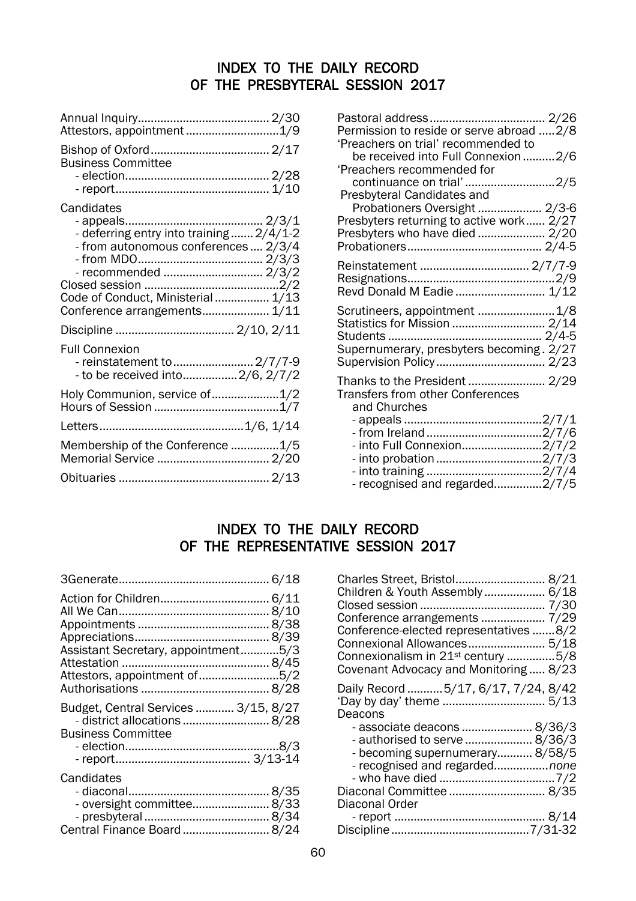## INDEX TO THE DAILY RECORD OF THE PRESBYTERAL SESSION 2017

Annual Inquiry........................................ 2/30
Attestors, appointment ............................1/9

Bishop of Oxford..................................... 2/17
Business Committee
- election............................................ 2/28
- report............................................... 1/10

Candidates
- appeals.......................................... 2/3/1
- deferring entry into training ....... 2/4/1-2
- from autonomous conferences .... 2/3/4
- from MDO....................................... 2/3/3
- recommended ............................... 2/3/2

Closed session .........................................2/2
Code of Conduct, Ministerial ................ 1/13
Conference arrangements.................... 1/11

Discipline .................................... 2/10, 2/11

Full Connexion
- reinstatement to........................ 2/7/7-9
- to be received into................2/6, 2/7/2

Holy Communion, service of....................1/2
Hours of Session .......................................1/7

Letters............................................1/6, 1/14

Membership of the Conference ..............1/5
Memorial Service ................................... 2/20

Obituaries .............................................. 2/13

Pastoral address.................................... 2/26
Permission to reside or serve abroad .....2/8
'Preachers on trial' recommended to be received into Full Connexion ..........2/6
'Preachers recommended for continuance on trial' ...........................2/5
Presbyteral Candidates and Probationers Oversight .................... 2/3-6
Presbyters returning to active work...... 2/27
Presbyters who have died ..................... 2/20
Probationers.......................................... 2/4-5

Reinstatement ................................. 2/7/7-9
Resignations.............................................2/9
Revd Donald M Eadie ........................... 1/12

Scrutineers, appointment ........................1/8
Statistics for Mission ............................. 2/14
Students ............................................... 2/4-5
Supernumerary, presbyters becoming . 2/27
Supervision Policy................................. 2/23

Thanks to the President ........................ 2/29
Transfers from other Conferences and Churches
- appeals ...........................................2/7/1
- from Ireland ....................................2/7/6
- into Full Connexion.........................2/7/2
- into probation .................................2/7/3
- into training ....................................2/7/4
- recognised and regarded...............2/7/5

## INDEX TO THE DAILY RECORD OF THE REPRESENTATIVE SESSION 2017

3Generate.............................................. 6/18

Action for Children.................................. 6/11
All We Can.............................................. 8/10
Appointments ......................................... 8/38
Appreciations.......................................... 8/39
Assistant Secretary, appointment............5/3
Attestation ............................................. 8/45
Attestors, appointment of.........................5/2
Authorisations ....................................... 8/28

Budget, Central Services ............ 3/15, 8/27
- district allocations ........................... 8/28
Business Committee
- election................................................8/3
- report.......................................... 3/13-14

Candidates
- diaconal............................................ 8/35
- oversight committee........................ 8/33
- presbyteral ....................................... 8/34
Central Finance Board ........................... 8/24

Charles Street, Bristol............................ 8/21
Children & Youth Assembly ................... 6/18
Closed session ....................................... 7/30
Conference arrangements .................... 7/29
Conference-elected representatives .......8/2
Connexional Allowances........................ 5/18
Connexionalism in 21st century ...............5/8
Covenant Advocacy and Monitoring ..... 8/23

Daily Record ...........5/17, 6/17, 7/24, 8/42
'Day by day' theme ................................ 5/13
Deacons
- associate deacons ...................... 8/36/3
- authorised to serve ..................... 8/36/3
- becoming supernumerary........... 8/58/5
- recognised and regarded.................*none*
- who have died ....................................7/2
Diaconal Committee .............................. 8/35
Diaconal Order
- report .............................................. 8/14
Discipline ..........................................7/31-32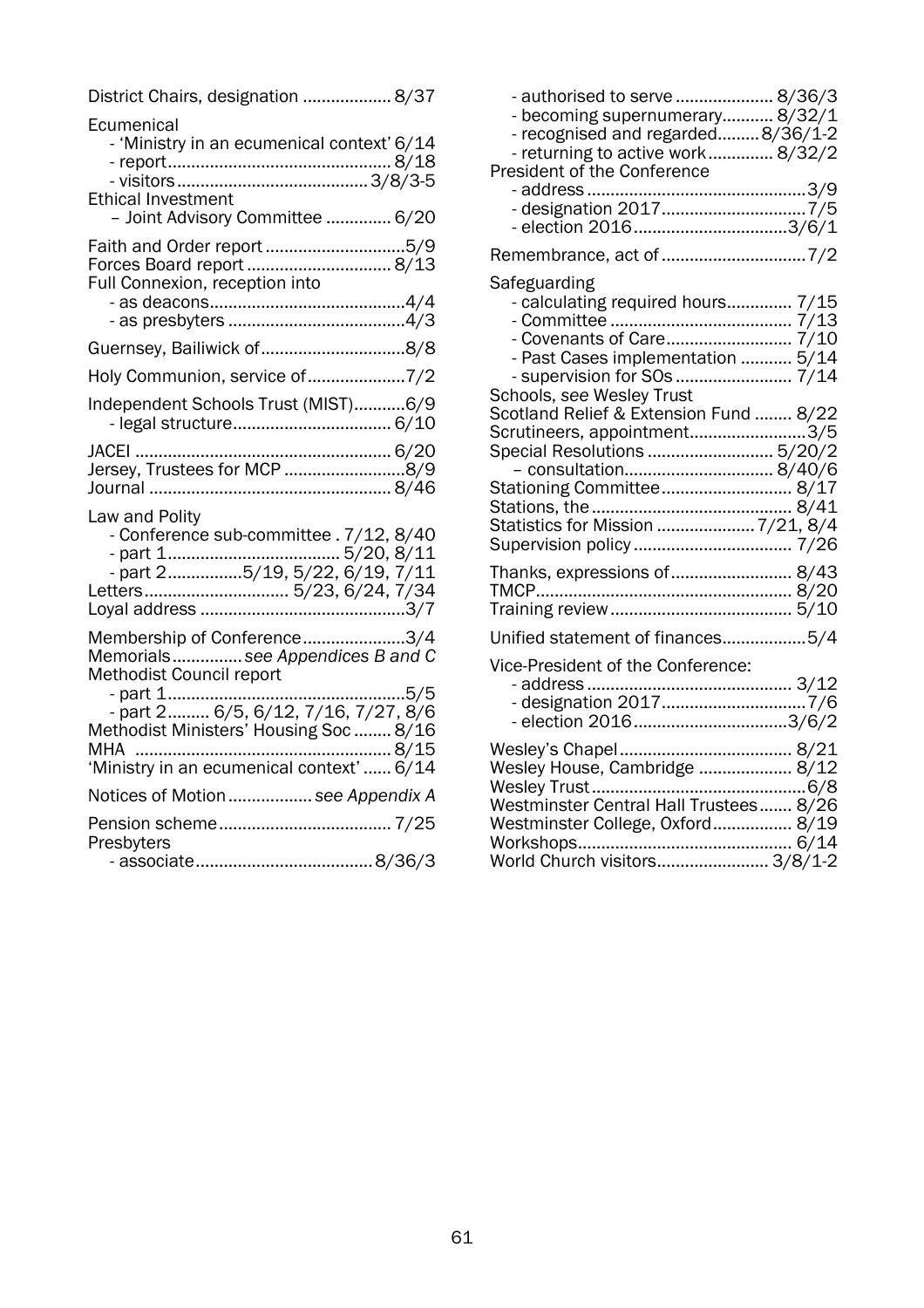District Chairs, designation ................... 8/37

Ecumenical
- 'Ministry in an ecumenical context' 6/14
- report................................................ 8/18
- visitors......................................... 3/8/3-5

Ethical Investment
– Joint Advisory Committee .............. 6/20

Faith and Order report .............................5/9
Forces Board report ............................... 8/13
Full Connexion, reception into
- as deacons..........................................4/4
- as presbyters ......................................4/3

Guernsey, Bailiwick of...............................8/8

Holy Communion, service of.....................7/2

Independent Schools Trust (MIST)...........6/9
- legal structure.................................. 6/10

JACEI ...................................................... 6/20
Jersey, Trustees for MCP ..........................8/9
Journal ................................................... 8/46

Law and Polity
- Conference sub-committee . 7/12, 8/40
- part 1..................................... 5/20, 8/11
- part 2................5/19, 5/22, 6/19, 7/11
Letters............................... 5/23, 6/24, 7/34
Loyal address ............................................3/7

Membership of Conference......................3/4
Memorials............... *see Appendices B and C*
Methodist Council report
- part 1...................................................5/5
- part 2......... 6/5, 6/12, 7/16, 7/27, 8/6
Methodist Ministers' Housing Soc ........ 8/16
MHA ...................................................... 8/15
'Ministry in an ecumenical context' ...... 6/14

Notices of Motion .................. *see Appendix A*

Pension scheme..................................... 7/25
Presbyters
- associate......................................8/36/3
- authorised to serve ..................... 8/36/3
- becoming supernumerary........... 8/32/1
- recognised and regarded.........8/36/1-2
- returning to active work.............. 8/32/2

President of the Conference
- address ...............................................3/9
- designation 2017...............................7/5
- election 2016.................................3/6/1

Remembrance, act of ...............................7/2

Safeguarding
- calculating required hours.............. 7/15
- Committee ....................................... 7/13
- Covenants of Care........................... 7/10
- Past Cases implementation ........... 5/14
- supervision for SOs ......................... 7/14

Schools, *see* Wesley Trust
Scotland Relief & Extension Fund ........ 8/22
Scrutineers, appointment.........................3/5
Special Resolutions ........................... 5/20/2
– consultation................................ 8/40/6
Stationing Committee............................ 8/17
Stations, the ........................................... 8/41
Statistics for Mission ..................... 7/21, 8/4
Supervision policy .................................. 7/26

Thanks, expressions of.......................... 8/43
TMCP...................................................... 8/20
Training review ....................................... 5/10

Unified statement of finances..................5/4

Vice-President of the Conference:
- address ............................................ 3/12
- designation 2017...............................7/6
- election 2016.................................3/6/2

Wesley's Chapel..................................... 8/21
Wesley House, Cambridge .................... 8/12
Wesley Trust..............................................6/8
Westminster Central Hall Trustees....... 8/26
Westminster College, Oxford................. 8/19
Workshops............................................. 6/14
World Church visitors........................ 3/8/1-2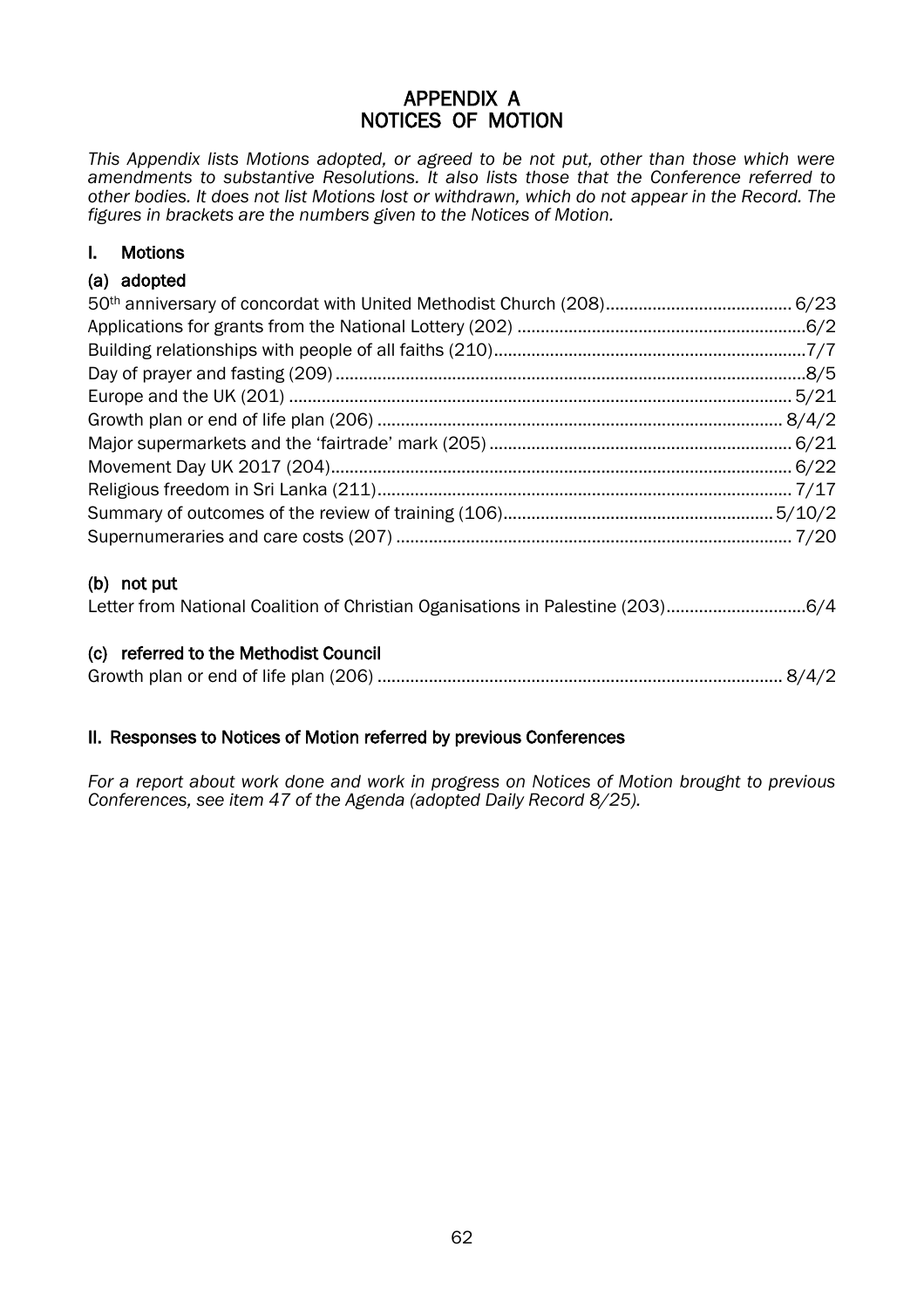# APPENDIX A
# NOTICES OF MOTION

*This Appendix lists Motions adopted, or agreed to be not put, other than those which were amendments to substantive Resolutions. It also lists those that the Conference referred to other bodies. It does not list Motions lost or withdrawn, which do not appear in the Record. The figures in brackets are the numbers given to the Notices of Motion.*

## I. Motions

### (a) adopted

50th anniversary of concordat with United Methodist Church (208) ........................................ 6/23
Applications for grants from the National Lottery (202) ............................................................. 6/2
Building relationships with people of all faiths (210) .................................................................. 7/7
Day of prayer and fasting (209) .................................................................................................... 8/5
Europe and the UK (201) ........................................................................................................... 5/21
Growth plan or end of life plan (206) ...................................................................................... 8/4/2
Major supermarkets and the 'fairtrade' mark (205) ................................................................ 6/21
Movement Day UK 2017 (204) .................................................................................................. 6/22
Religious freedom in Sri Lanka (211) ........................................................................................ 7/17
Summary of outcomes of the review of training (106) ............................................................ 5/10/2
Supernumeraries and care costs (207) .................................................................................... 7/20

### (b) not put

Letter from National Coalition of Christian Oganisations in Palestine (203) ............................. 6/4

### (c) referred to the Methodist Council

Growth plan or end of life plan (206) ....................................................................................... 8/4/2

## II. Responses to Notices of Motion referred by previous Conferences

*For a report about work done and work in progress on Notices of Motion brought to previous Conferences, see item 47 of the Agenda (adopted Daily Record 8/25).*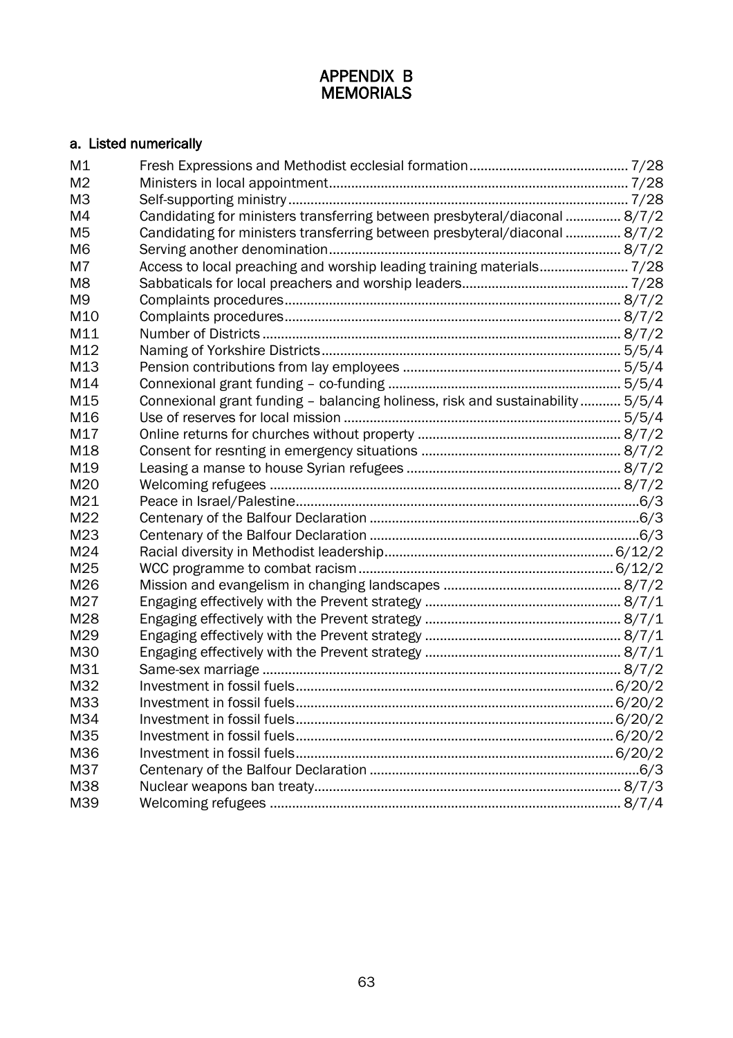# APPENDIX B
# MEMORIALS

## a. Listed numerically

| | | |
|---|---|---|
| M1 | Fresh Expressions and Methodist ecclesial formation | 7/28 |
| M2 | Ministers in local appointment | 7/28 |
| M3 | Self-supporting ministry | 7/28 |
| M4 | Candidating for ministers transferring between presbyteral/diaconal | 8/7/2 |
| M5 | Candidating for ministers transferring between presbyteral/diaconal | 8/7/2 |
| M6 | Serving another denomination | 8/7/2 |
| M7 | Access to local preaching and worship leading training materials | 7/28 |
| M8 | Sabbaticals for local preachers and worship leaders | 7/28 |
| M9 | Complaints procedures | 8/7/2 |
| M10 | Complaints procedures | 8/7/2 |
| M11 | Number of Districts | 8/7/2 |
| M12 | Naming of Yorkshire Districts | 5/5/4 |
| M13 | Pension contributions from lay employees | 5/5/4 |
| M14 | Connexional grant funding – co-funding | 5/5/4 |
| M15 | Connexional grant funding – balancing holiness, risk and sustainability | 5/5/4 |
| M16 | Use of reserves for local mission | 5/5/4 |
| M17 | Online returns for churches without property | 8/7/2 |
| M18 | Consent for resnting in emergency situations | 8/7/2 |
| M19 | Leasing a manse to house Syrian refugees | 8/7/2 |
| M20 | Welcoming refugees | 8/7/2 |
| M21 | Peace in Israel/Palestine | 6/3 |
| M22 | Centenary of the Balfour Declaration | 6/3 |
| M23 | Centenary of the Balfour Declaration | 6/3 |
| M24 | Racial diversity in Methodist leadership | 6/12/2 |
| M25 | WCC programme to combat racism | 6/12/2 |
| M26 | Mission and evangelism in changing landscapes | 8/7/2 |
| M27 | Engaging effectively with the Prevent strategy | 8/7/1 |
| M28 | Engaging effectively with the Prevent strategy | 8/7/1 |
| M29 | Engaging effectively with the Prevent strategy | 8/7/1 |
| M30 | Engaging effectively with the Prevent strategy | 8/7/1 |
| M31 | Same-sex marriage | 8/7/2 |
| M32 | Investment in fossil fuels | 6/20/2 |
| M33 | Investment in fossil fuels | 6/20/2 |
| M34 | Investment in fossil fuels | 6/20/2 |
| M35 | Investment in fossil fuels | 6/20/2 |
| M36 | Investment in fossil fuels | 6/20/2 |
| M37 | Centenary of the Balfour Declaration | 6/3 |
| M38 | Nuclear weapons ban treaty | 8/7/3 |
| M39 | Welcoming refugees | 8/7/4 |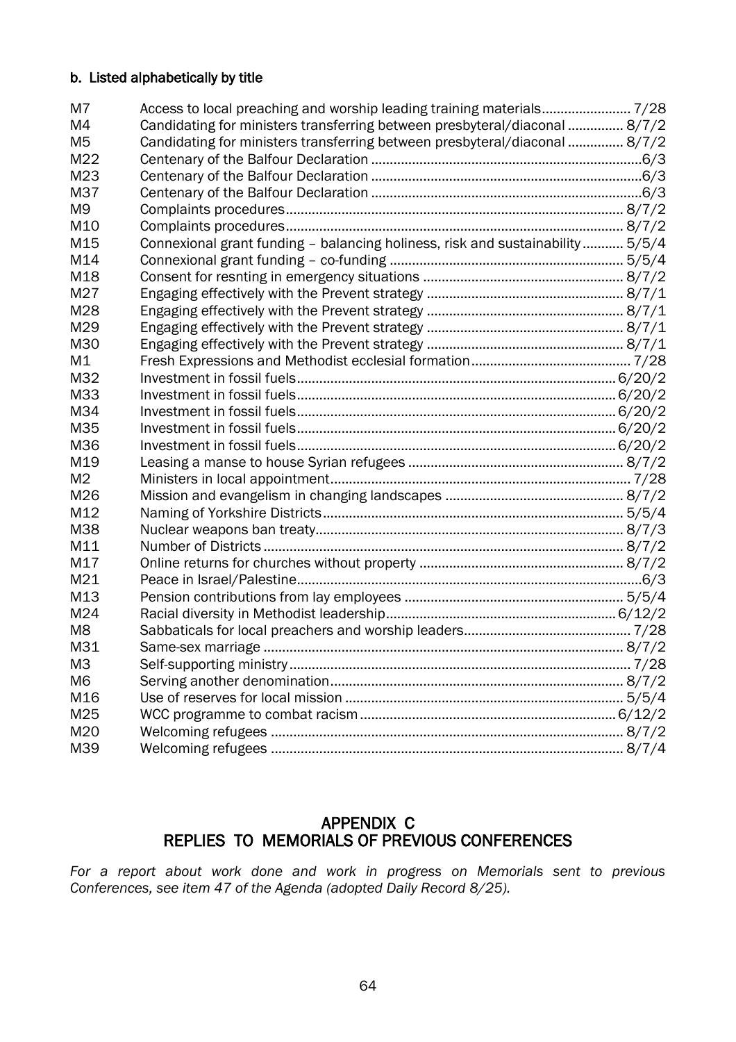### b. Listed alphabetically by title

| | | |
|---|---|---|
| M7 | Access to local preaching and worship leading training materials | 7/28 |
| M4 | Candidating for ministers transferring between presbyteral/diaconal | 8/7/2 |
| M5 | Candidating for ministers transferring between presbyteral/diaconal | 8/7/2 |
| M22 | Centenary of the Balfour Declaration | 6/3 |
| M23 | Centenary of the Balfour Declaration | 6/3 |
| M37 | Centenary of the Balfour Declaration | 6/3 |
| M9 | Complaints procedures | 8/7/2 |
| M10 | Complaints procedures | 8/7/2 |
| M15 | Connexional grant funding – balancing holiness, risk and sustainability | 5/5/4 |
| M14 | Connexional grant funding – co-funding | 5/5/4 |
| M18 | Consent for resnting in emergency situations | 8/7/2 |
| M27 | Engaging effectively with the Prevent strategy | 8/7/1 |
| M28 | Engaging effectively with the Prevent strategy | 8/7/1 |
| M29 | Engaging effectively with the Prevent strategy | 8/7/1 |
| M30 | Engaging effectively with the Prevent strategy | 8/7/1 |
| M1 | Fresh Expressions and Methodist ecclesial formation | 7/28 |
| M32 | Investment in fossil fuels | 6/20/2 |
| M33 | Investment in fossil fuels | 6/20/2 |
| M34 | Investment in fossil fuels | 6/20/2 |
| M35 | Investment in fossil fuels | 6/20/2 |
| M36 | Investment in fossil fuels | 6/20/2 |
| M19 | Leasing a manse to house Syrian refugees | 8/7/2 |
| M2 | Ministers in local appointment | 7/28 |
| M26 | Mission and evangelism in changing landscapes | 8/7/2 |
| M12 | Naming of Yorkshire Districts | 5/5/4 |
| M38 | Nuclear weapons ban treaty | 8/7/3 |
| M11 | Number of Districts | 8/7/2 |
| M17 | Online returns for churches without property | 8/7/2 |
| M21 | Peace in Israel/Palestine | 6/3 |
| M13 | Pension contributions from lay employees | 5/5/4 |
| M24 | Racial diversity in Methodist leadership | 6/12/2 |
| M8 | Sabbaticals for local preachers and worship leaders | 7/28 |
| M31 | Same-sex marriage | 8/7/2 |
| M3 | Self-supporting ministry | 7/28 |
| M6 | Serving another denomination | 8/7/2 |
| M16 | Use of reserves for local mission | 5/5/4 |
| M25 | WCC programme to combat racism | 6/12/2 |
| M20 | Welcoming refugees | 8/7/2 |
| M39 | Welcoming refugees | 8/7/4 |

## APPENDIX C
## REPLIES TO MEMORIALS OF PREVIOUS CONFERENCES

*For a report about work done and work in progress on Memorials sent to previous Conferences, see item 47 of the Agenda (adopted Daily Record 8/25).*